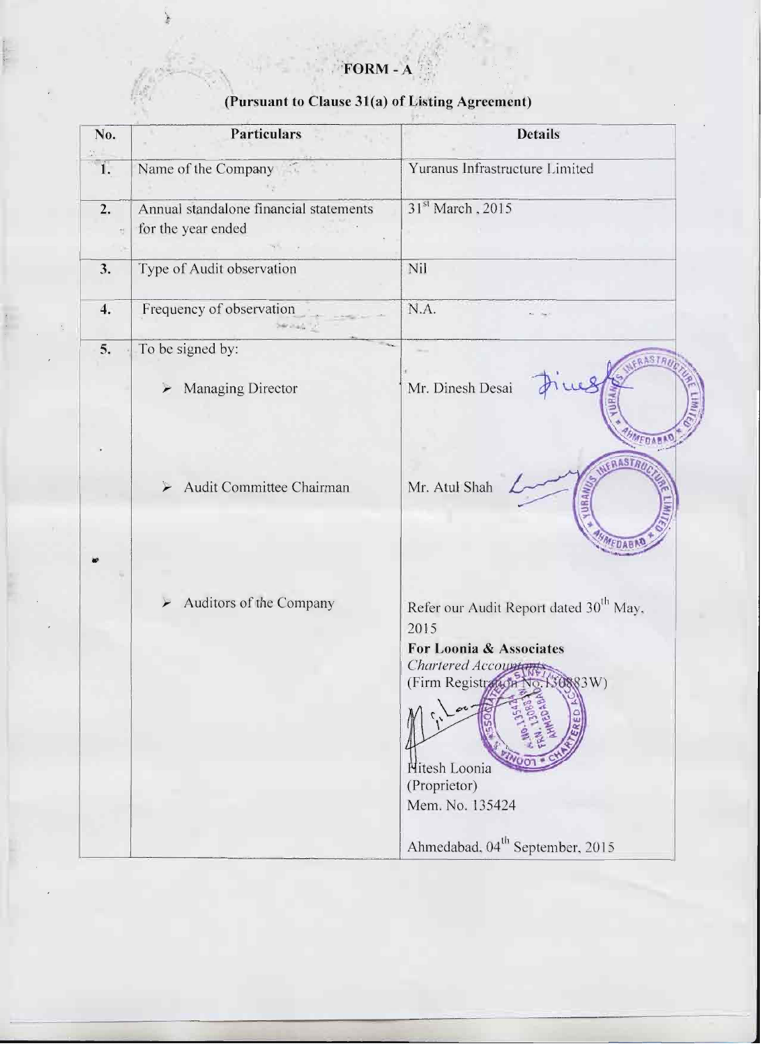# FORM - A

## (Pursuant to Clause 31(a) of Listing Agreement)

| No. | Particulars | Details |
|---|---|---|
| 1. | Name of the Company | Yuranus Infrastructure Limited |
| 2. | Annual standalone financial statements for the year ended | 31st March , 2015 |
| 3. | Type of Audit observation | Nil |
| 4. | Frequency of observation | N.A. |
| 5. | To be signed by: | |
| | ➤ Managing Director | Mr. Dinesh Desai |
| | ➤ Audit Committee Chairman | Mr. Atul Shah |
| | ➤ Auditors of the Company | Refer our Audit Report dated 30th May, 2015<br>**For Loonia & Associates**<br>*Chartered Accountants*<br>(Firm Registration No.130883W)<br><br>Hitesh Loonia<br>(Proprietor)<br>Mem. No. 135424<br><br>Ahmedabad, 04th September, 2015 |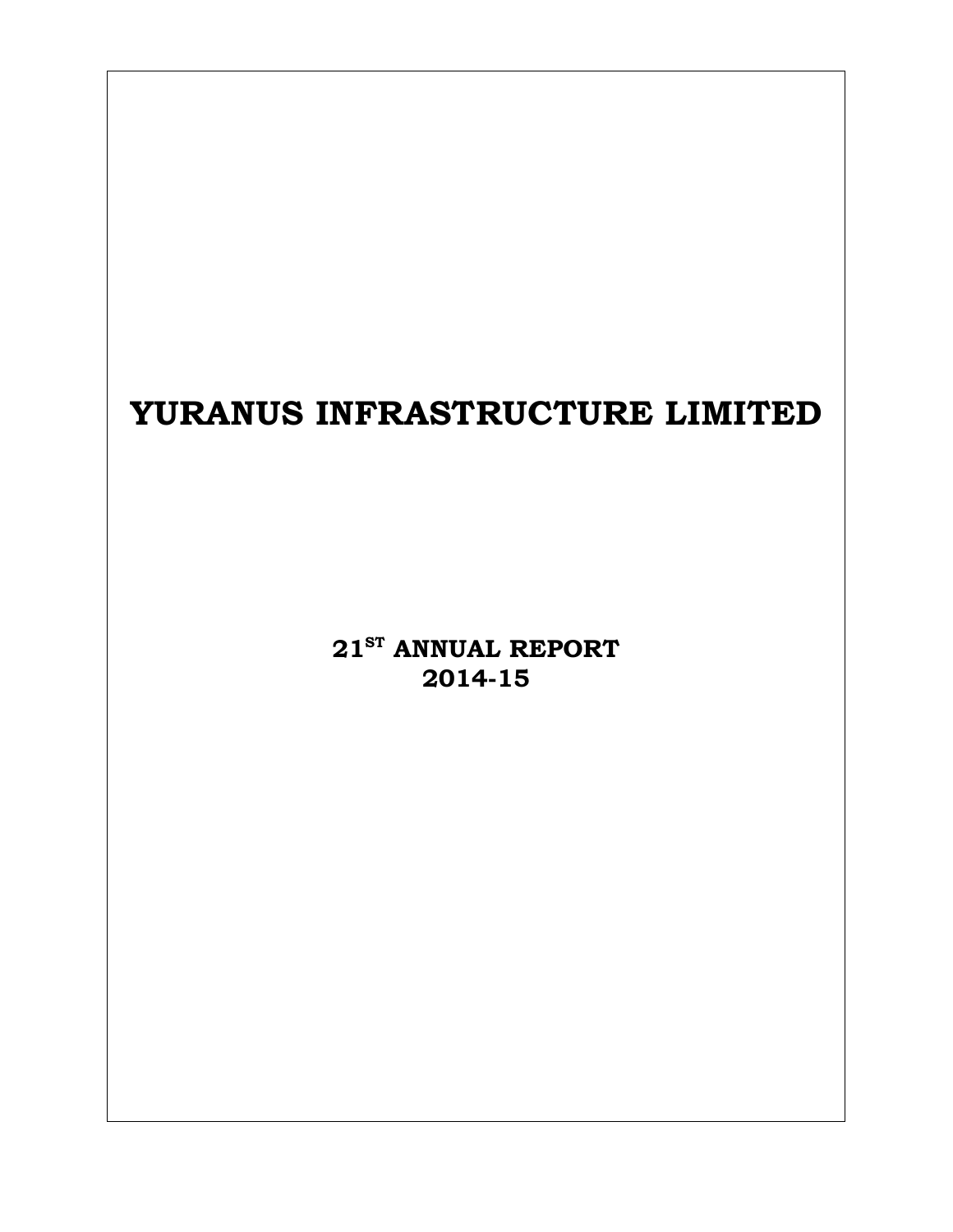# YURANUS INFRASTRUCTURE LIMITED

**21ST ANNUAL REPORT**
**2014-15**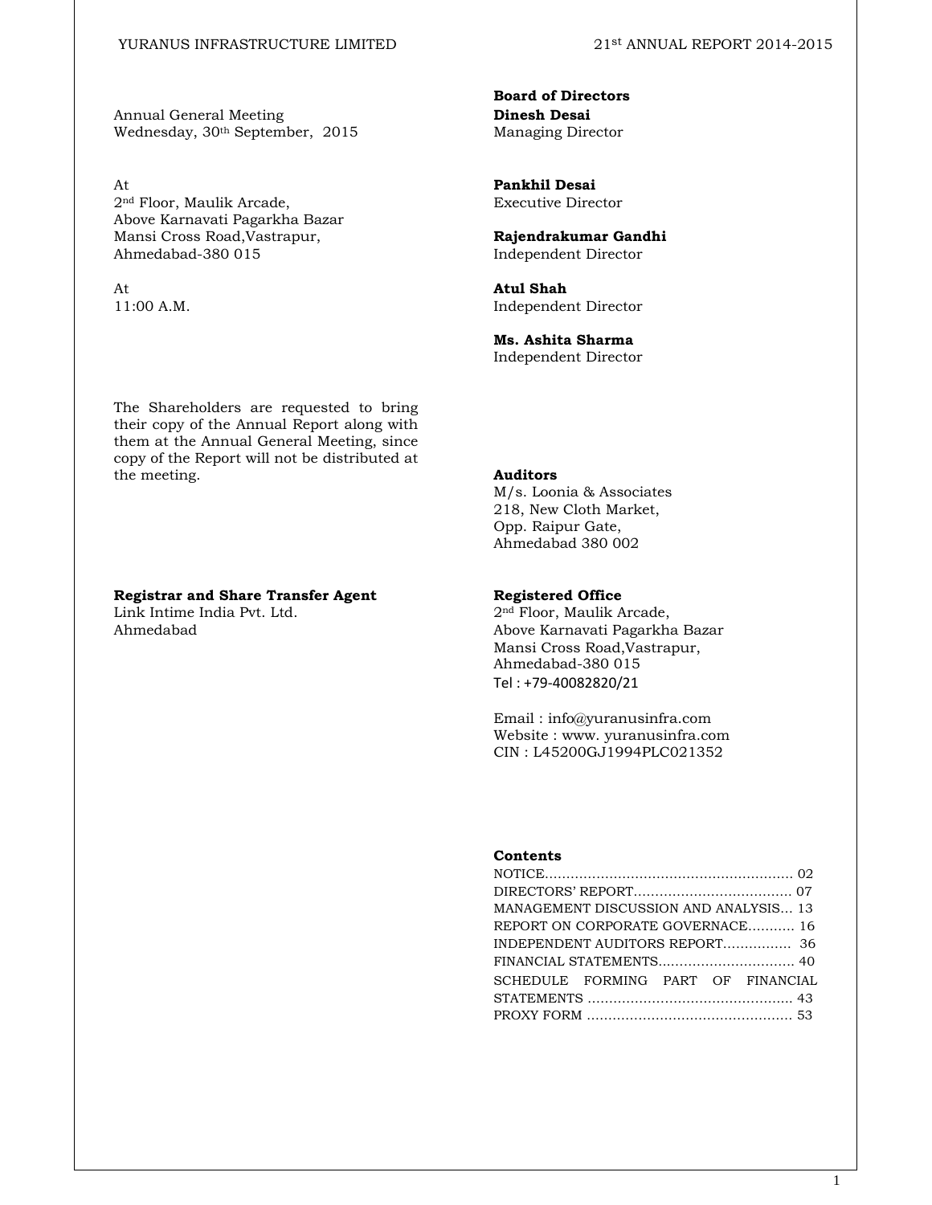Annual General Meeting
Wednesday, 30th September, 2015

At
2nd Floor, Maulik Arcade,
Above Karnavati Pagarkha Bazar
Mansi Cross Road,Vastrapur,
Ahmedabad-380 015

At
11:00 A.M.

The Shareholders are requested to bring their copy of the Annual Report along with them at the Annual General Meeting, since copy of the Report will not be distributed at the meeting.

**Registrar and Share Transfer Agent**
Link Intime India Pvt. Ltd.
Ahmedabad

**Board of Directors**

**Dinesh Desai**
Managing Director

**Pankhil Desai**
Executive Director

**Rajendrakumar Gandhi**
Independent Director

**Atul Shah**
Independent Director

**Ms. Ashita Sharma**
Independent Director

**Auditors**
M/s. Loonia & Associates
218, New Cloth Market,
Opp. Raipur Gate,
Ahmedabad 380 002

**Registered Office**
2nd Floor, Maulik Arcade,
Above Karnavati Pagarkha Bazar
Mansi Cross Road,Vastrapur,
Ahmedabad-380 015
Tel : +79-40082820/21

Email : info@yuranusinfra.com
Website : www. yuranusinfra.com
CIN : L45200GJ1994PLC021352

**Contents**

NOTICE.......................................................... 02
DIRECTORS' REPORT..................................... 07
MANAGEMENT DISCUSSION AND ANALYSIS... 13
REPORT ON CORPORATE GOVERNACE........... 16
INDEPENDENT AUDITORS REPORT................ 36
FINANCIAL STATEMENTS............................... 40
SCHEDULE FORMING PART OF FINANCIAL STATEMENTS ................................................ 43
PROXY FORM ................................................ 53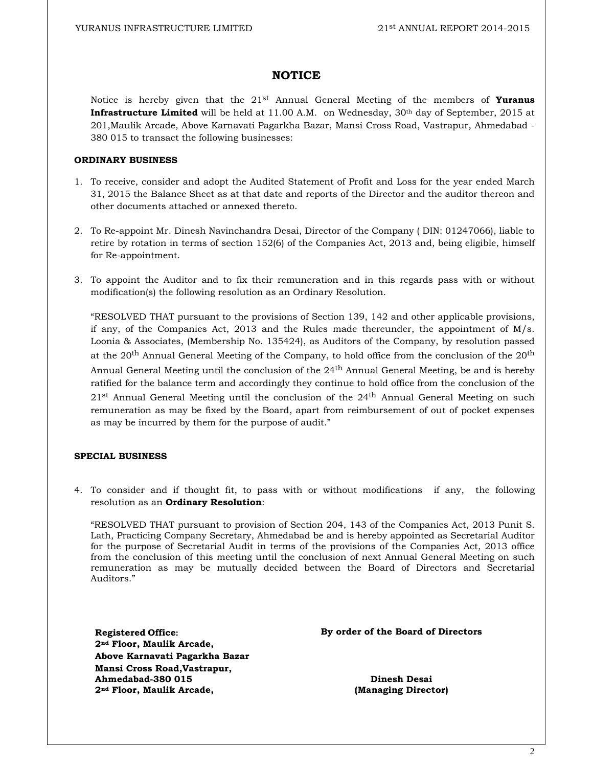# NOTICE

Notice is hereby given that the 21st Annual General Meeting of the members of **Yuranus Infrastructure Limited** will be held at 11.00 A.M. on Wednesday, 30th day of September, 2015 at 201,Maulik Arcade, Above Karnavati Pagarkha Bazar, Mansi Cross Road, Vastrapur, Ahmedabad - 380 015 to transact the following businesses:

**ORDINARY BUSINESS**

1. To receive, consider and adopt the Audited Statement of Profit and Loss for the year ended March 31, 2015 the Balance Sheet as at that date and reports of the Director and the auditor thereon and other documents attached or annexed thereto.

2. To Re-appoint Mr. Dinesh Navinchandra Desai, Director of the Company ( DIN: 01247066), liable to retire by rotation in terms of section 152(6) of the Companies Act, 2013 and, being eligible, himself for Re-appointment.

3. To appoint the Auditor and to fix their remuneration and in this regards pass with or without modification(s) the following resolution as an Ordinary Resolution.

   "RESOLVED THAT pursuant to the provisions of Section 139, 142 and other applicable provisions, if any, of the Companies Act, 2013 and the Rules made thereunder, the appointment of M/s. Loonia & Associates, (Membership No. 135424), as Auditors of the Company, by resolution passed at the 20th Annual General Meeting of the Company, to hold office from the conclusion of the 20th Annual General Meeting until the conclusion of the 24th Annual General Meeting, be and is hereby ratified for the balance term and accordingly they continue to hold office from the conclusion of the 21st Annual General Meeting until the conclusion of the 24th Annual General Meeting on such remuneration as may be fixed by the Board, apart from reimbursement of out of pocket expenses as may be incurred by them for the purpose of audit."

**SPECIAL BUSINESS**

4. To consider and if thought fit, to pass with or without modifications if any, the following resolution as an **Ordinary Resolution**:

   "RESOLVED THAT pursuant to provision of Section 204, 143 of the Companies Act, 2013 Punit S. Lath, Practicing Company Secretary, Ahmedabad be and is hereby appointed as Secretarial Auditor for the purpose of Secretarial Audit in terms of the provisions of the Companies Act, 2013 office from the conclusion of this meeting until the conclusion of next Annual General Meeting on such remuneration as may be mutually decided between the Board of Directors and Secretarial Auditors."

**Registered Office:**
**2nd Floor, Maulik Arcade,**
**Above Karnavati Pagarkha Bazar**
**Mansi Cross Road,Vastrapur,**
**Ahmedabad-380 015**
**2nd Floor, Maulik Arcade,**

**By order of the Board of Directors**

**Dinesh Desai**
**(Managing Director)**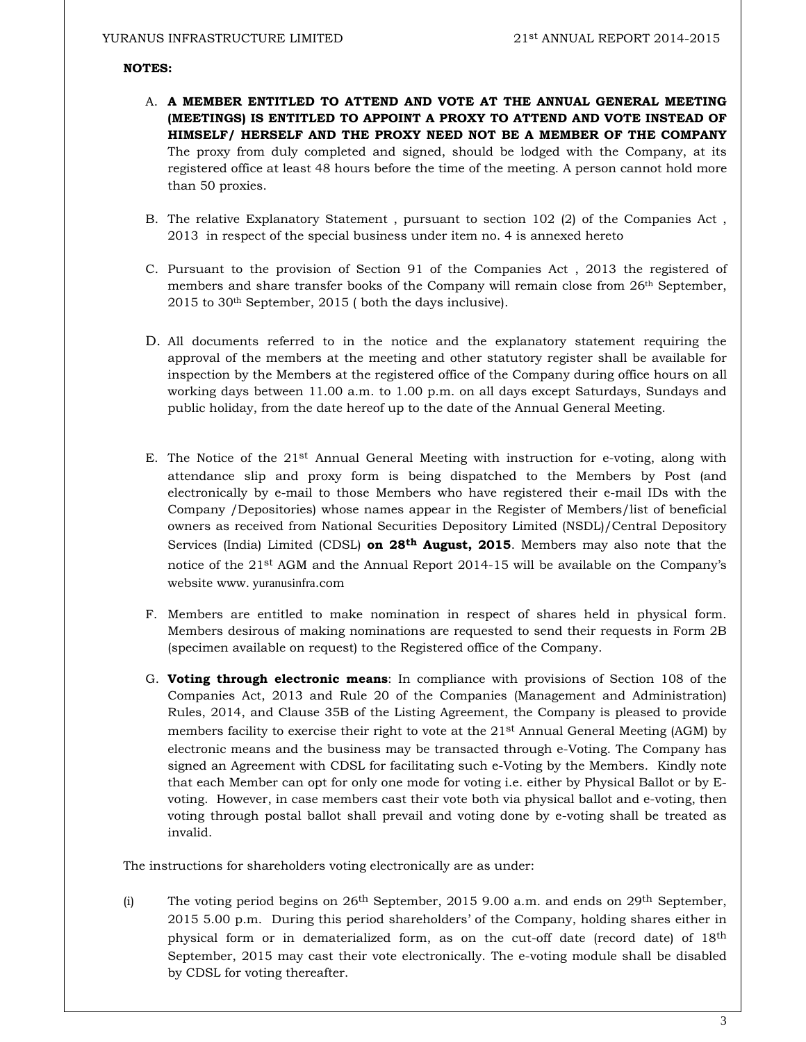**NOTES:**

A. **A MEMBER ENTITLED TO ATTEND AND VOTE AT THE ANNUAL GENERAL MEETING (MEETINGS) IS ENTITLED TO APPOINT A PROXY TO ATTEND AND VOTE INSTEAD OF HIMSELF/ HERSELF AND THE PROXY NEED NOT BE A MEMBER OF THE COMPANY** The proxy from duly completed and signed, should be lodged with the Company, at its registered office at least 48 hours before the time of the meeting. A person cannot hold more than 50 proxies.

B. The relative Explanatory Statement , pursuant to section 102 (2) of the Companies Act , 2013 in respect of the special business under item no. 4 is annexed hereto

C. Pursuant to the provision of Section 91 of the Companies Act , 2013 the registered of members and share transfer books of the Company will remain close from 26th September, 2015 to 30th September, 2015 ( both the days inclusive).

D. All documents referred to in the notice and the explanatory statement requiring the approval of the members at the meeting and other statutory register shall be available for inspection by the Members at the registered office of the Company during office hours on all working days between 11.00 a.m. to 1.00 p.m. on all days except Saturdays, Sundays and public holiday, from the date hereof up to the date of the Annual General Meeting.

E. The Notice of the 21st Annual General Meeting with instruction for e-voting, along with attendance slip and proxy form is being dispatched to the Members by Post (and electronically by e-mail to those Members who have registered their e-mail IDs with the Company /Depositories) whose names appear in the Register of Members/list of beneficial owners as received from National Securities Depository Limited (NSDL)/Central Depository Services (India) Limited (CDSL) **on 28th August, 2015**. Members may also note that the notice of the 21st AGM and the Annual Report 2014-15 will be available on the Company's website www. yuranusinfra.com

F. Members are entitled to make nomination in respect of shares held in physical form. Members desirous of making nominations are requested to send their requests in Form 2B (specimen available on request) to the Registered office of the Company.

G. **Voting through electronic means**: In compliance with provisions of Section 108 of the Companies Act, 2013 and Rule 20 of the Companies (Management and Administration) Rules, 2014, and Clause 35B of the Listing Agreement, the Company is pleased to provide members facility to exercise their right to vote at the 21st Annual General Meeting (AGM) by electronic means and the business may be transacted through e-Voting. The Company has signed an Agreement with CDSL for facilitating such e-Voting by the Members. Kindly note that each Member can opt for only one mode for voting i.e. either by Physical Ballot or by E-voting. However, in case members cast their vote both via physical ballot and e-voting, then voting through postal ballot shall prevail and voting done by e-voting shall be treated as invalid.

The instructions for shareholders voting electronically are as under:

(i) The voting period begins on 26th September, 2015 9.00 a.m. and ends on 29th September, 2015 5.00 p.m. During this period shareholders' of the Company, holding shares either in physical form or in dematerialized form, as on the cut-off date (record date) of 18th September, 2015 may cast their vote electronically. The e-voting module shall be disabled by CDSL for voting thereafter.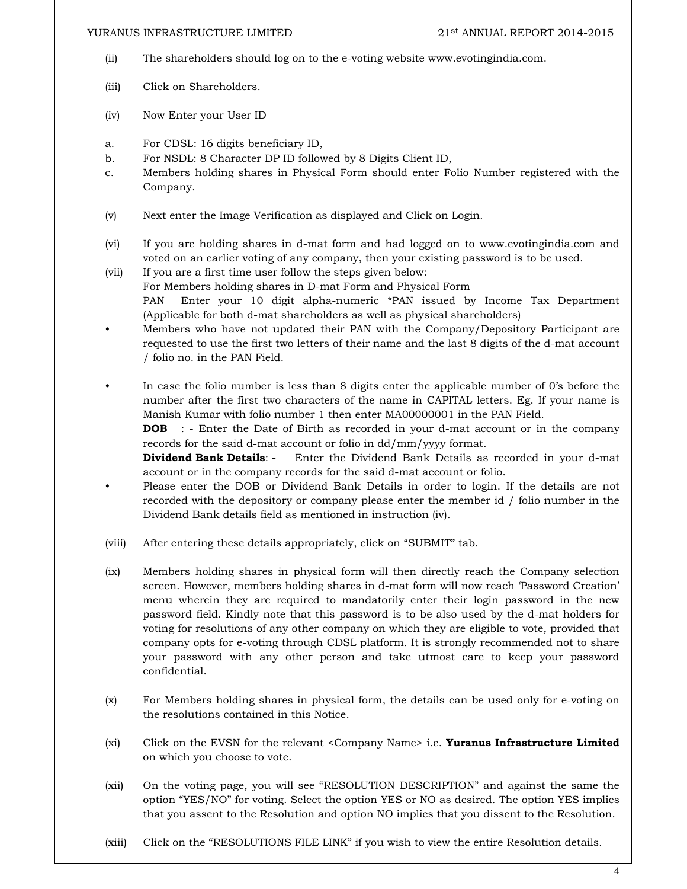(ii) The shareholders should log on to the e-voting website www.evotingindia.com.

(iii) Click on Shareholders.

(iv) Now Enter your User ID

a. For CDSL: 16 digits beneficiary ID,
b. For NSDL: 8 Character DP ID followed by 8 Digits Client ID,
c. Members holding shares in Physical Form should enter Folio Number registered with the Company.

(v) Next enter the Image Verification as displayed and Click on Login.

(vi) If you are holding shares in d-mat form and had logged on to www.evotingindia.com and voted on an earlier voting of any company, then your existing password is to be used.

(vii) If you are a first time user follow the steps given below:
For Members holding shares in D-mat Form and Physical Form
PAN Enter your 10 digit alpha-numeric *PAN issued by Income Tax Department (Applicable for both d-mat shareholders as well as physical shareholders)

- Members who have not updated their PAN with the Company/Depository Participant are requested to use the first two letters of their name and the last 8 digits of the d-mat account / folio no. in the PAN Field.

- In case the folio number is less than 8 digits enter the applicable number of 0's before the number after the first two characters of the name in CAPITAL letters. Eg. If your name is Manish Kumar with folio number 1 then enter MA00000001 in the PAN Field.
  **DOB** : - Enter the Date of Birth as recorded in your d-mat account or in the company records for the said d-mat account or folio in dd/mm/yyyy format.
  **Dividend Bank Details**: - Enter the Dividend Bank Details as recorded in your d-mat account or in the company records for the said d-mat account or folio.
- Please enter the DOB or Dividend Bank Details in order to login. If the details are not recorded with the depository or company please enter the member id / folio number in the Dividend Bank details field as mentioned in instruction (iv).

(viii) After entering these details appropriately, click on "SUBMIT" tab.

(ix) Members holding shares in physical form will then directly reach the Company selection screen. However, members holding shares in d-mat form will now reach 'Password Creation' menu wherein they are required to mandatorily enter their login password in the new password field. Kindly note that this password is to be also used by the d-mat holders for voting for resolutions of any other company on which they are eligible to vote, provided that company opts for e-voting through CDSL platform. It is strongly recommended not to share your password with any other person and take utmost care to keep your password confidential.

(x) For Members holding shares in physical form, the details can be used only for e-voting on the resolutions contained in this Notice.

(xi) Click on the EVSN for the relevant <Company Name> i.e. **Yuranus Infrastructure Limited** on which you choose to vote.

(xii) On the voting page, you will see "RESOLUTION DESCRIPTION" and against the same the option "YES/NO" for voting. Select the option YES or NO as desired. The option YES implies that you assent to the Resolution and option NO implies that you dissent to the Resolution.

(xiii) Click on the "RESOLUTIONS FILE LINK" if you wish to view the entire Resolution details.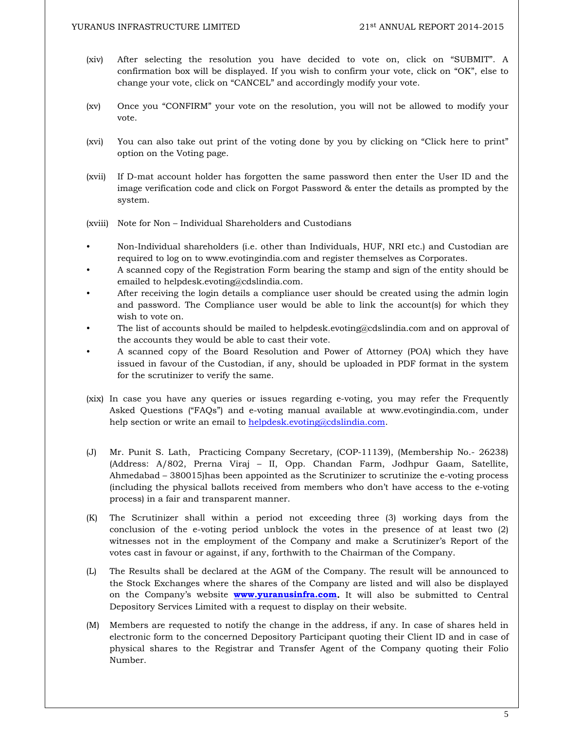(xiv) After selecting the resolution you have decided to vote on, click on "SUBMIT". A confirmation box will be displayed. If you wish to confirm your vote, click on "OK", else to change your vote, click on "CANCEL" and accordingly modify your vote.

(xv) Once you "CONFIRM" your vote on the resolution, you will not be allowed to modify your vote.

(xvi) You can also take out print of the voting done by you by clicking on "Click here to print" option on the Voting page.

(xvii) If D-mat account holder has forgotten the same password then enter the User ID and the image verification code and click on Forgot Password & enter the details as prompted by the system.

(xviii) Note for Non – Individual Shareholders and Custodians

- Non-Individual shareholders (i.e. other than Individuals, HUF, NRI etc.) and Custodian are required to log on to www.evotingindia.com and register themselves as Corporates.
- A scanned copy of the Registration Form bearing the stamp and sign of the entity should be emailed to helpdesk.evoting@cdslindia.com.
- After receiving the login details a compliance user should be created using the admin login and password. The Compliance user would be able to link the account(s) for which they wish to vote on.
- The list of accounts should be mailed to helpdesk.evoting@cdslindia.com and on approval of the accounts they would be able to cast their vote.
- A scanned copy of the Board Resolution and Power of Attorney (POA) which they have issued in favour of the Custodian, if any, should be uploaded in PDF format in the system for the scrutinizer to verify the same.

(xix) In case you have any queries or issues regarding e-voting, you may refer the Frequently Asked Questions ("FAQs") and e-voting manual available at www.evotingindia.com, under help section or write an email to helpdesk.evoting@cdslindia.com.

(J) Mr. Punit S. Lath, Practicing Company Secretary, (COP-11139), (Membership No.- 26238) (Address: A/802, Prerna Viraj – II, Opp. Chandan Farm, Jodhpur Gaam, Satellite, Ahmedabad – 380015)has been appointed as the Scrutinizer to scrutinize the e-voting process (including the physical ballots received from members who don't have access to the e-voting process) in a fair and transparent manner.

(K) The Scrutinizer shall within a period not exceeding three (3) working days from the conclusion of the e-voting period unblock the votes in the presence of at least two (2) witnesses not in the employment of the Company and make a Scrutinizer's Report of the votes cast in favour or against, if any, forthwith to the Chairman of the Company.

(L) The Results shall be declared at the AGM of the Company. The result will be announced to the Stock Exchanges where the shares of the Company are listed and will also be displayed on the Company's website **www.yuranusinfra.com.** It will also be submitted to Central Depository Services Limited with a request to display on their website.

(M) Members are requested to notify the change in the address, if any. In case of shares held in electronic form to the concerned Depository Participant quoting their Client ID and in case of physical shares to the Registrar and Transfer Agent of the Company quoting their Folio Number.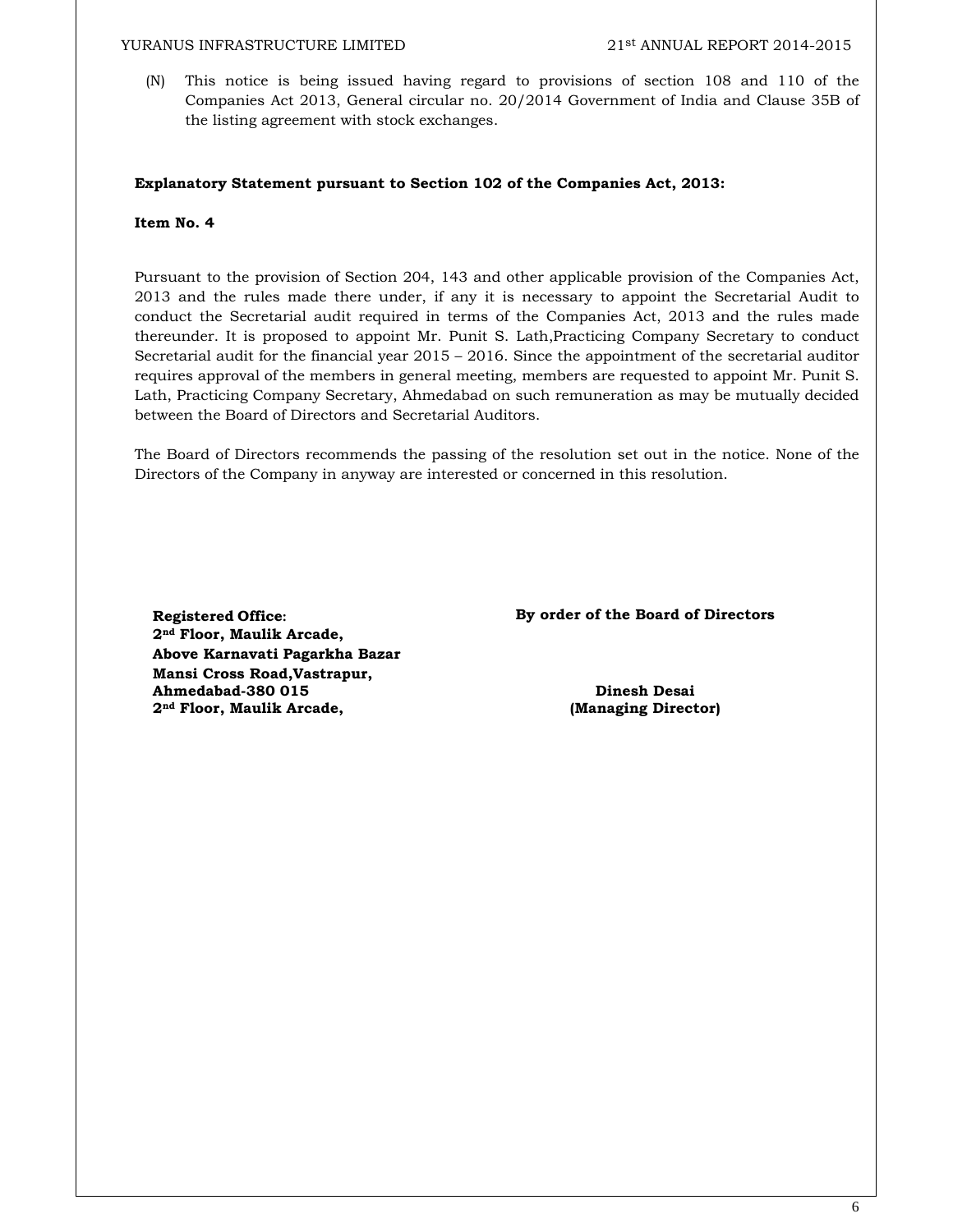(N) This notice is being issued having regard to provisions of section 108 and 110 of the Companies Act 2013, General circular no. 20/2014 Government of India and Clause 35B of the listing agreement with stock exchanges.

**Explanatory Statement pursuant to Section 102 of the Companies Act, 2013:**

**Item No. 4**

Pursuant to the provision of Section 204, 143 and other applicable provision of the Companies Act, 2013 and the rules made there under, if any it is necessary to appoint the Secretarial Audit to conduct the Secretarial audit required in terms of the Companies Act, 2013 and the rules made thereunder. It is proposed to appoint Mr. Punit S. Lath,Practicing Company Secretary to conduct Secretarial audit for the financial year 2015 – 2016. Since the appointment of the secretarial auditor requires approval of the members in general meeting, members are requested to appoint Mr. Punit S. Lath, Practicing Company Secretary, Ahmedabad on such remuneration as may be mutually decided between the Board of Directors and Secretarial Auditors.

The Board of Directors recommends the passing of the resolution set out in the notice. None of the Directors of the Company in anyway are interested or concerned in this resolution.

**Registered Office:**
**2nd Floor, Maulik Arcade,**
**Above Karnavati Pagarkha Bazar**
**Mansi Cross Road,Vastrapur,**
**Ahmedabad-380 015**
**2nd Floor, Maulik Arcade,**

**By order of the Board of Directors**

**Dinesh Desai**
**(Managing Director)**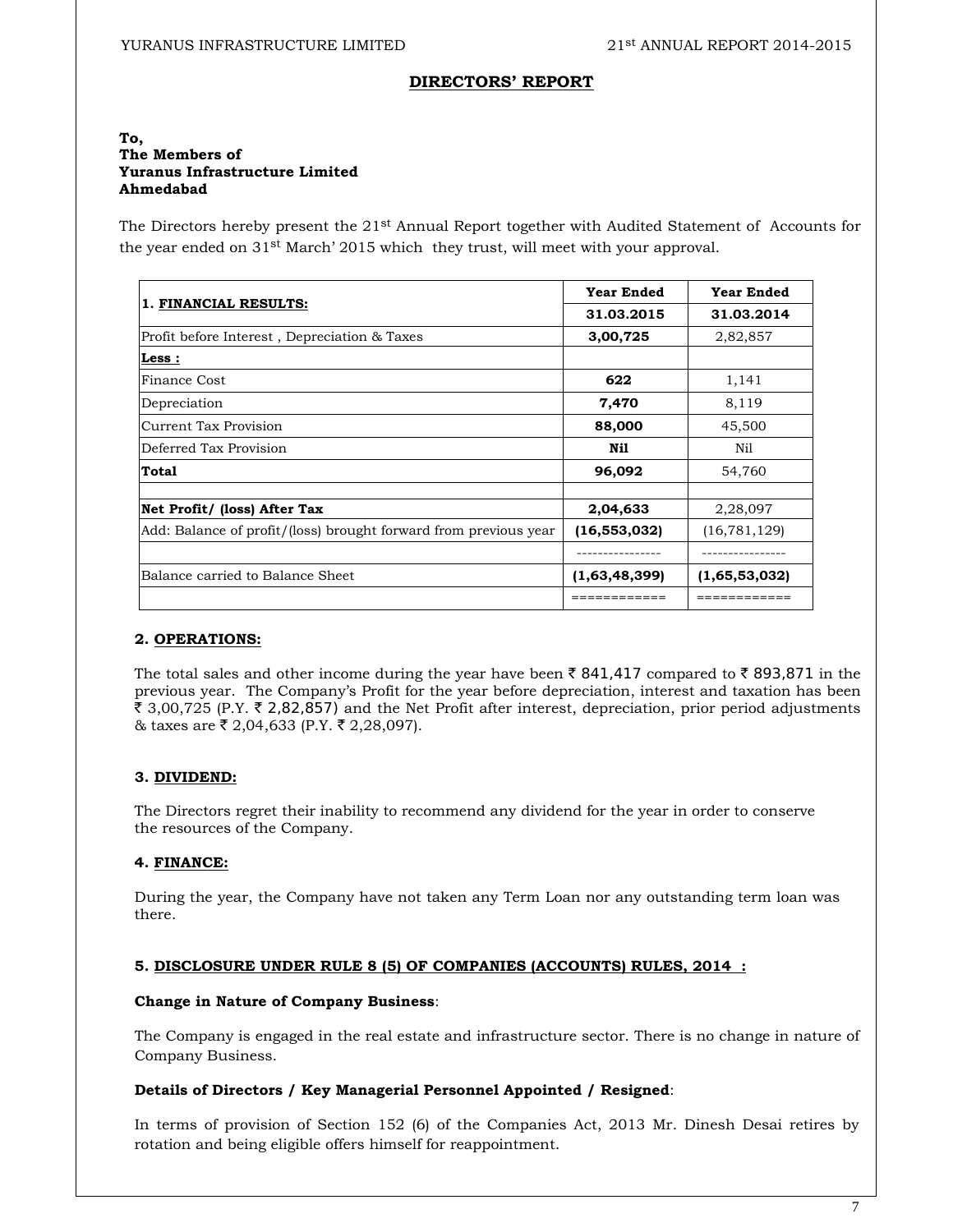# DIRECTORS' REPORT

**To,**
**The Members of**
**Yuranus Infrastructure Limited**
**Ahmedabad**

The Directors hereby present the 21st Annual Report together with Audited Statement of Accounts for the year ended on 31st March' 2015 which they trust, will meet with your approval.

| **1. FINANCIAL RESULTS:** | **Year Ended 31.03.2015** | **Year Ended 31.03.2014** |
|---|---|---|
| Profit before Interest , Depreciation & Taxes | **3,00,725** | 2,82,857 |
| **Less :** | | |
| Finance Cost | **622** | 1,141 |
| Depreciation | **7,470** | 8,119 |
| Current Tax Provision | **88,000** | 45,500 |
| Deferred Tax Provision | **Nil** | Nil |
| **Total** | **96,092** | 54,760 |
| | | |
| **Net Profit/ (loss) After Tax** | **2,04,633** | 2,28,097 |
| Add: Balance of profit/(loss) brought forward from previous year | **(16,553,032)** | (16,781,129) |
| | ---------------- | ---------------- |
| Balance carried to Balance Sheet | **(1,63,48,399)** | **(1,65,53,032)** |
| | ============ | ============ |

## 2. OPERATIONS:

The total sales and other income during the year have been ₹ 841,417 compared to ₹ 893,871 in the previous year. The Company's Profit for the year before depreciation, interest and taxation has been ₹ 3,00,725 (P.Y. ₹ 2,82,857) and the Net Profit after interest, depreciation, prior period adjustments & taxes are ₹ 2,04,633 (P.Y. ₹ 2,28,097).

## 3. DIVIDEND:

The Directors regret their inability to recommend any dividend for the year in order to conserve the resources of the Company.

## 4. FINANCE:

During the year, the Company have not taken any Term Loan nor any outstanding term loan was there.

## 5. DISCLOSURE UNDER RULE 8 (5) OF COMPANIES (ACCOUNTS) RULES, 2014 :

**Change in Nature of Company Business**:

The Company is engaged in the real estate and infrastructure sector. There is no change in nature of Company Business.

**Details of Directors / Key Managerial Personnel Appointed / Resigned**:

In terms of provision of Section 152 (6) of the Companies Act, 2013 Mr. Dinesh Desai retires by rotation and being eligible offers himself for reappointment.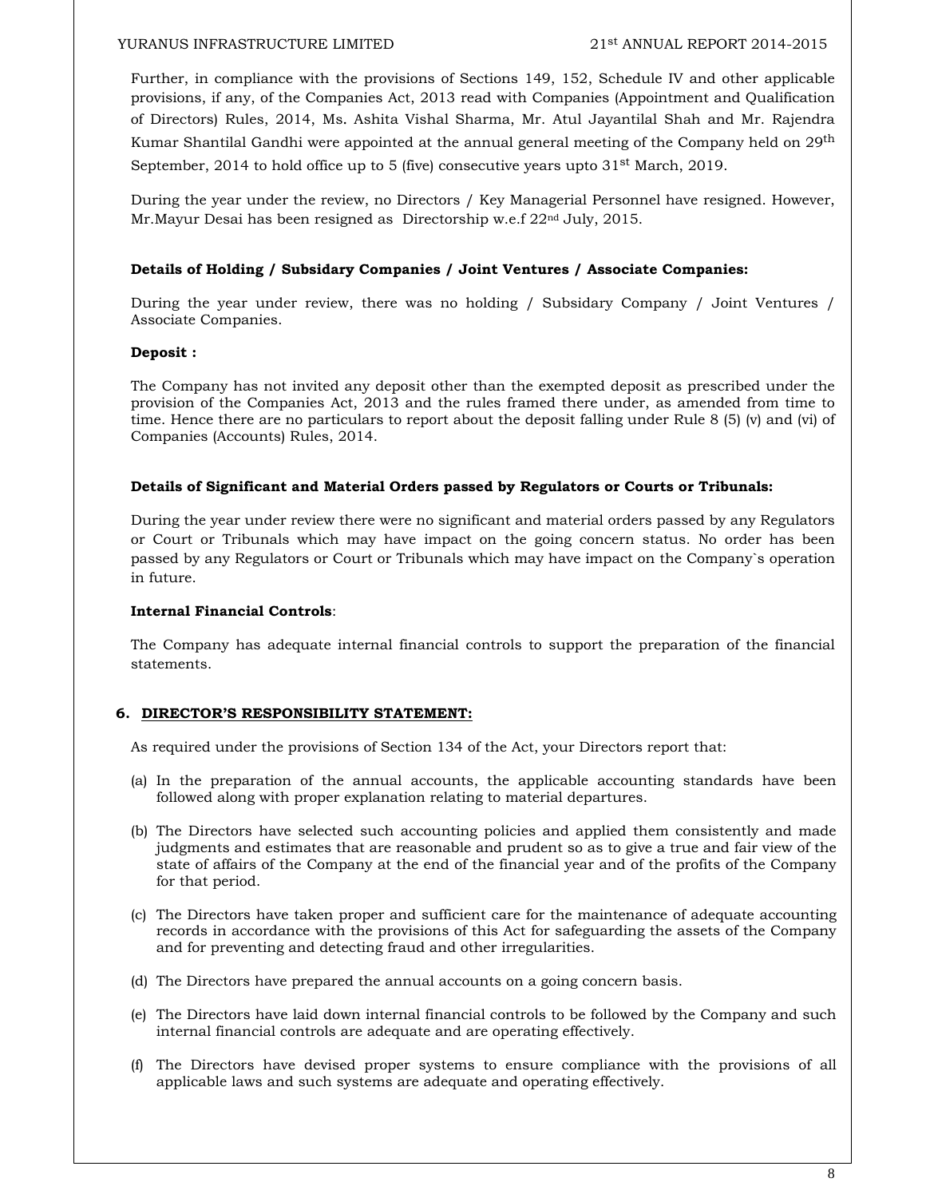Further, in compliance with the provisions of Sections 149, 152, Schedule IV and other applicable provisions, if any, of the Companies Act, 2013 read with Companies (Appointment and Qualification of Directors) Rules, 2014, Ms. Ashita Vishal Sharma, Mr. Atul Jayantilal Shah and Mr. Rajendra Kumar Shantilal Gandhi were appointed at the annual general meeting of the Company held on 29th September, 2014 to hold office up to 5 (five) consecutive years upto 31st March, 2019.

During the year under the review, no Directors / Key Managerial Personnel have resigned. However, Mr.Mayur Desai has been resigned as Directorship w.e.f 22nd July, 2015.

**Details of Holding / Subsidary Companies / Joint Ventures / Associate Companies:**

During the year under review, there was no holding / Subsidary Company / Joint Ventures / Associate Companies.

**Deposit :**

The Company has not invited any deposit other than the exempted deposit as prescribed under the provision of the Companies Act, 2013 and the rules framed there under, as amended from time to time. Hence there are no particulars to report about the deposit falling under Rule 8 (5) (v) and (vi) of Companies (Accounts) Rules, 2014.

**Details of Significant and Material Orders passed by Regulators or Courts or Tribunals:**

During the year under review there were no significant and material orders passed by any Regulators or Court or Tribunals which may have impact on the going concern status. No order has been passed by any Regulators or Court or Tribunals which may have impact on the Company`s operation in future.

**Internal Financial Controls**:

The Company has adequate internal financial controls to support the preparation of the financial statements.

## 6. DIRECTOR'S RESPONSIBILITY STATEMENT:

As required under the provisions of Section 134 of the Act, your Directors report that:

(a) In the preparation of the annual accounts, the applicable accounting standards have been followed along with proper explanation relating to material departures.

(b) The Directors have selected such accounting policies and applied them consistently and made judgments and estimates that are reasonable and prudent so as to give a true and fair view of the state of affairs of the Company at the end of the financial year and of the profits of the Company for that period.

(c) The Directors have taken proper and sufficient care for the maintenance of adequate accounting records in accordance with the provisions of this Act for safeguarding the assets of the Company and for preventing and detecting fraud and other irregularities.

(d) The Directors have prepared the annual accounts on a going concern basis.

(e) The Directors have laid down internal financial controls to be followed by the Company and such internal financial controls are adequate and are operating effectively.

(f) The Directors have devised proper systems to ensure compliance with the provisions of all applicable laws and such systems are adequate and operating effectively.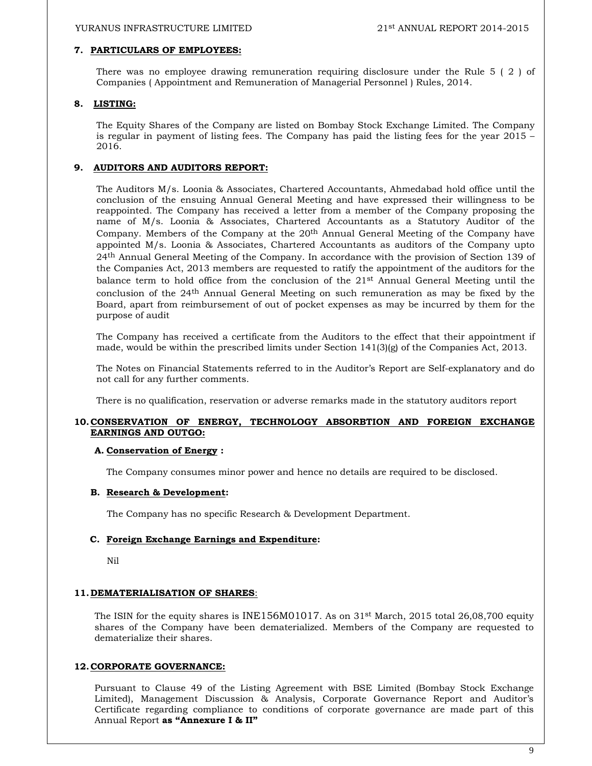### 7. PARTICULARS OF EMPLOYEES:

There was no employee drawing remuneration requiring disclosure under the Rule 5 ( 2 ) of Companies ( Appointment and Remuneration of Managerial Personnel ) Rules, 2014.

### 8. LISTING:

The Equity Shares of the Company are listed on Bombay Stock Exchange Limited. The Company is regular in payment of listing fees. The Company has paid the listing fees for the year 2015 – 2016.

### 9. AUDITORS AND AUDITORS REPORT:

The Auditors M/s. Loonia & Associates, Chartered Accountants, Ahmedabad hold office until the conclusion of the ensuing Annual General Meeting and have expressed their willingness to be reappointed. The Company has received a letter from a member of the Company proposing the name of M/s. Loonia & Associates, Chartered Accountants as a Statutory Auditor of the Company. Members of the Company at the 20th Annual General Meeting of the Company have appointed M/s. Loonia & Associates, Chartered Accountants as auditors of the Company upto 24th Annual General Meeting of the Company. In accordance with the provision of Section 139 of the Companies Act, 2013 members are requested to ratify the appointment of the auditors for the balance term to hold office from the conclusion of the 21st Annual General Meeting until the conclusion of the 24th Annual General Meeting on such remuneration as may be fixed by the Board, apart from reimbursement of out of pocket expenses as may be incurred by them for the purpose of audit

The Company has received a certificate from the Auditors to the effect that their appointment if made, would be within the prescribed limits under Section 141(3)(g) of the Companies Act, 2013.

The Notes on Financial Statements referred to in the Auditor's Report are Self-explanatory and do not call for any further comments.

There is no qualification, reservation or adverse remarks made in the statutory auditors report

### 10. CONSERVATION OF ENERGY, TECHNOLOGY ABSORBTION AND FOREIGN EXCHANGE EARNINGS AND OUTGO:

**A. Conservation of Energy :**

The Company consumes minor power and hence no details are required to be disclosed.

**B. Research & Development:**

The Company has no specific Research & Development Department.

**C. Foreign Exchange Earnings and Expenditure:**

Nil

### 11. DEMATERIALISATION OF SHARES:

The ISIN for the equity shares is INE156M01017. As on 31st March, 2015 total 26,08,700 equity shares of the Company have been dematerialized. Members of the Company are requested to dematerialize their shares.

### 12. CORPORATE GOVERNANCE:

Pursuant to Clause 49 of the Listing Agreement with BSE Limited (Bombay Stock Exchange Limited), Management Discussion & Analysis, Corporate Governance Report and Auditor's Certificate regarding compliance to conditions of corporate governance are made part of this Annual Report **as "Annexure I & II"**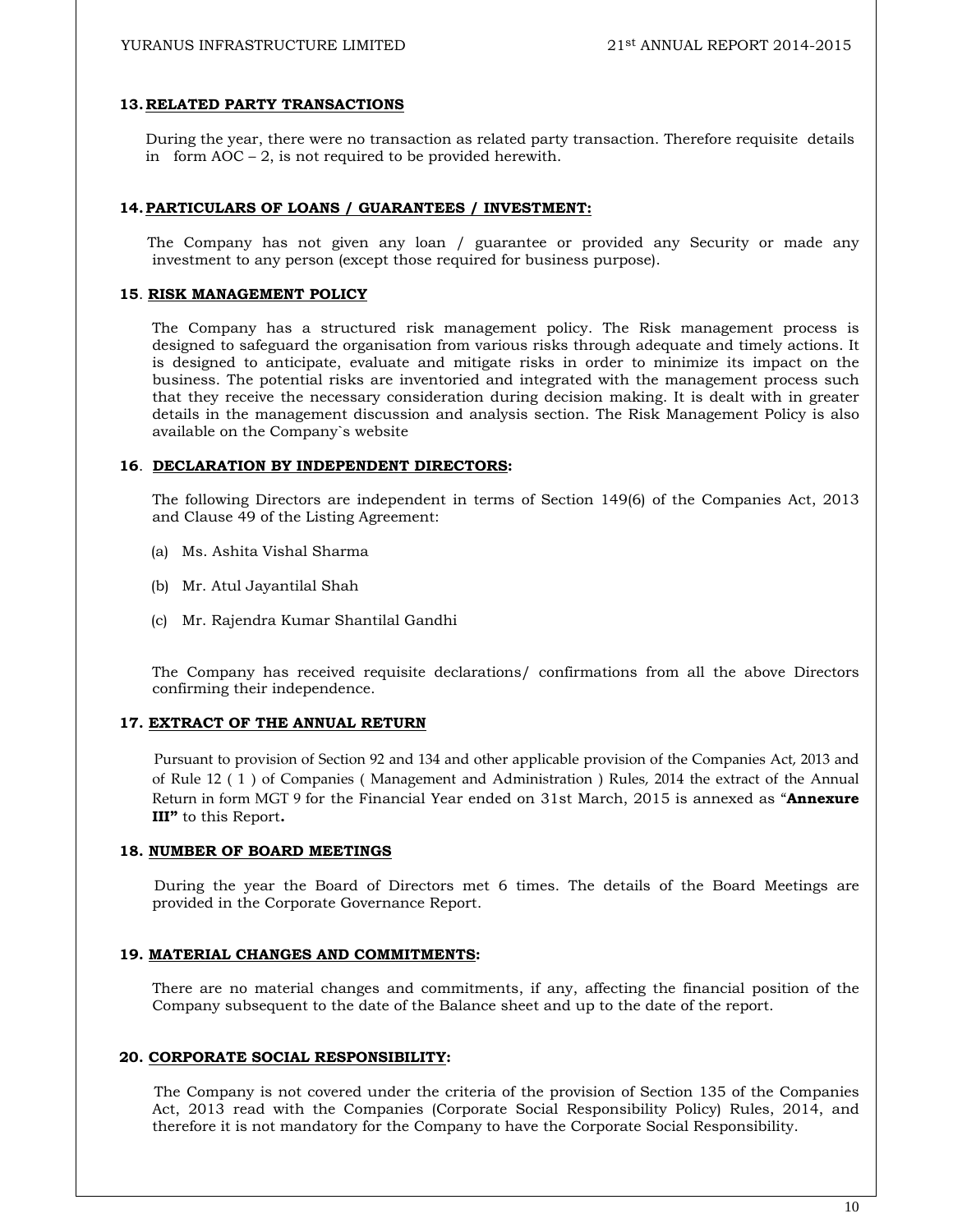### 13. RELATED PARTY TRANSACTIONS

During the year, there were no transaction as related party transaction. Therefore requisite details in form AOC – 2, is not required to be provided herewith.

### 14. PARTICULARS OF LOANS / GUARANTEES / INVESTMENT:

The Company has not given any loan / guarantee or provided any Security or made any investment to any person (except those required for business purpose).

### 15. RISK MANAGEMENT POLICY

The Company has a structured risk management policy. The Risk management process is designed to safeguard the organisation from various risks through adequate and timely actions. It is designed to anticipate, evaluate and mitigate risks in order to minimize its impact on the business. The potential risks are inventoried and integrated with the management process such that they receive the necessary consideration during decision making. It is dealt with in greater details in the management discussion and analysis section. The Risk Management Policy is also available on the Company`s website

### 16. DECLARATION BY INDEPENDENT DIRECTORS:

The following Directors are independent in terms of Section 149(6) of the Companies Act, 2013 and Clause 49 of the Listing Agreement:

(a) Ms. Ashita Vishal Sharma

(b) Mr. Atul Jayantilal Shah

(c) Mr. Rajendra Kumar Shantilal Gandhi

The Company has received requisite declarations/ confirmations from all the above Directors confirming their independence.

### 17. EXTRACT OF THE ANNUAL RETURN

Pursuant to provision of Section 92 and 134 and other applicable provision of the Companies Act, 2013 and of Rule 12 ( 1 ) of Companies ( Management and Administration ) Rules, 2014 the extract of the Annual Return in form MGT 9 for the Financial Year ended on 31st March, 2015 is annexed as "**Annexure III"** to this Report**.**

### 18. NUMBER OF BOARD MEETINGS

During the year the Board of Directors met 6 times. The details of the Board Meetings are provided in the Corporate Governance Report.

### 19. MATERIAL CHANGES AND COMMITMENTS:

There are no material changes and commitments, if any, affecting the financial position of the Company subsequent to the date of the Balance sheet and up to the date of the report.

### 20. CORPORATE SOCIAL RESPONSIBILITY:

The Company is not covered under the criteria of the provision of Section 135 of the Companies Act, 2013 read with the Companies (Corporate Social Responsibility Policy) Rules, 2014, and therefore it is not mandatory for the Company to have the Corporate Social Responsibility.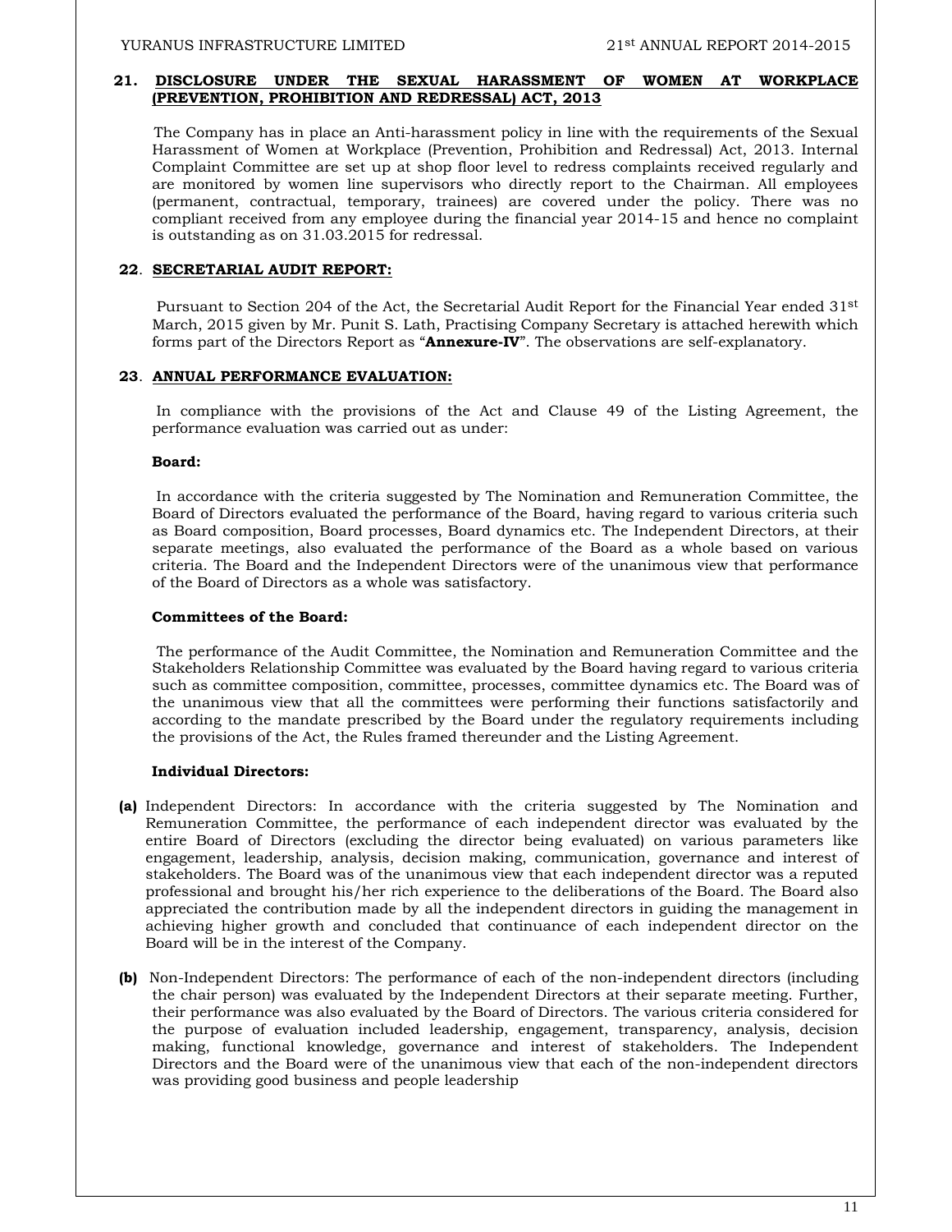## 21. DISCLOSURE UNDER THE SEXUAL HARASSMENT OF WOMEN AT WORKPLACE (PREVENTION, PROHIBITION AND REDRESSAL) ACT, 2013

The Company has in place an Anti-harassment policy in line with the requirements of the Sexual Harassment of Women at Workplace (Prevention, Prohibition and Redressal) Act, 2013. Internal Complaint Committee are set up at shop floor level to redress complaints received regularly and are monitored by women line supervisors who directly report to the Chairman. All employees (permanent, contractual, temporary, trainees) are covered under the policy. There was no compliant received from any employee during the financial year 2014-15 and hence no complaint is outstanding as on 31.03.2015 for redressal.

## 22. SECRETARIAL AUDIT REPORT:

Pursuant to Section 204 of the Act, the Secretarial Audit Report for the Financial Year ended 31st March, 2015 given by Mr. Punit S. Lath, Practising Company Secretary is attached herewith which forms part of the Directors Report as "**Annexure-IV**". The observations are self-explanatory.

## 23. ANNUAL PERFORMANCE EVALUATION:

In compliance with the provisions of the Act and Clause 49 of the Listing Agreement, the performance evaluation was carried out as under:

**Board:**

In accordance with the criteria suggested by The Nomination and Remuneration Committee, the Board of Directors evaluated the performance of the Board, having regard to various criteria such as Board composition, Board processes, Board dynamics etc. The Independent Directors, at their separate meetings, also evaluated the performance of the Board as a whole based on various criteria. The Board and the Independent Directors were of the unanimous view that performance of the Board of Directors as a whole was satisfactory.

**Committees of the Board:**

The performance of the Audit Committee, the Nomination and Remuneration Committee and the Stakeholders Relationship Committee was evaluated by the Board having regard to various criteria such as committee composition, committee, processes, committee dynamics etc. The Board was of the unanimous view that all the committees were performing their functions satisfactorily and according to the mandate prescribed by the Board under the regulatory requirements including the provisions of the Act, the Rules framed thereunder and the Listing Agreement.

**Individual Directors:**

**(a)** Independent Directors: In accordance with the criteria suggested by The Nomination and Remuneration Committee, the performance of each independent director was evaluated by the entire Board of Directors (excluding the director being evaluated) on various parameters like engagement, leadership, analysis, decision making, communication, governance and interest of stakeholders. The Board was of the unanimous view that each independent director was a reputed professional and brought his/her rich experience to the deliberations of the Board. The Board also appreciated the contribution made by all the independent directors in guiding the management in achieving higher growth and concluded that continuance of each independent director on the Board will be in the interest of the Company.

**(b)** Non-Independent Directors: The performance of each of the non-independent directors (including the chair person) was evaluated by the Independent Directors at their separate meeting. Further, their performance was also evaluated by the Board of Directors. The various criteria considered for the purpose of evaluation included leadership, engagement, transparency, analysis, decision making, functional knowledge, governance and interest of stakeholders. The Independent Directors and the Board were of the unanimous view that each of the non-independent directors was providing good business and people leadership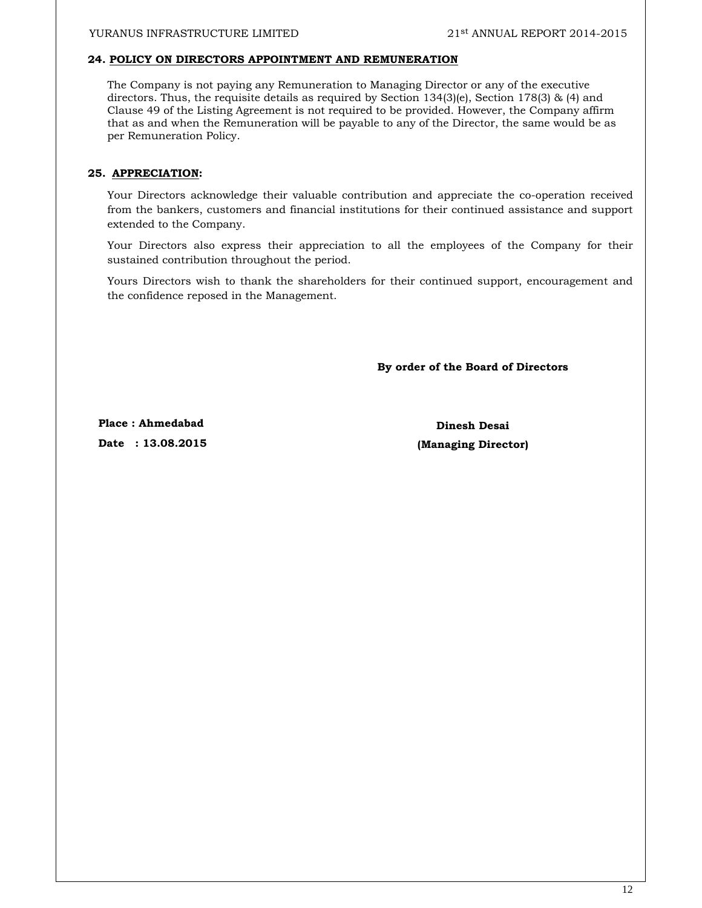**24. POLICY ON DIRECTORS APPOINTMENT AND REMUNERATION**

The Company is not paying any Remuneration to Managing Director or any of the executive directors. Thus, the requisite details as required by Section 134(3)(e), Section 178(3) & (4) and Clause 49 of the Listing Agreement is not required to be provided. However, the Company affirm that as and when the Remuneration will be payable to any of the Director, the same would be as per Remuneration Policy.

**25. APPRECIATION:**

Your Directors acknowledge their valuable contribution and appreciate the co-operation received from the bankers, customers and financial institutions for their continued assistance and support extended to the Company.

Your Directors also express their appreciation to all the employees of the Company for their sustained contribution throughout the period.

Yours Directors wish to thank the shareholders for their continued support, encouragement and the confidence reposed in the Management.

**By order of the Board of Directors**

**Place : Ahmedabad**

**Date : 13.08.2015**

**Dinesh Desai**

**(Managing Director)**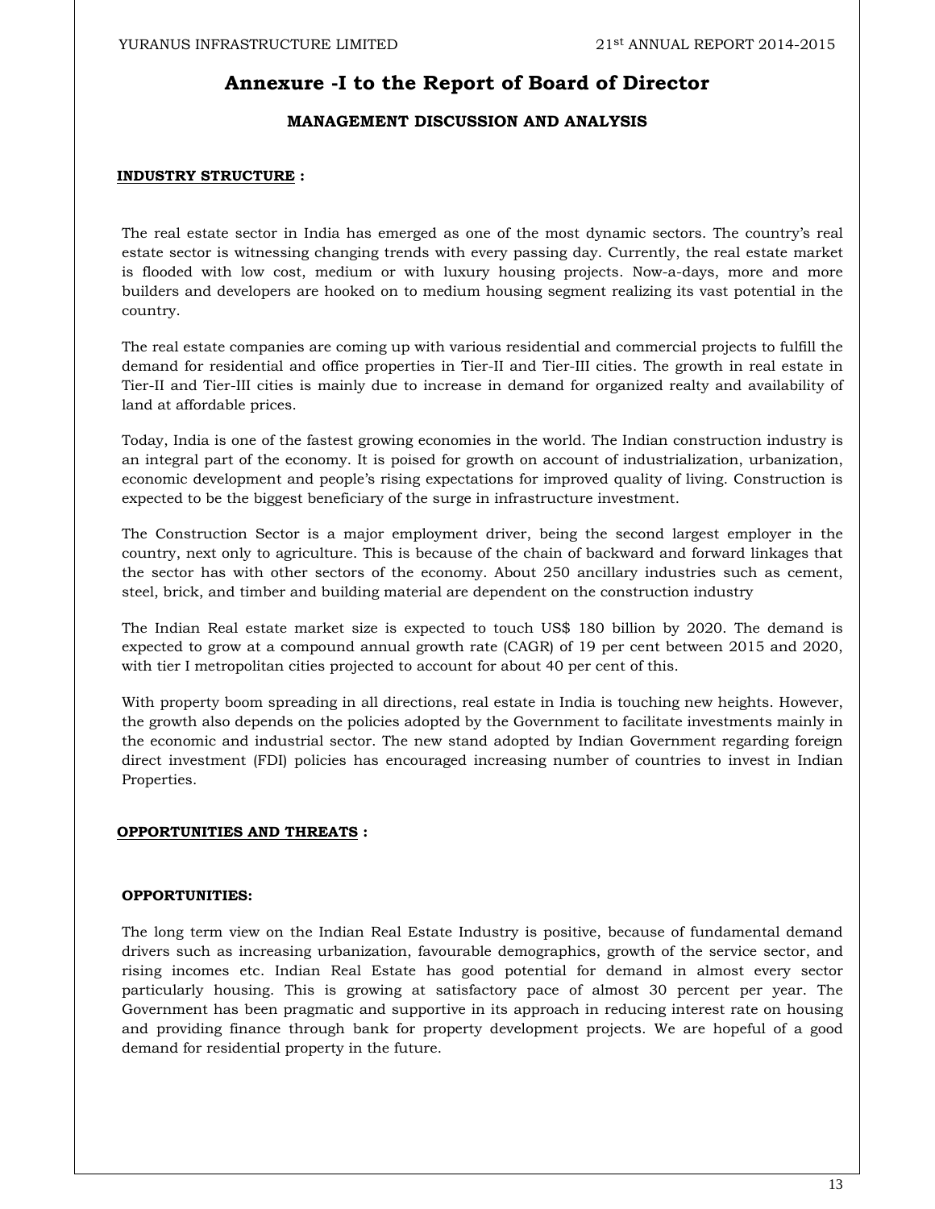# Annexure -I to the Report of Board of Director

## MANAGEMENT DISCUSSION AND ANALYSIS

**INDUSTRY STRUCTURE :**

The real estate sector in India has emerged as one of the most dynamic sectors. The country's real estate sector is witnessing changing trends with every passing day. Currently, the real estate market is flooded with low cost, medium or with luxury housing projects. Now-a-days, more and more builders and developers are hooked on to medium housing segment realizing its vast potential in the country.

The real estate companies are coming up with various residential and commercial projects to fulfill the demand for residential and office properties in Tier-II and Tier-III cities. The growth in real estate in Tier-II and Tier-III cities is mainly due to increase in demand for organized realty and availability of land at affordable prices.

Today, India is one of the fastest growing economies in the world. The Indian construction industry is an integral part of the economy. It is poised for growth on account of industrialization, urbanization, economic development and people's rising expectations for improved quality of living. Construction is expected to be the biggest beneficiary of the surge in infrastructure investment.

The Construction Sector is a major employment driver, being the second largest employer in the country, next only to agriculture. This is because of the chain of backward and forward linkages that the sector has with other sectors of the economy. About 250 ancillary industries such as cement, steel, brick, and timber and building material are dependent on the construction industry

The Indian Real estate market size is expected to touch US$ 180 billion by 2020. The demand is expected to grow at a compound annual growth rate (CAGR) of 19 per cent between 2015 and 2020, with tier I metropolitan cities projected to account for about 40 per cent of this.

With property boom spreading in all directions, real estate in India is touching new heights. However, the growth also depends on the policies adopted by the Government to facilitate investments mainly in the economic and industrial sector. The new stand adopted by Indian Government regarding foreign direct investment (FDI) policies has encouraged increasing number of countries to invest in Indian Properties.

**OPPORTUNITIES AND THREATS :**

**OPPORTUNITIES:**

The long term view on the Indian Real Estate Industry is positive, because of fundamental demand drivers such as increasing urbanization, favourable demographics, growth of the service sector, and rising incomes etc. Indian Real Estate has good potential for demand in almost every sector particularly housing. This is growing at satisfactory pace of almost 30 percent per year. The Government has been pragmatic and supportive in its approach in reducing interest rate on housing and providing finance through bank for property development projects. We are hopeful of a good demand for residential property in the future.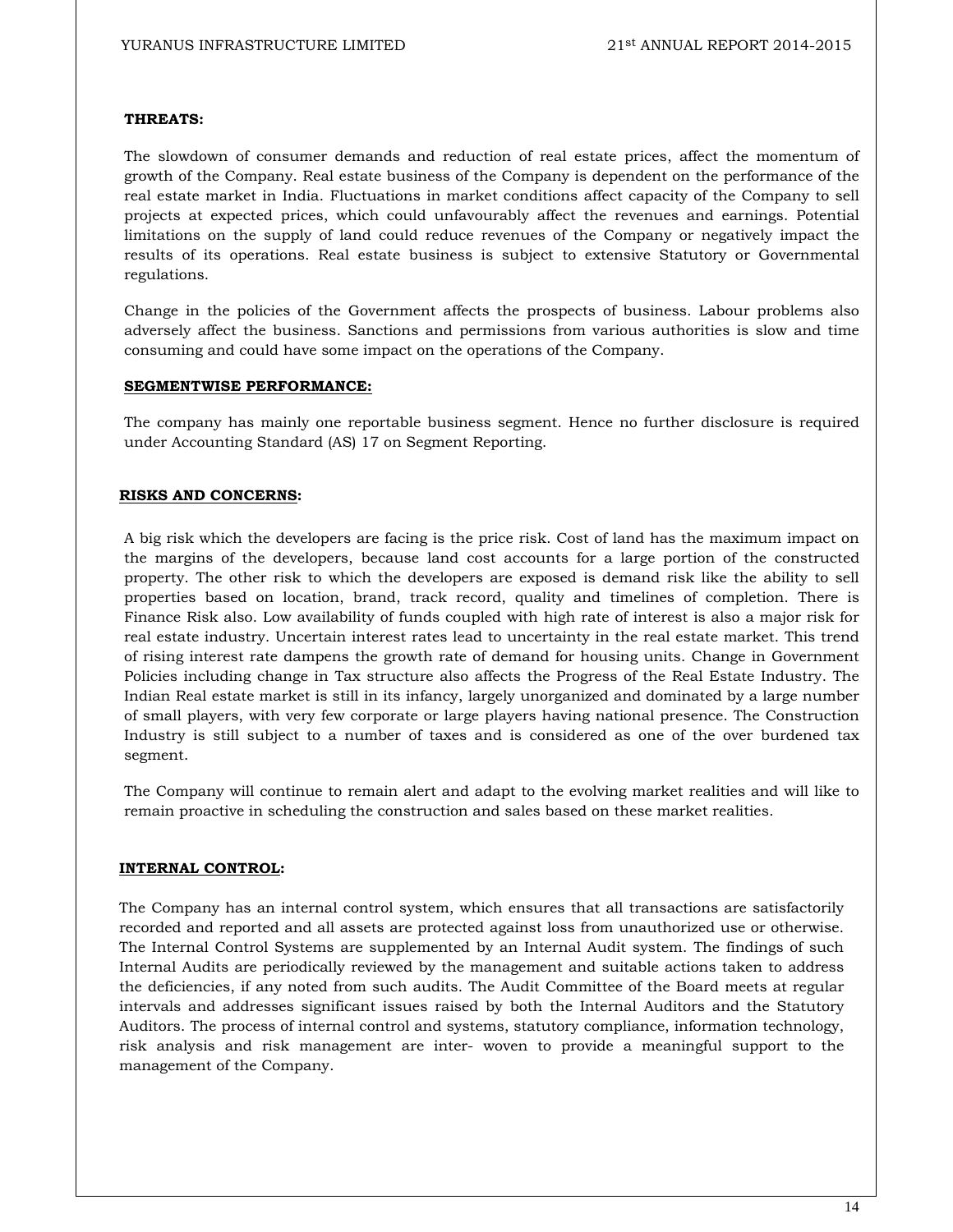**THREATS:**

The slowdown of consumer demands and reduction of real estate prices, affect the momentum of growth of the Company. Real estate business of the Company is dependent on the performance of the real estate market in India. Fluctuations in market conditions affect capacity of the Company to sell projects at expected prices, which could unfavourably affect the revenues and earnings. Potential limitations on the supply of land could reduce revenues of the Company or negatively impact the results of its operations. Real estate business is subject to extensive Statutory or Governmental regulations.

Change in the policies of the Government affects the prospects of business. Labour problems also adversely affect the business. Sanctions and permissions from various authorities is slow and time consuming and could have some impact on the operations of the Company.

**SEGMENTWISE PERFORMANCE:**

The company has mainly one reportable business segment. Hence no further disclosure is required under Accounting Standard (AS) 17 on Segment Reporting.

**RISKS AND CONCERNS:**

A big risk which the developers are facing is the price risk. Cost of land has the maximum impact on the margins of the developers, because land cost accounts for a large portion of the constructed property. The other risk to which the developers are exposed is demand risk like the ability to sell properties based on location, brand, track record, quality and timelines of completion. There is Finance Risk also. Low availability of funds coupled with high rate of interest is also a major risk for real estate industry. Uncertain interest rates lead to uncertainty in the real estate market. This trend of rising interest rate dampens the growth rate of demand for housing units. Change in Government Policies including change in Tax structure also affects the Progress of the Real Estate Industry. The Indian Real estate market is still in its infancy, largely unorganized and dominated by a large number of small players, with very few corporate or large players having national presence. The Construction Industry is still subject to a number of taxes and is considered as one of the over burdened tax segment.

The Company will continue to remain alert and adapt to the evolving market realities and will like to remain proactive in scheduling the construction and sales based on these market realities.

**INTERNAL CONTROL:**

The Company has an internal control system, which ensures that all transactions are satisfactorily recorded and reported and all assets are protected against loss from unauthorized use or otherwise. The Internal Control Systems are supplemented by an Internal Audit system. The findings of such Internal Audits are periodically reviewed by the management and suitable actions taken to address the deficiencies, if any noted from such audits. The Audit Committee of the Board meets at regular intervals and addresses significant issues raised by both the Internal Auditors and the Statutory Auditors. The process of internal control and systems, statutory compliance, information technology, risk analysis and risk management are inter- woven to provide a meaningful support to the management of the Company.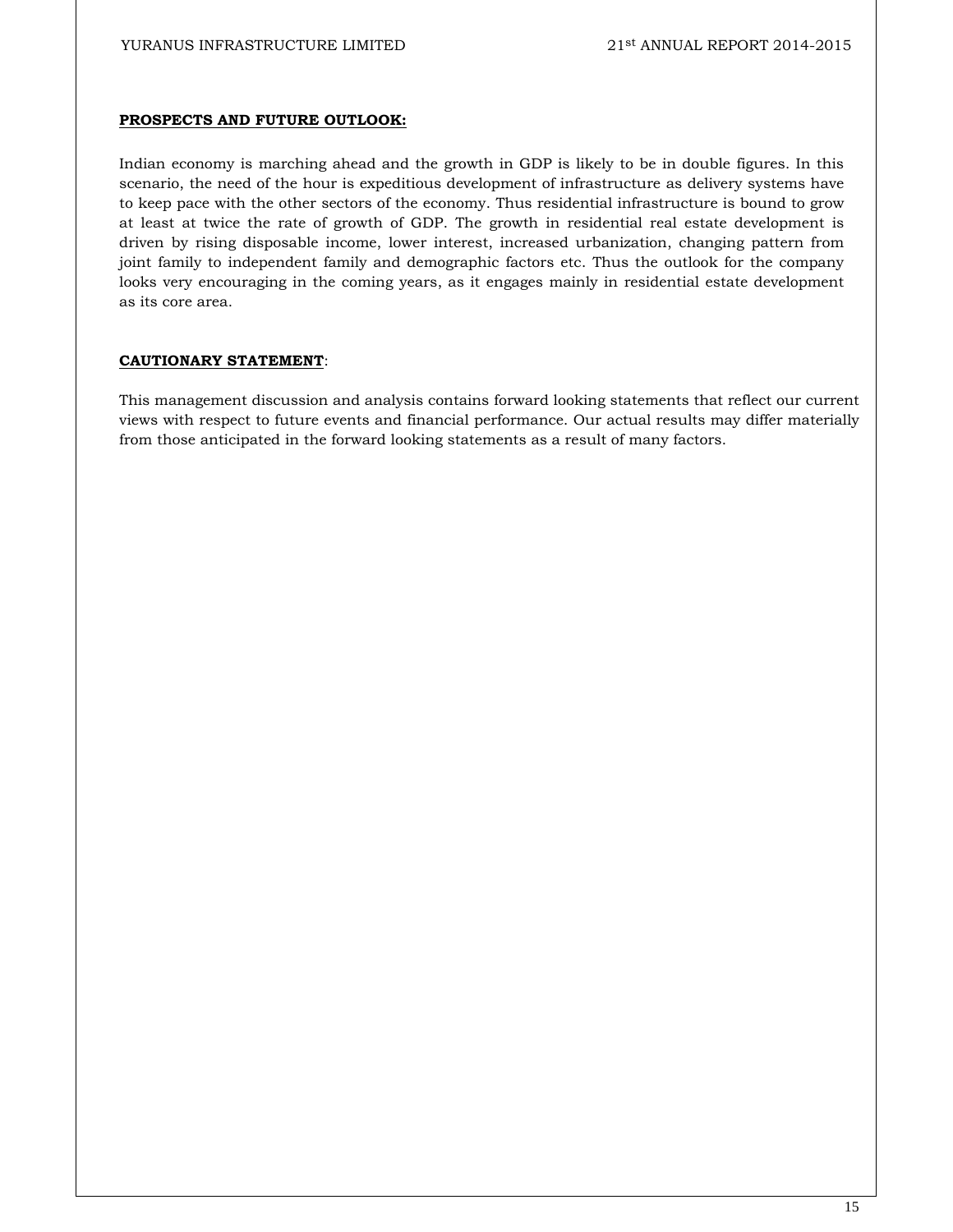**PROSPECTS AND FUTURE OUTLOOK:**

Indian economy is marching ahead and the growth in GDP is likely to be in double figures. In this scenario, the need of the hour is expeditious development of infrastructure as delivery systems have to keep pace with the other sectors of the economy. Thus residential infrastructure is bound to grow at least at twice the rate of growth of GDP. The growth in residential real estate development is driven by rising disposable income, lower interest, increased urbanization, changing pattern from joint family to independent family and demographic factors etc. Thus the outlook for the company looks very encouraging in the coming years, as it engages mainly in residential estate development as its core area.

**CAUTIONARY STATEMENT**:

This management discussion and analysis contains forward looking statements that reflect our current views with respect to future events and financial performance. Our actual results may differ materially from those anticipated in the forward looking statements as a result of many factors.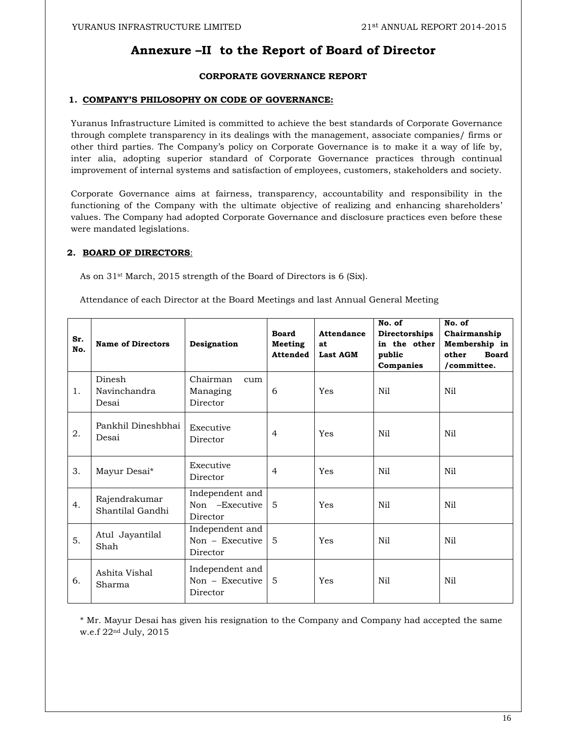# Annexure –II to the Report of Board of Director

## CORPORATE GOVERNANCE REPORT

### 1. COMPANY'S PHILOSOPHY ON CODE OF GOVERNANCE:

Yuranus Infrastructure Limited is committed to achieve the best standards of Corporate Governance through complete transparency in its dealings with the management, associate companies/ firms or other third parties. The Company's policy on Corporate Governance is to make it a way of life by, inter alia, adopting superior standard of Corporate Governance practices through continual improvement of internal systems and satisfaction of employees, customers, stakeholders and society.

Corporate Governance aims at fairness, transparency, accountability and responsibility in the functioning of the Company with the ultimate objective of realizing and enhancing shareholders' values. The Company had adopted Corporate Governance and disclosure practices even before these were mandated legislations.

### 2. BOARD OF DIRECTORS:

As on 31st March, 2015 strength of the Board of Directors is 6 (Six).

Attendance of each Director at the Board Meetings and last Annual General Meeting

| Sr. No. | Name of Directors | Designation | Board Meeting Attended | Attendance at Last AGM | No. of Directorships in the other public Companies | No. of Chairmanship Membership in other Board /committee. |
|---|---|---|---|---|---|---|
| 1. | Dinesh Navinchandra Desai | Chairman cum Managing Director | 6 | Yes | Nil | Nil |
| 2. | Pankhil Dineshbhai Desai | Executive Director | 4 | Yes | Nil | Nil |
| 3. | Mayur Desai* | Executive Director | 4 | Yes | Nil | Nil |
| 4. | Rajendrakumar Shantilal Gandhi | Independent and Non –Executive Director | 5 | Yes | Nil | Nil |
| 5. | Atul Jayantilal Shah | Independent and Non – Executive Director | 5 | Yes | Nil | Nil |
| 6. | Ashita Vishal Sharma | Independent and Non – Executive Director | 5 | Yes | Nil | Nil |

* Mr. Mayur Desai has given his resignation to the Company and Company had accepted the same w.e.f 22nd July, 2015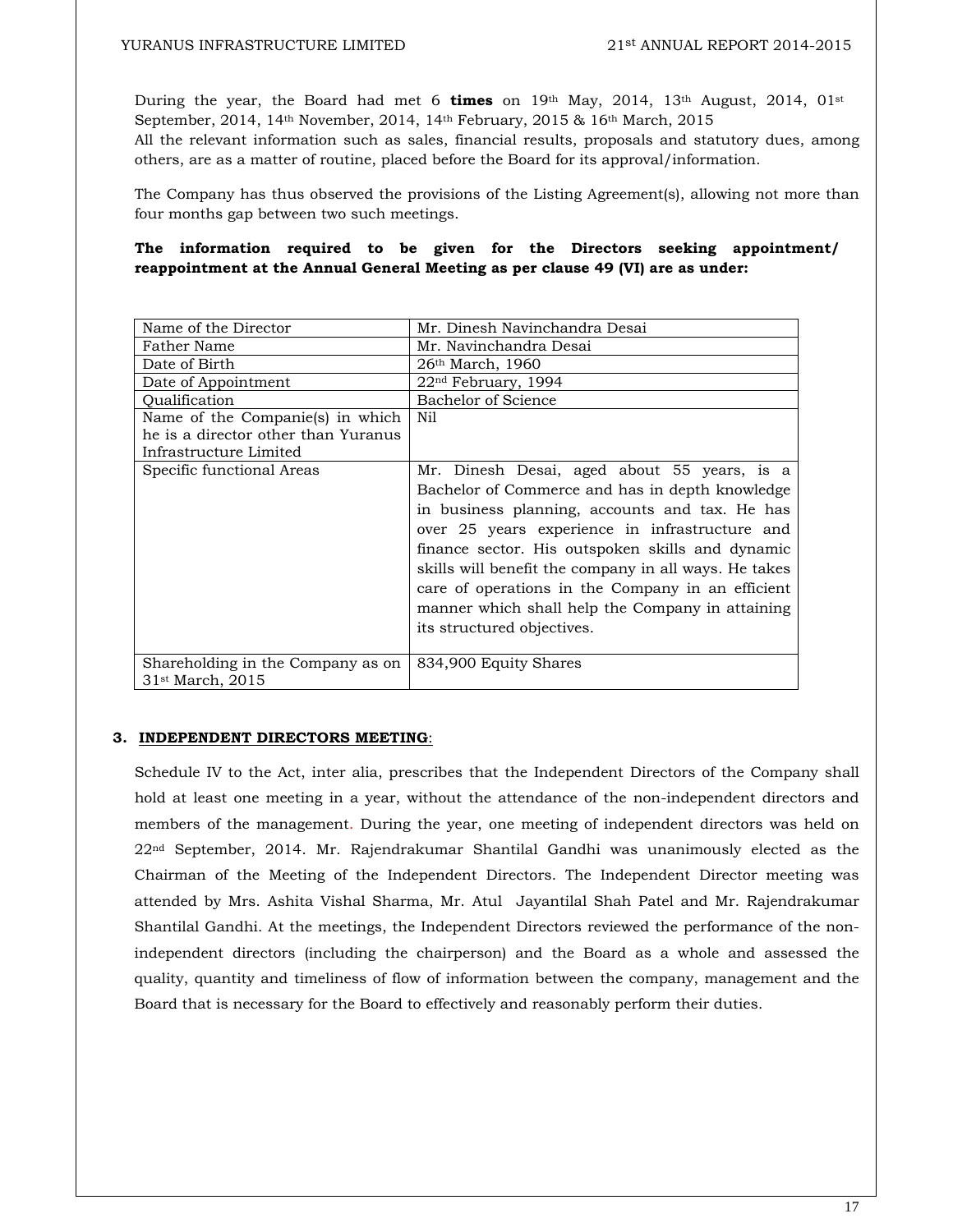During the year, the Board had met 6 **times** on 19th May, 2014, 13th August, 2014, 01st September, 2014, 14th November, 2014, 14th February, 2015 & 16th March, 2015

All the relevant information such as sales, financial results, proposals and statutory dues, among others, are as a matter of routine, placed before the Board for its approval/information.

The Company has thus observed the provisions of the Listing Agreement(s), allowing not more than four months gap between two such meetings.

**The information required to be given for the Directors seeking appointment/ reappointment at the Annual General Meeting as per clause 49 (VI) are as under:**

| | |
|---|---|
| Name of the Director | Mr. Dinesh Navinchandra Desai |
| Father Name | Mr. Navinchandra Desai |
| Date of Birth | 26th March, 1960 |
| Date of Appointment | 22nd February, 1994 |
| Qualification | Bachelor of Science |
| Name of the Companie(s) in which he is a director other than Yuranus Infrastructure Limited | Nil |
| Specific functional Areas | Mr. Dinesh Desai, aged about 55 years, is a Bachelor of Commerce and has in depth knowledge in business planning, accounts and tax. He has over 25 years experience in infrastructure and finance sector. His outspoken skills and dynamic skills will benefit the company in all ways. He takes care of operations in the Company in an efficient manner which shall help the Company in attaining its structured objectives. |
| Shareholding in the Company as on 31st March, 2015 | 834,900 Equity Shares |

### 3. INDEPENDENT DIRECTORS MEETING:

Schedule IV to the Act, inter alia, prescribes that the Independent Directors of the Company shall hold at least one meeting in a year, without the attendance of the non-independent directors and members of the management. During the year, one meeting of independent directors was held on 22nd September, 2014. Mr. Rajendrakumar Shantilal Gandhi was unanimously elected as the Chairman of the Meeting of the Independent Directors. The Independent Director meeting was attended by Mrs. Ashita Vishal Sharma, Mr. Atul Jayantilal Shah Patel and Mr. Rajendrakumar Shantilal Gandhi. At the meetings, the Independent Directors reviewed the performance of the non-independent directors (including the chairperson) and the Board as a whole and assessed the quality, quantity and timeliness of flow of information between the company, management and the Board that is necessary for the Board to effectively and reasonably perform their duties.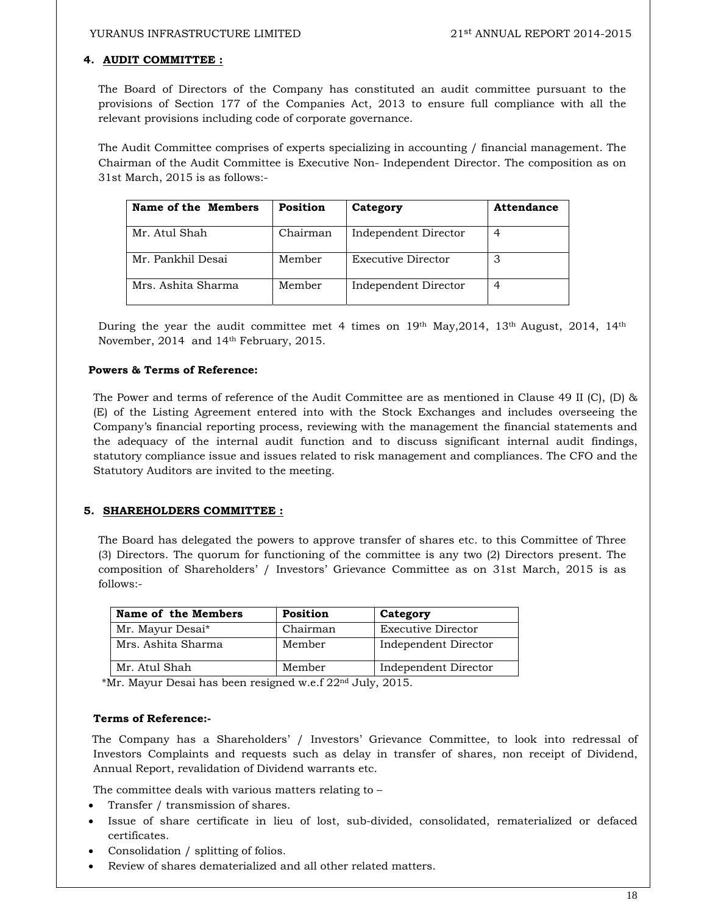## 4. AUDIT COMMITTEE :

The Board of Directors of the Company has constituted an audit committee pursuant to the provisions of Section 177 of the Companies Act, 2013 to ensure full compliance with all the relevant provisions including code of corporate governance.

The Audit Committee comprises of experts specializing in accounting / financial management. The Chairman of the Audit Committee is Executive Non- Independent Director. The composition as on 31st March, 2015 is as follows:-

| Name of the Members | Position | Category | Attendance |
|---|---|---|---|
| Mr. Atul Shah | Chairman | Independent Director | 4 |
| Mr. Pankhil Desai | Member | Executive Director | 3 |
| Mrs. Ashita Sharma | Member | Independent Director | 4 |

During the year the audit committee met 4 times on 19th May,2014, 13th August, 2014, 14th November, 2014 and 14th February, 2015.

**Powers & Terms of Reference:**

The Power and terms of reference of the Audit Committee are as mentioned in Clause 49 II (C), (D) & (E) of the Listing Agreement entered into with the Stock Exchanges and includes overseeing the Company's financial reporting process, reviewing with the management the financial statements and the adequacy of the internal audit function and to discuss significant internal audit findings, statutory compliance issue and issues related to risk management and compliances. The CFO and the Statutory Auditors are invited to the meeting.

## 5. SHAREHOLDERS COMMITTEE :

The Board has delegated the powers to approve transfer of shares etc. to this Committee of Three (3) Directors. The quorum for functioning of the committee is any two (2) Directors present. The composition of Shareholders' / Investors' Grievance Committee as on 31st March, 2015 is as follows:-

| Name of the Members | Position | Category |
|---|---|---|
| Mr. Mayur Desai* | Chairman | Executive Director |
| Mrs. Ashita Sharma | Member | Independent Director |
| Mr. Atul Shah | Member | Independent Director |

*Mr. Mayur Desai has been resigned w.e.f 22nd July, 2015.

**Terms of Reference:-**

The Company has a Shareholders' / Investors' Grievance Committee, to look into redressal of Investors Complaints and requests such as delay in transfer of shares, non receipt of Dividend, Annual Report, revalidation of Dividend warrants etc.

The committee deals with various matters relating to –

- Transfer / transmission of shares.
- Issue of share certificate in lieu of lost, sub-divided, consolidated, rematerialized or defaced certificates.
- Consolidation / splitting of folios.
- Review of shares dematerialized and all other related matters.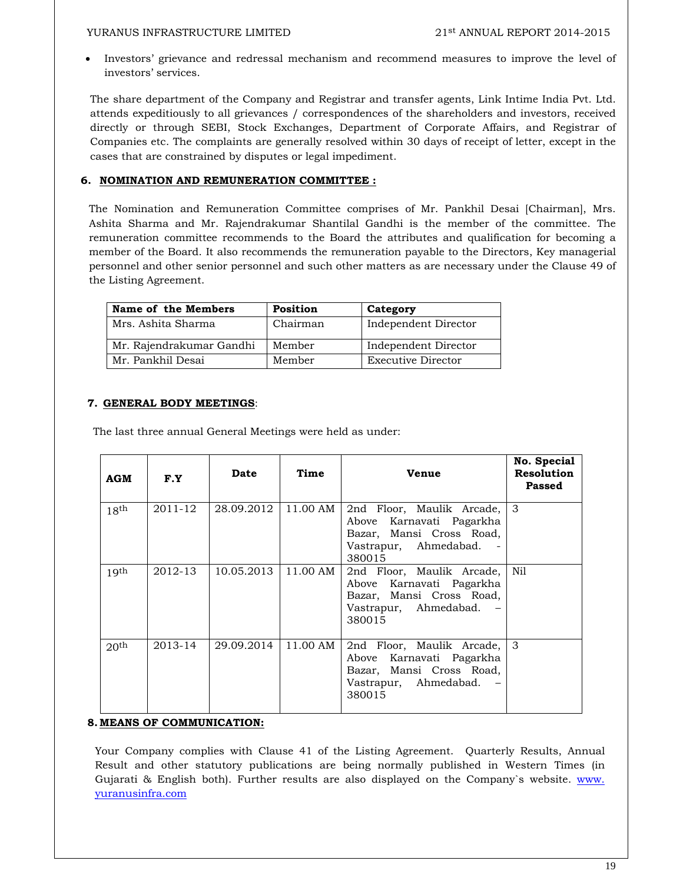- Investors' grievance and redressal mechanism and recommend measures to improve the level of investors' services.

The share department of the Company and Registrar and transfer agents, Link Intime India Pvt. Ltd. attends expeditiously to all grievances / correspondences of the shareholders and investors, received directly or through SEBI, Stock Exchanges, Department of Corporate Affairs, and Registrar of Companies etc. The complaints are generally resolved within 30 days of receipt of letter, except in the cases that are constrained by disputes or legal impediment.

## 6. NOMINATION AND REMUNERATION COMMITTEE :

The Nomination and Remuneration Committee comprises of Mr. Pankhil Desai [Chairman], Mrs. Ashita Sharma and Mr. Rajendrakumar Shantilal Gandhi is the member of the committee. The remuneration committee recommends to the Board the attributes and qualification for becoming a member of the Board. It also recommends the remuneration payable to the Directors, Key managerial personnel and other senior personnel and such other matters as are necessary under the Clause 49 of the Listing Agreement.

| Name of the Members | Position | Category |
|---|---|---|
| Mrs. Ashita Sharma | Chairman | Independent Director |
| Mr. Rajendrakumar Gandhi | Member | Independent Director |
| Mr. Pankhil Desai | Member | Executive Director |

## 7. GENERAL BODY MEETINGS:

The last three annual General Meetings were held as under:

| AGM | F.Y | Date | Time | Venue | No. Special Resolution Passed |
|---|---|---|---|---|---|
| 18th | 2011-12 | 28.09.2012 | 11.00 AM | 2nd Floor, Maulik Arcade, Above Karnavati Pagarkha Bazar, Mansi Cross Road, Vastrapur, Ahmedabad. - 380015 | 3 |
| 19th | 2012-13 | 10.05.2013 | 11.00 AM | 2nd Floor, Maulik Arcade, Above Karnavati Pagarkha Bazar, Mansi Cross Road, Vastrapur, Ahmedabad. – 380015 | Nil |
| 20th | 2013-14 | 29.09.2014 | 11.00 AM | 2nd Floor, Maulik Arcade, Above Karnavati Pagarkha Bazar, Mansi Cross Road, Vastrapur, Ahmedabad. – 380015 | 3 |

## 8. MEANS OF COMMUNICATION:

Your Company complies with Clause 41 of the Listing Agreement. Quarterly Results, Annual Result and other statutory publications are being normally published in Western Times (in Gujarati & English both). Further results are also displayed on the Company`s website. www. yuranusinfra.com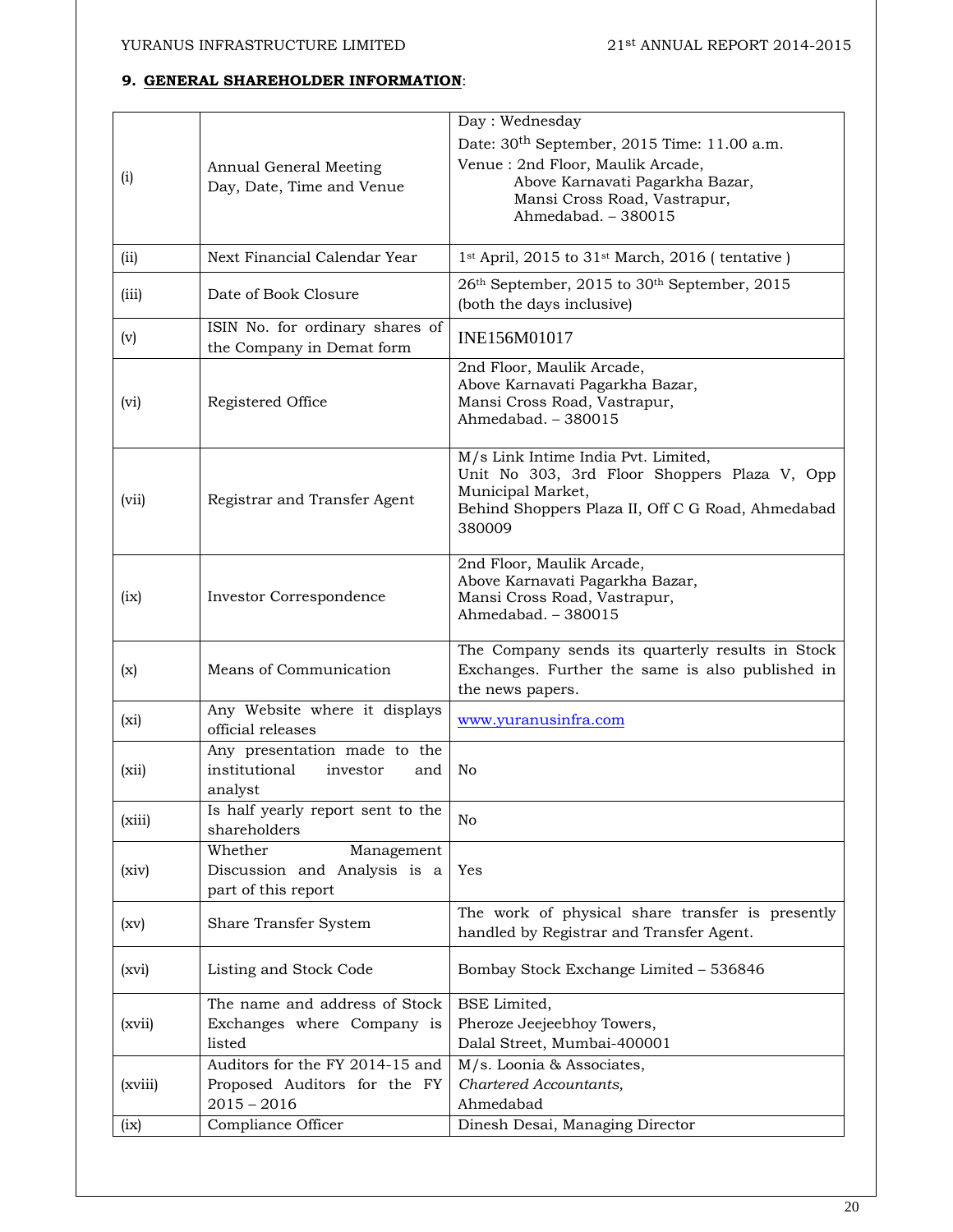## 9. **GENERAL SHAREHOLDER INFORMATION**:

| | | |
|---|---|---|
| (i) | Annual General Meeting Day, Date, Time and Venue | Day : Wednesday<br>Date: 30th September, 2015 Time: 11.00 a.m.<br>Venue : 2nd Floor, Maulik Arcade, Above Karnavati Pagarkha Bazar, Mansi Cross Road, Vastrapur, Ahmedabad. – 380015 |
| (ii) | Next Financial Calendar Year | 1st April, 2015 to 31st March, 2016 ( tentative ) |
| (iii) | Date of Book Closure | 26th September, 2015 to 30th September, 2015 (both the days inclusive) |
| (v) | ISIN No. for ordinary shares of the Company in Demat form | INE156M01017 |
| (vi) | Registered Office | 2nd Floor, Maulik Arcade, Above Karnavati Pagarkha Bazar, Mansi Cross Road, Vastrapur, Ahmedabad. – 380015 |
| (vii) | Registrar and Transfer Agent | M/s Link Intime India Pvt. Limited, Unit No 303, 3rd Floor Shoppers Plaza V, Opp Municipal Market, Behind Shoppers Plaza II, Off C G Road, Ahmedabad 380009 |
| (ix) | Investor Correspondence | 2nd Floor, Maulik Arcade, Above Karnavati Pagarkha Bazar, Mansi Cross Road, Vastrapur, Ahmedabad. – 380015 |
| (x) | Means of Communication | The Company sends its quarterly results in Stock Exchanges. Further the same is also published in the news papers. |
| (xi) | Any Website where it displays official releases | www.yuranusinfra.com |
| (xii) | Any presentation made to the institutional investor and analyst | No |
| (xiii) | Is half yearly report sent to the shareholders | No |
| (xiv) | Whether Management Discussion and Analysis is a part of this report | Yes |
| (xv) | Share Transfer System | The work of physical share transfer is presently handled by Registrar and Transfer Agent. |
| (xvi) | Listing and Stock Code | Bombay Stock Exchange Limited – 536846 |
| (xvii) | The name and address of Stock Exchanges where Company is listed | BSE Limited, Pheroze Jeejeebhoy Towers, Dalal Street, Mumbai-400001 |
| (xviii) | Auditors for the FY 2014-15 and Proposed Auditors for the FY 2015 – 2016 | M/s. Loonia & Associates, *Chartered Accountants,* Ahmedabad |
| (ix) | Compliance Officer | Dinesh Desai, Managing Director |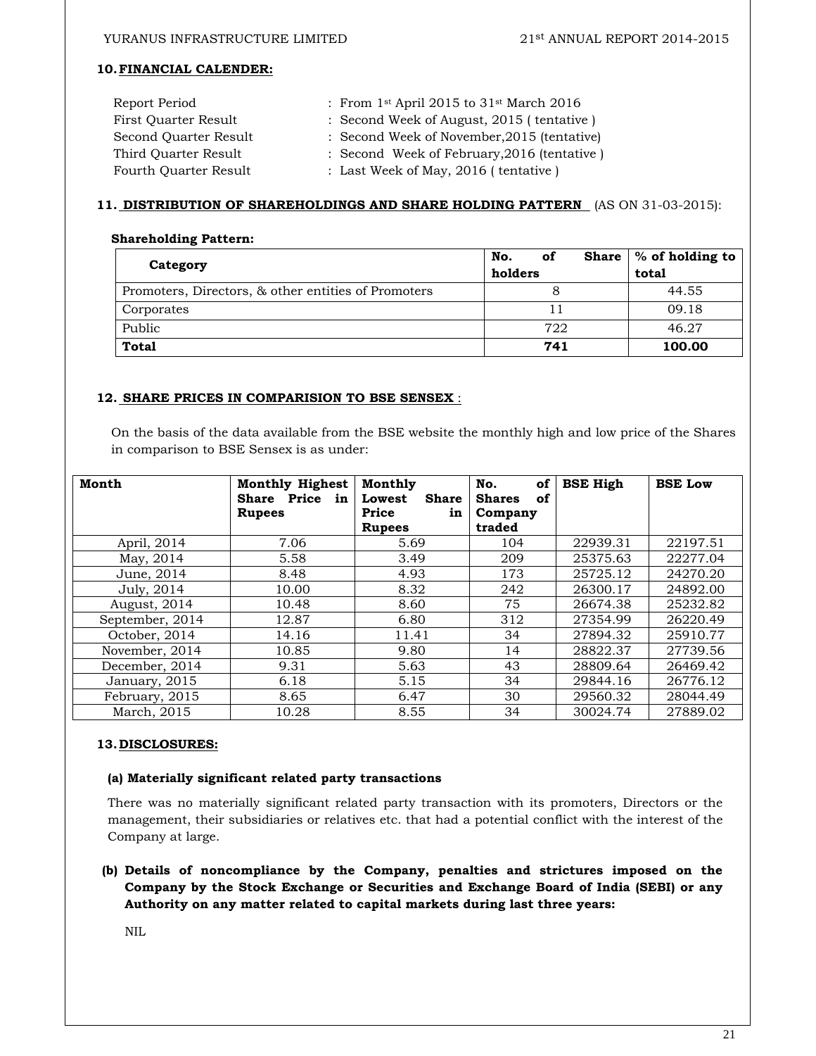## 10. FINANCIAL CALENDER:

| | |
|---|---|
| Report Period | : From 1st April 2015 to 31st March 2016 |
| First Quarter Result | : Second Week of August, 2015 ( tentative ) |
| Second Quarter Result | : Second Week of November,2015 (tentative) |
| Third Quarter Result | : Second Week of February,2016 (tentative ) |
| Fourth Quarter Result | : Last Week of May, 2016 ( tentative ) |

## 11. DISTRIBUTION OF SHAREHOLDINGS AND SHARE HOLDING PATTERN (AS ON 31-03-2015):

**Shareholding Pattern:**

| Category | No. of Share holders | % of holding to total |
|---|---|---|
| Promoters, Directors, & other entities of Promoters | 8 | 44.55 |
| Corporates | 11 | 09.18 |
| Public | 722 | 46.27 |
| **Total** | **741** | **100.00** |

## 12. SHARE PRICES IN COMPARISION TO BSE SENSEX :

On the basis of the data available from the BSE website the monthly high and low price of the Shares in comparison to BSE Sensex is as under:

| Month | Monthly Highest Share Price in Rupees | Monthly Lowest Share Price in Rupees | No. of Shares of Company traded | BSE High | BSE Low |
|---|---|---|---|---|---|
| April, 2014 | 7.06 | 5.69 | 104 | 22939.31 | 22197.51 |
| May, 2014 | 5.58 | 3.49 | 209 | 25375.63 | 22277.04 |
| June, 2014 | 8.48 | 4.93 | 173 | 25725.12 | 24270.20 |
| July, 2014 | 10.00 | 8.32 | 242 | 26300.17 | 24892.00 |
| August, 2014 | 10.48 | 8.60 | 75 | 26674.38 | 25232.82 |
| September, 2014 | 12.87 | 6.80 | 312 | 27354.99 | 26220.49 |
| October, 2014 | 14.16 | 11.41 | 34 | 27894.32 | 25910.77 |
| November, 2014 | 10.85 | 9.80 | 14 | 28822.37 | 27739.56 |
| December, 2014 | 9.31 | 5.63 | 43 | 28809.64 | 26469.42 |
| January, 2015 | 6.18 | 5.15 | 34 | 29844.16 | 26776.12 |
| February, 2015 | 8.65 | 6.47 | 30 | 29560.32 | 28044.49 |
| March, 2015 | 10.28 | 8.55 | 34 | 30024.74 | 27889.02 |

## 13. DISCLOSURES:

**(a) Materially significant related party transactions**

There was no materially significant related party transaction with its promoters, Directors or the management, their subsidiaries or relatives etc. that had a potential conflict with the interest of the Company at large.

**(b) Details of noncompliance by the Company, penalties and strictures imposed on the Company by the Stock Exchange or Securities and Exchange Board of India (SEBI) or any Authority on any matter related to capital markets during last three years:**

NIL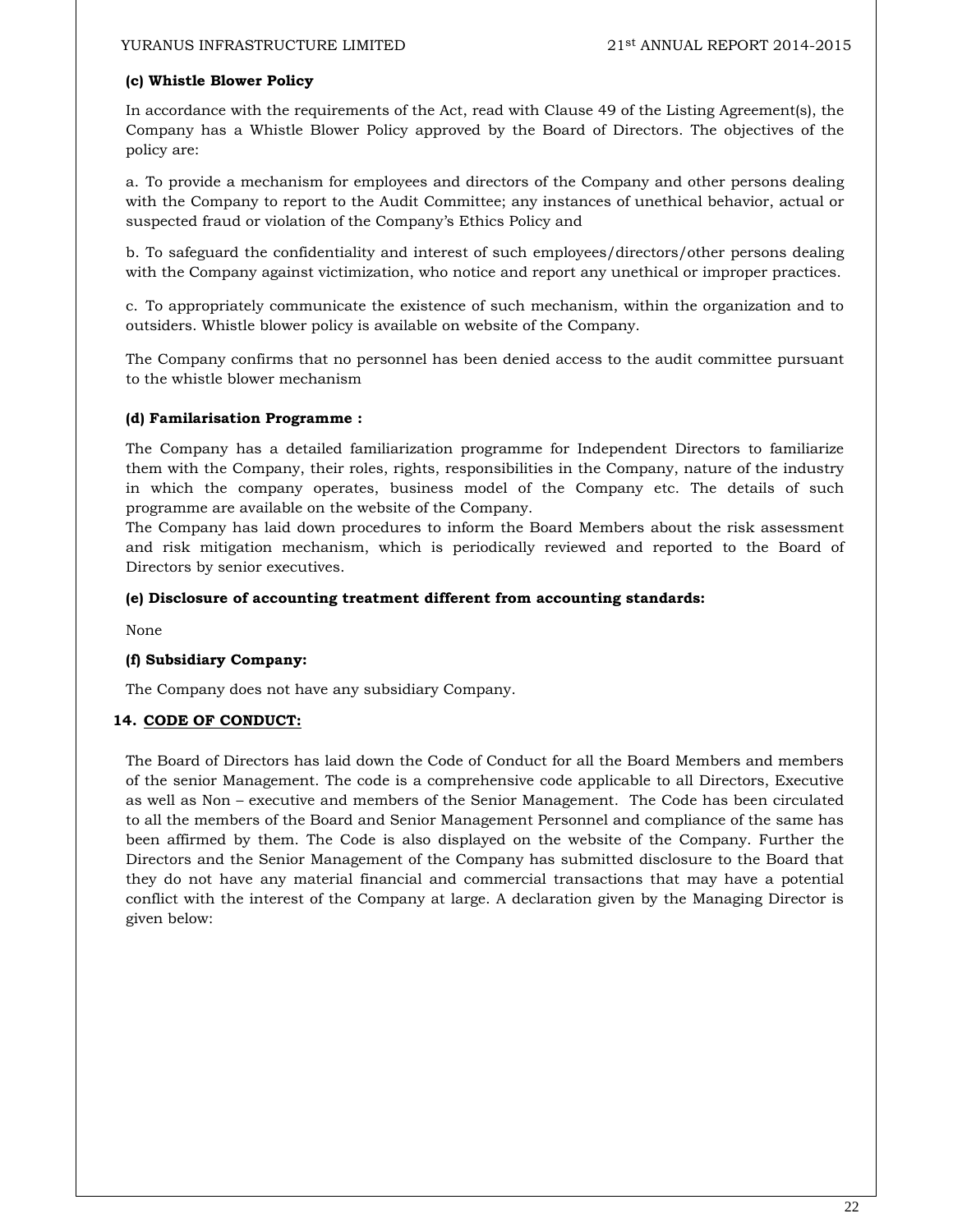**(c) Whistle Blower Policy**

In accordance with the requirements of the Act, read with Clause 49 of the Listing Agreement(s), the Company has a Whistle Blower Policy approved by the Board of Directors. The objectives of the policy are:

a. To provide a mechanism for employees and directors of the Company and other persons dealing with the Company to report to the Audit Committee; any instances of unethical behavior, actual or suspected fraud or violation of the Company's Ethics Policy and

b. To safeguard the confidentiality and interest of such employees/directors/other persons dealing with the Company against victimization, who notice and report any unethical or improper practices.

c. To appropriately communicate the existence of such mechanism, within the organization and to outsiders. Whistle blower policy is available on website of the Company.

The Company confirms that no personnel has been denied access to the audit committee pursuant to the whistle blower mechanism

**(d) Familarisation Programme :**

The Company has a detailed familiarization programme for Independent Directors to familiarize them with the Company, their roles, rights, responsibilities in the Company, nature of the industry in which the company operates, business model of the Company etc. The details of such programme are available on the website of the Company.
The Company has laid down procedures to inform the Board Members about the risk assessment and risk mitigation mechanism, which is periodically reviewed and reported to the Board of Directors by senior executives.

**(e) Disclosure of accounting treatment different from accounting standards:**

None

**(f) Subsidiary Company:**

The Company does not have any subsidiary Company.

**14. CODE OF CONDUCT:**

The Board of Directors has laid down the Code of Conduct for all the Board Members and members of the senior Management. The code is a comprehensive code applicable to all Directors, Executive as well as Non – executive and members of the Senior Management. The Code has been circulated to all the members of the Board and Senior Management Personnel and compliance of the same has been affirmed by them. The Code is also displayed on the website of the Company. Further the Directors and the Senior Management of the Company has submitted disclosure to the Board that they do not have any material financial and commercial transactions that may have a potential conflict with the interest of the Company at large. A declaration given by the Managing Director is given below: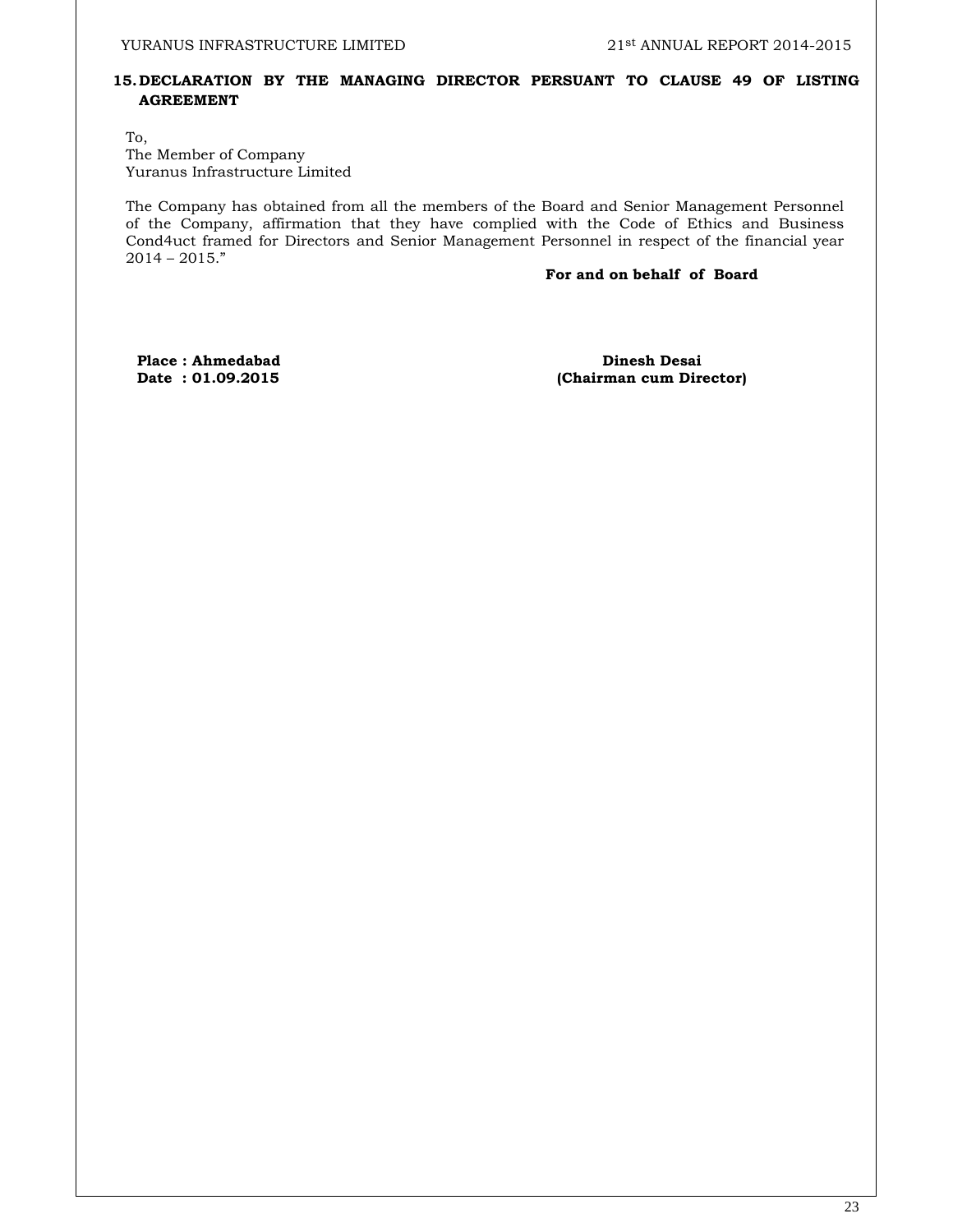## 15. DECLARATION BY THE MANAGING DIRECTOR PERSUANT TO CLAUSE 49 OF LISTING AGREEMENT

To,
The Member of Company
Yuranus Infrastructure Limited

The Company has obtained from all the members of the Board and Senior Management Personnel of the Company, affirmation that they have complied with the Code of Ethics and Business Cond4uct framed for Directors and Senior Management Personnel in respect of the financial year 2014 – 2015."

**For and on behalf of Board**

**Place : Ahmedabad**
**Date : 01.09.2015**

**Dinesh Desai**
**(Chairman cum Director)**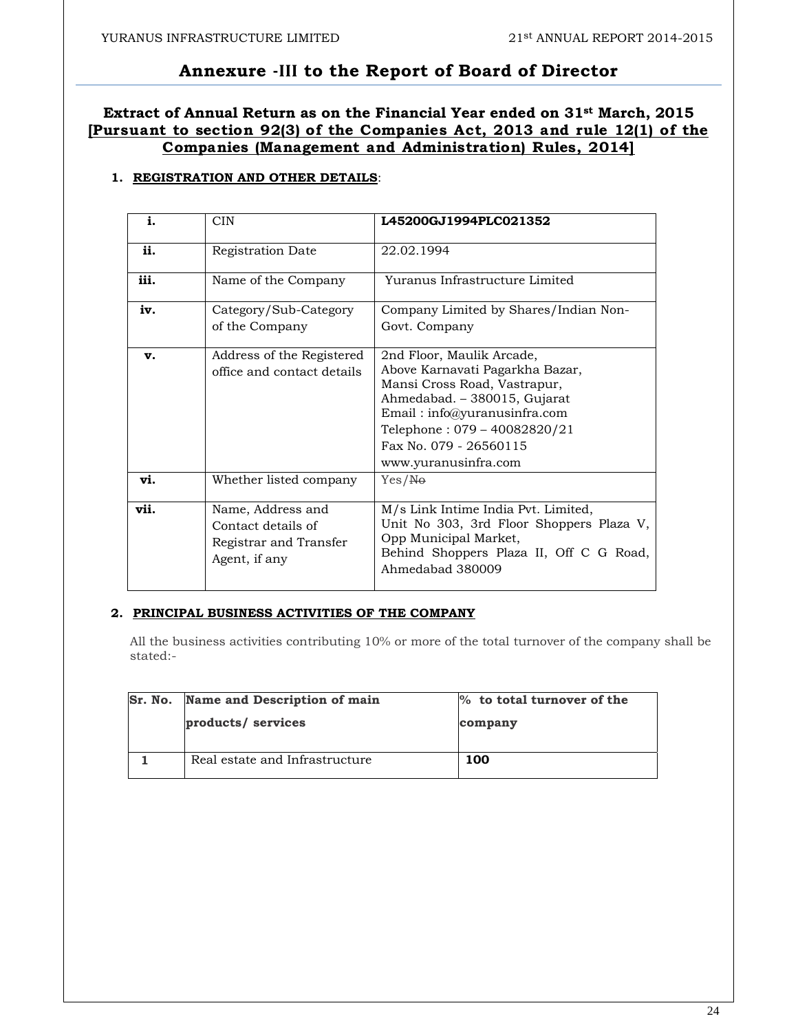# Annexure -III to the Report of Board of Director

### Extract of Annual Return as on the Financial Year ended on 31st March, 2015 [Pursuant to section 92(3) of the Companies Act, 2013 and rule 12(1) of the Companies (Management and Administration) Rules, 2014]

**1. REGISTRATION AND OTHER DETAILS:**

| | | |
|---|---|---|
| **i.** | CIN | **L45200GJ1994PLC021352** |
| **ii.** | Registration Date | 22.02.1994 |
| **iii.** | Name of the Company | Yuranus Infrastructure Limited |
| **iv.** | Category/Sub-Category of the Company | Company Limited by Shares/Indian Non-Govt. Company |
| **v.** | Address of the Registered office and contact details | 2nd Floor, Maulik Arcade, Above Karnavati Pagarkha Bazar, Mansi Cross Road, Vastrapur, Ahmedabad. – 380015, Gujarat Email : info@yuranusinfra.com Telephone : 079 – 40082820/21 Fax No. 079 - 26560115 www.yuranusinfra.com |
| **vi.** | Whether listed company | Yes/~~No~~ |
| **vii.** | Name, Address and Contact details of Registrar and Transfer Agent, if any | M/s Link Intime India Pvt. Limited, Unit No 303, 3rd Floor Shoppers Plaza V, Opp Municipal Market, Behind Shoppers Plaza II, Off C G Road, Ahmedabad 380009 |

**2. PRINCIPAL BUSINESS ACTIVITIES OF THE COMPANY**

All the business activities contributing 10% or more of the total turnover of the company shall be stated:-

| Sr. No. | Name and Description of main products/ services | % to total turnover of the company |
|---|---|---|
| **1** | Real estate and Infrastructure | **100** |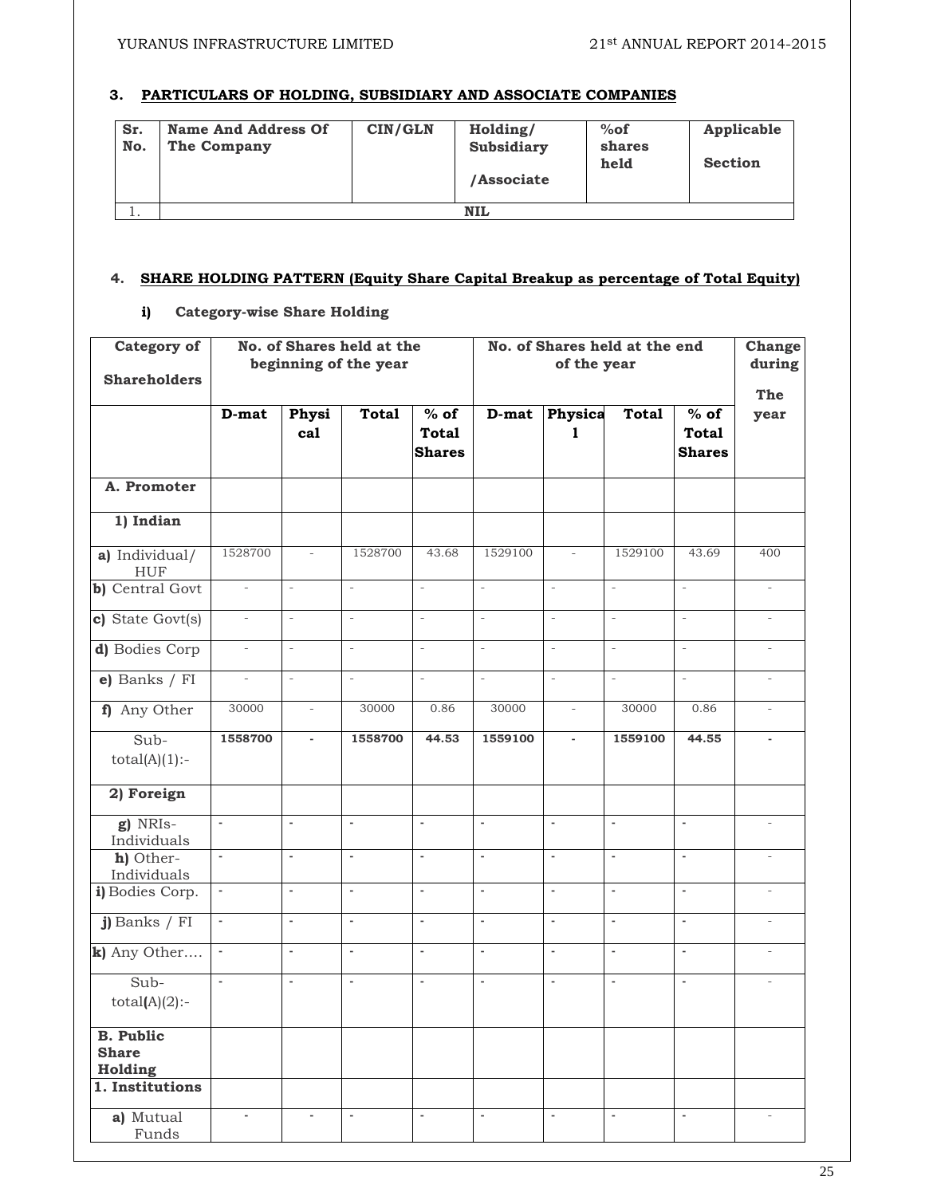### 3. PARTICULARS OF HOLDING, SUBSIDIARY AND ASSOCIATE COMPANIES

| Sr. No. | Name And Address Of The Company | CIN/GLN | Holding/ Subsidiary /Associate | %of shares held | Applicable Section |
|---|---|---|---|---|---|
| 1. | NIL | | | | |

### 4. SHARE HOLDING PATTERN (Equity Share Capital Breakup as percentage of Total Equity)

**i) Category-wise Share Holding**

| Category of Shareholders | No. of Shares held at the beginning of the year | | | | No. of Shares held at the end of the year | | | | Change during The year |
|---|---|---|---|---|---|---|---|---|---|
| | D-mat | Physical | Total | % of Total Shares | D-mat | Physical | Total | % of Total Shares | |
| **A. Promoter** | | | | | | | | | |
| **1) Indian** | | | | | | | | | |
| **a)** Individual/ HUF | 1528700 | - | 1528700 | 43.68 | 1529100 | - | 1529100 | 43.69 | 400 |
| **b)** Central Govt | - | - | - | - | - | - | - | - | - |
| **c)** State Govt(s) | - | - | - | - | - | - | - | - | - |
| **d)** Bodies Corp | - | - | - | - | - | - | - | - | - |
| **e)** Banks / FI | - | - | - | - | - | - | - | - | - |
| **f)** Any Other | 30000 | - | 30000 | 0.86 | 30000 | - | 30000 | 0.86 | - |
| Sub-total(A)(1):- | **1558700** | **-** | **1558700** | **44.53** | **1559100** | **-** | **1559100** | **44.55** | **-** |
| **2) Foreign** | | | | | | | | | |
| **g)** NRIs-Individuals | - | - | - | - | - | - | - | - | - |
| **h)** Other-Individuals | - | - | - | - | - | - | - | - | - |
| **i)** Bodies Corp. | - | - | - | - | - | - | - | - | - |
| **j)** Banks / FI | - | - | - | - | - | - | - | - | - |
| **k)** Any Other.... | - | - | - | - | - | - | - | - | - |
| Sub-total(A)(2):- | - | - | - | - | - | - | - | - | - |
| **B. Public Share Holding** | | | | | | | | | |
| **1. Institutions** | | | | | | | | | |
| **a)** Mutual Funds | - | - | - | - | - | - | - | - | - |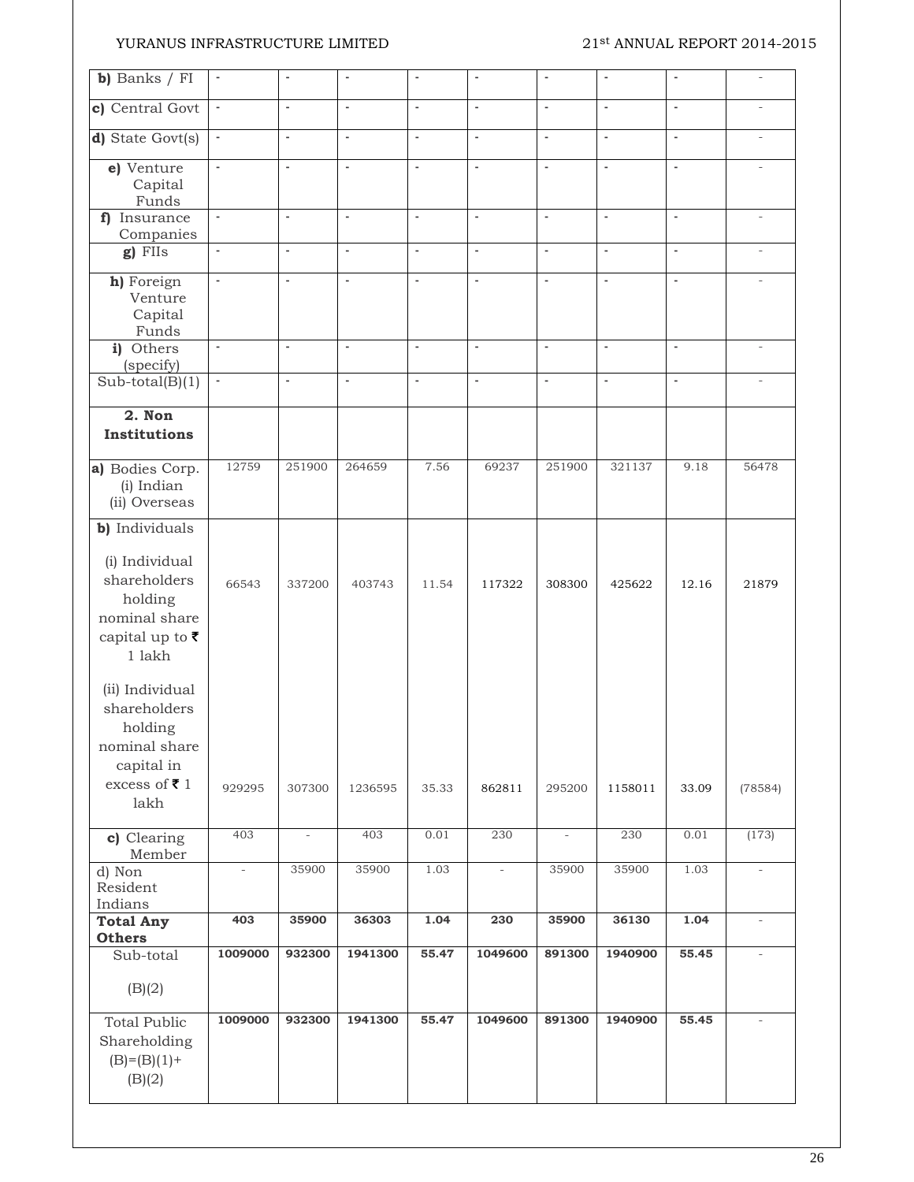| | | | | | | | | | |
|---|---|---|---|---|---|---|---|---|---|
| **b)** Banks / FI | - | - | - | - | - | - | - | - | - |
| **c)** Central Govt | - | - | - | - | - | - | - | - | - |
| **d)** State Govt(s) | - | - | - | - | - | - | - | - | - |
| **e)** Venture Capital Funds | - | - | - | - | - | - | - | - | - |
| **f)** Insurance Companies | - | - | - | - | - | - | - | - | - |
| **g)** FIIs | - | - | - | - | - | - | - | - | - |
| **h)** Foreign Venture Capital Funds | - | - | - | - | - | - | - | - | - |
| **i)** Others (specify) | - | - | - | - | - | - | - | - | - |
| Sub-total(B)(1) | - | - | - | - | - | - | - | - | - |
| **2. Non Institutions** | | | | | | | | | |
| **a)** Bodies Corp. (i) Indian (ii) Overseas | 12759 | 251900 | 264659 | 7.56 | 69237 | 251900 | 321137 | 9.18 | 56478 |
| **b)** Individuals | | | | | | | | | |
| (i) Individual shareholders holding nominal share capital up to ₹ 1 lakh | 66543 | 337200 | 403743 | 11.54 | 117322 | 308300 | 425622 | 12.16 | 21879 |
| (ii) Individual shareholders holding nominal share capital in excess of ₹ 1 lakh | 929295 | 307300 | 1236595 | 35.33 | 862811 | 295200 | 1158011 | 33.09 | (78584) |
| **c)** Clearing Member | 403 | - | 403 | 0.01 | 230 | - | 230 | 0.01 | (173) |
| d) Non Resident Indians | - | 35900 | 35900 | 1.03 | - | 35900 | 35900 | 1.03 | - |
| **Total Any Others** | **403** | **35900** | **36303** | **1.04** | **230** | **35900** | **36130** | **1.04** | - |
| Sub-total (B)(2) | **1009000** | **932300** | **1941300** | **55.47** | **1049600** | **891300** | **1940900** | **55.45** | - |
| Total Public Shareholding (B)=(B)(1)+ (B)(2) | **1009000** | **932300** | **1941300** | **55.47** | **1049600** | **891300** | **1940900** | **55.45** | - |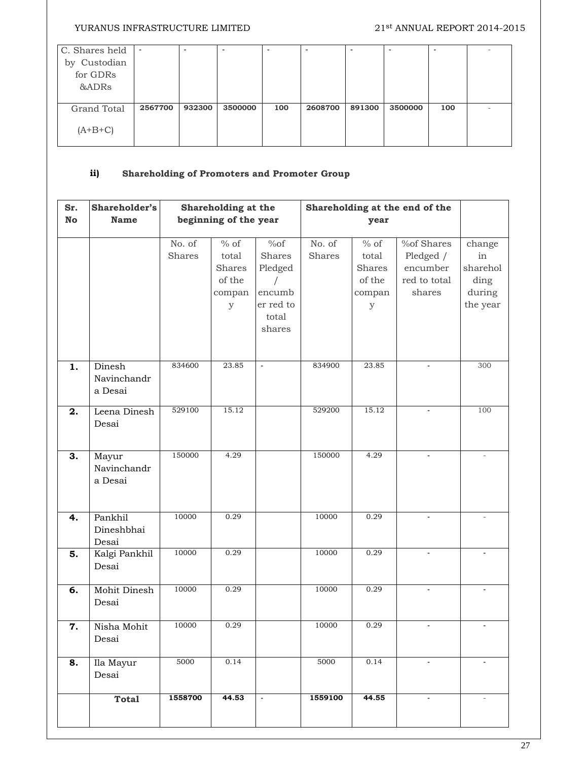| | | | | | | | | | |
|---|---|---|---|---|---|---|---|---|---|
| C. Shares held by Custodian for GDRs &ADRs | - | - | - | - | - | - | - | - | - |
| Grand Total (A+B+C) | **2567700** | **932300** | **3500000** | **100** | **2608700** | **891300** | **3500000** | **100** | - |

### ii) Shareholding of Promoters and Promoter Group

| Sr. No | Shareholder's Name | Shareholding at the beginning of the year | | | Shareholding at the end of the year | | | |
|---|---|---|---|---|---|---|---|---|
| | | No. of Shares | % of total Shares of the company | %of Shares Pledged / encumber red to total shares | No. of Shares | % of total Shares of the company | %of Shares Pledged / encumber red to total shares | change in shareholding during the year |
| **1.** | Dinesh Navinchandra Desai | 834600 | 23.85 | - | 834900 | 23.85 | - | 300 |
| **2.** | Leena Dinesh Desai | 529100 | 15.12 | | 529200 | 15.12 | - | 100 |
| **3.** | Mayur Navinchandra Desai | 150000 | 4.29 | | 150000 | 4.29 | - | - |
| **4.** | Pankhil Dineshbhai Desai | 10000 | 0.29 | | 10000 | 0.29 | - | - |
| **5.** | Kalgi Pankhil Desai | 10000 | 0.29 | | 10000 | 0.29 | - | - |
| **6.** | Mohit Dinesh Desai | 10000 | 0.29 | | 10000 | 0.29 | - | - |
| **7.** | Nisha Mohit Desai | 10000 | 0.29 | | 10000 | 0.29 | - | - |
| **8.** | Ila Mayur Desai | 5000 | 0.14 | | 5000 | 0.14 | - | - |
| | **Total** | **1558700** | **44.53** | - | **1559100** | **44.55** | - | - |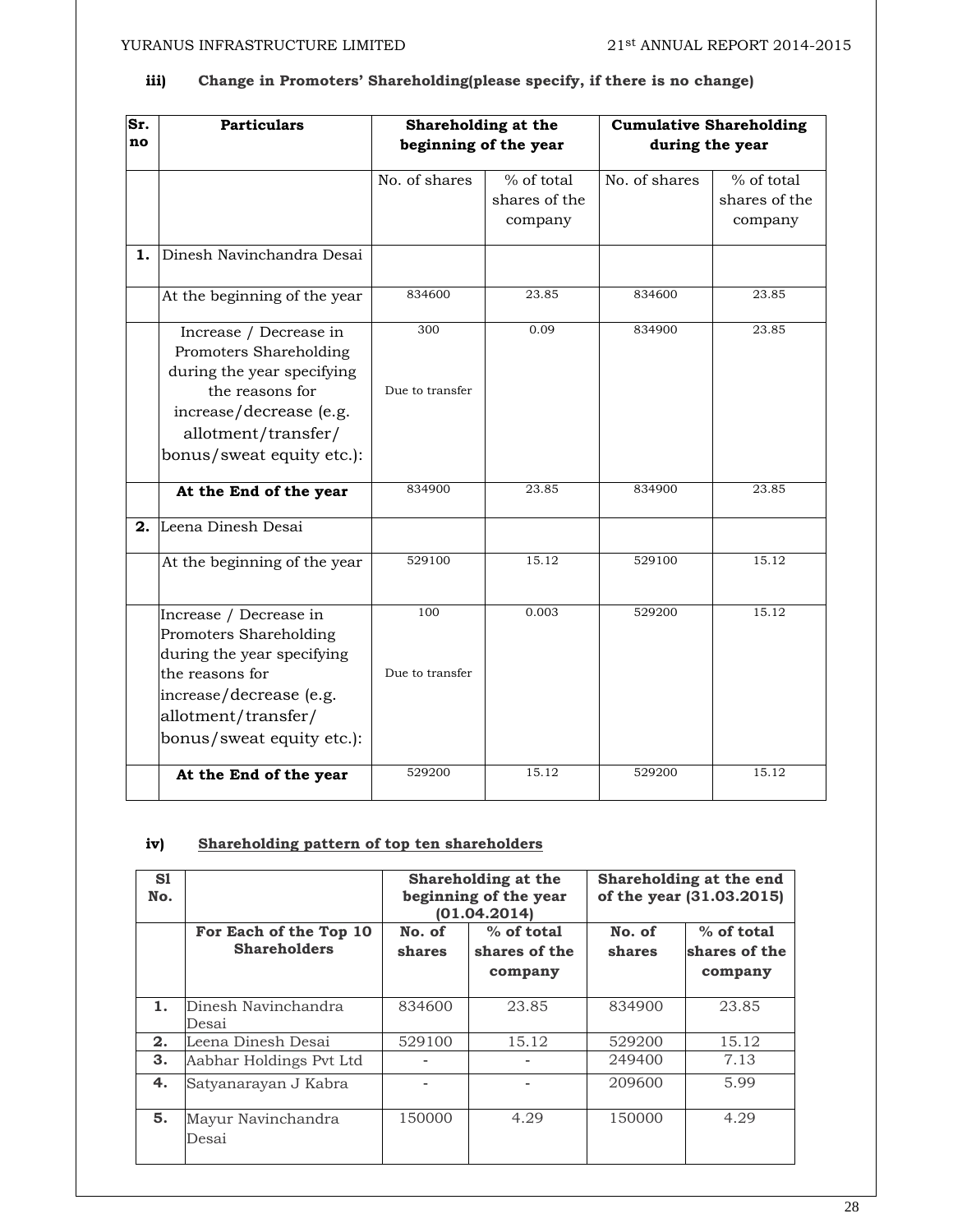### iii) Change in Promoters' Shareholding(please specify, if there is no change)

| Sr. no | Particulars | Shareholding at the beginning of the year | | Cumulative Shareholding during the year | |
|---|---|---|---|---|---|
| | | No. of shares | % of total shares of the company | No. of shares | % of total shares of the company |
| **1.** | Dinesh Navinchandra Desai | | | | |
| | At the beginning of the year | 834600 | 23.85 | 834600 | 23.85 |
| | Increase / Decrease in Promoters Shareholding during the year specifying the reasons for increase/decrease (e.g. allotment/transfer/ bonus/sweat equity etc.): | 300 Due to transfer | 0.09 | 834900 | 23.85 |
| | **At the End of the year** | 834900 | 23.85 | 834900 | 23.85 |
| **2.** | Leena Dinesh Desai | | | | |
| | At the beginning of the year | 529100 | 15.12 | 529100 | 15.12 |
| | Increase / Decrease in Promoters Shareholding during the year specifying the reasons for increase/decrease (e.g. allotment/transfer/ bonus/sweat equity etc.): | 100 Due to transfer | 0.003 | 529200 | 15.12 |
| | **At the End of the year** | 529200 | 15.12 | 529200 | 15.12 |

### iv) Shareholding pattern of top ten shareholders

| Sl No. | | Shareholding at the beginning of the year (01.04.2014) | | Shareholding at the end of the year (31.03.2015) | |
|---|---|---|---|---|---|
| | **For Each of the Top 10 Shareholders** | **No. of shares** | **% of total shares of the company** | **No. of shares** | **% of total shares of the company** |
| **1.** | Dinesh Navinchandra Desai | 834600 | 23.85 | 834900 | 23.85 |
| **2.** | Leena Dinesh Desai | 529100 | 15.12 | 529200 | 15.12 |
| **3.** | Aabhar Holdings Pvt Ltd | - | - | 249400 | 7.13 |
| **4.** | Satyanarayan J Kabra | - | - | 209600 | 5.99 |
| **5.** | Mayur Navinchandra Desai | 150000 | 4.29 | 150000 | 4.29 |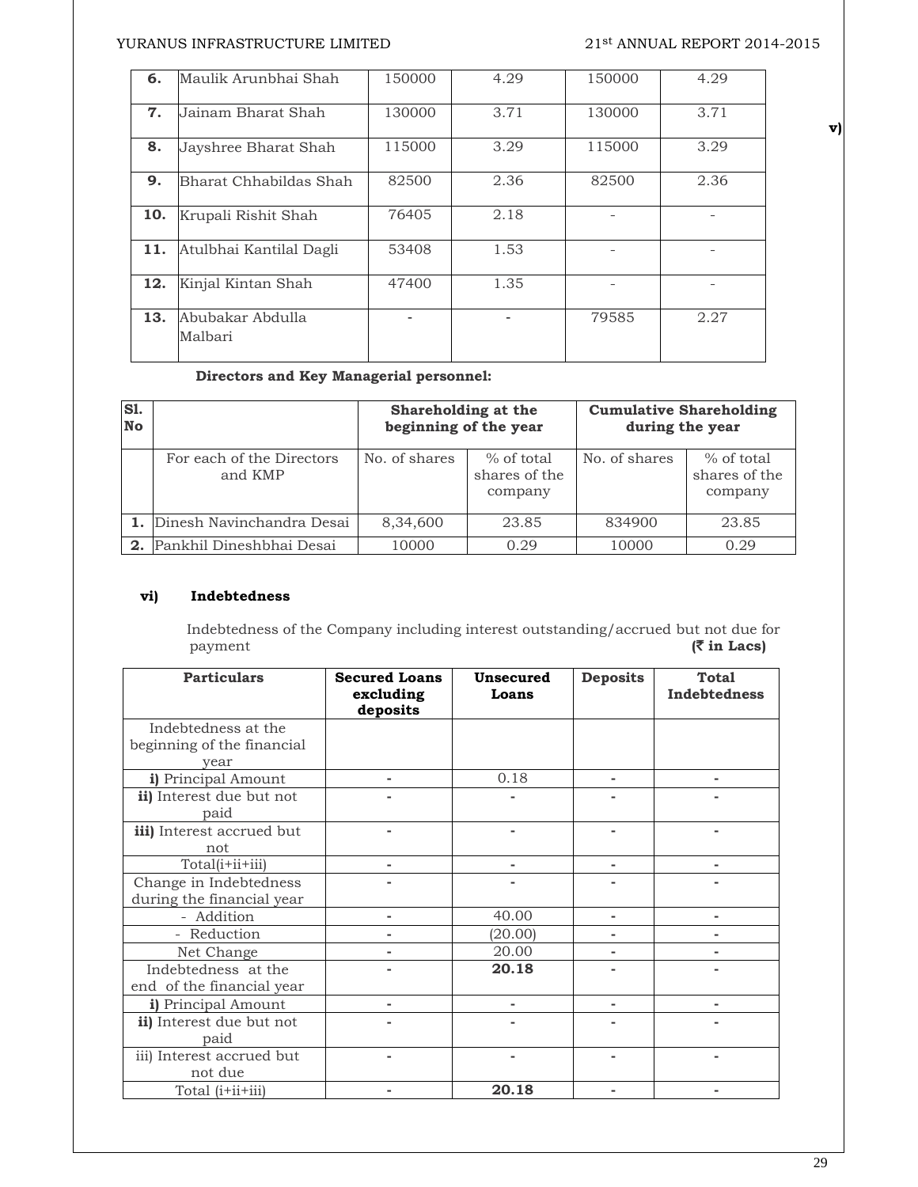| | | | | | |
|---|---|---|---|---|---|
| **6.** | Maulik Arunbhai Shah | 150000 | 4.29 | 150000 | 4.29 |
| **7.** | Jainam Bharat Shah | 130000 | 3.71 | 130000 | 3.71 |
| **8.** | Jayshree Bharat Shah | 115000 | 3.29 | 115000 | 3.29 |
| **9.** | Bharat Chhabildas Shah | 82500 | 2.36 | 82500 | 2.36 |
| **10.** | Krupali Rishit Shah | 76405 | 2.18 | - | - |
| **11.** | Atulbhai Kantilal Dagli | 53408 | 1.53 | - | - |
| **12.** | Kinjal Kintan Shah | 47400 | 1.35 | - | - |
| **13.** | Abubakar Abdulla Malbari | - | - | 79585 | 2.27 |

**v)** **Directors and Key Managerial personnel:**

| **Sl. No** | | **Shareholding at the beginning of the year** | | **Cumulative Shareholding during the year** | |
|---|---|---|---|---|---|
| | For each of the Directors and KMP | No. of shares | % of total shares of the company | No. of shares | % of total shares of the company |
| **1.** | Dinesh Navinchandra Desai | 8,34,600 | 23.85 | 834900 | 23.85 |
| **2.** | Pankhil Dineshbhai Desai | 10000 | 0.29 | 10000 | 0.29 |

**vi) Indebtedness**

Indebtedness of the Company including interest outstanding/accrued but not due for payment **(₹ in Lacs)**

| **Particulars** | **Secured Loans excluding deposits** | **Unsecured Loans** | **Deposits** | **Total Indebtedness** |
|---|---|---|---|---|
| Indebtedness at the beginning of the financial year | | | | |
| **i)** Principal Amount | - | 0.18 | - | - |
| **ii)** Interest due but not paid | - | - | - | - |
| **iii)** Interest accrued but not | - | - | - | - |
| Total(i+ii+iii) | - | - | - | - |
| Change in Indebtedness during the financial year | - | - | - | - |
| - Addition | - | 40.00 | - | - |
| - Reduction | - | (20.00) | - | - |
| Net Change | - | 20.00 | - | - |
| Indebtedness at the end of the financial year | - | **20.18** | - | - |
| **i)** Principal Amount | - | - | - | - |
| **ii)** Interest due but not paid | - | - | - | - |
| iii) Interest accrued but not due | - | - | - | - |
| Total (i+ii+iii) | - | **20.18** | - | - |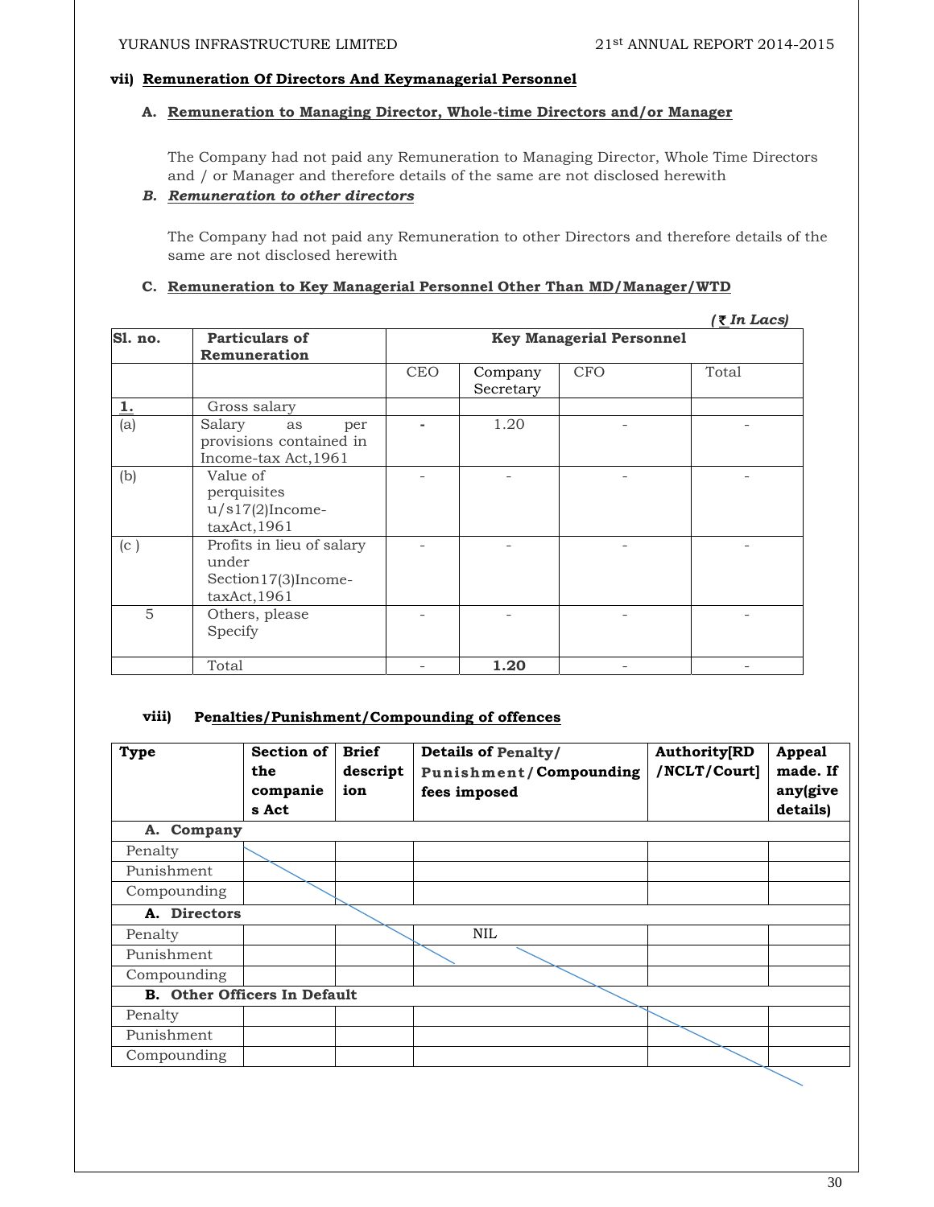### vii) Remuneration Of Directors And Keymanagerial Personnel

**A. Remuneration to Managing Director, Whole-time Directors and/or Manager**

The Company had not paid any Remuneration to Managing Director, Whole Time Directors and / or Manager and therefore details of the same are not disclosed herewith

***B. Remuneration to other directors***

The Company had not paid any Remuneration to other Directors and therefore details of the same are not disclosed herewith

**C. Remuneration to Key Managerial Personnel Other Than MD/Manager/WTD**

*( ₹ In Lacs)*

| Sl. no. | Particulars of Remuneration | Key Managerial Personnel | | | |
|---|---|---|---|---|---|
| | | CEO | Company Secretary | CFO | Total |
| 1. | Gross salary | | | | |
| (a) | Salary as per provisions contained in Income-tax Act,1961 | - | 1.20 | - | - |
| (b) | Value of perquisites u/s17(2)Income-taxAct,1961 | - | - | - | - |
| (c ) | Profits in lieu of salary under Section17(3)Income-taxAct,1961 | - | - | - | - |
| 5 | Others, please Specify | - | - | - | - |
| | Total | - | **1.20** | - | - |

### viii) Penalties/Punishment/Compounding of offences

| Type | Section of the companies Act | Brief description | Details of Penalty/ Punishment/Compounding fees imposed | Authority[RD /NCLT/Court] | Appeal made. If any(give details) |
|---|---|---|---|---|---|
| **A. Company** | | | | | |
| Penalty | | | | | |
| Punishment | | | | | |
| Compounding | | | | | |
| **A. Directors** | | | | | |
| Penalty | | | NIL | | |
| Punishment | | | | | |
| Compounding | | | | | |
| **B. Other Officers In Default** | | | | | |
| Penalty | | | | | |
| Punishment | | | | | |
| Compounding | | | | | |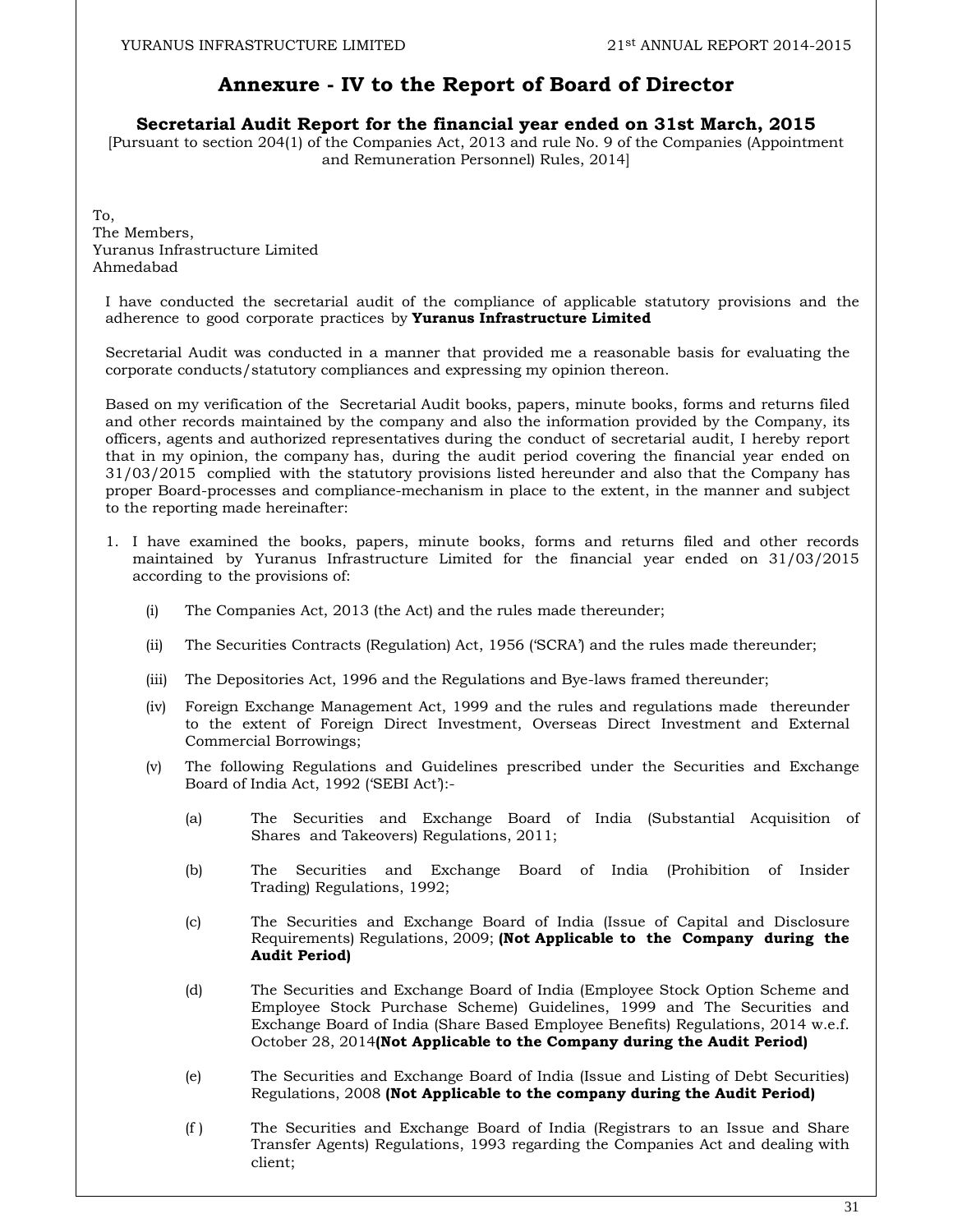# Annexure - IV to the Report of Board of Director

## Secretarial Audit Report for the financial year ended on 31st March, 2015

[Pursuant to section 204(1) of the Companies Act, 2013 and rule No. 9 of the Companies (Appointment and Remuneration Personnel) Rules, 2014]

To,
The Members,
Yuranus Infrastructure Limited
Ahmedabad

I have conducted the secretarial audit of the compliance of applicable statutory provisions and the adherence to good corporate practices by **Yuranus Infrastructure Limited**

Secretarial Audit was conducted in a manner that provided me a reasonable basis for evaluating the corporate conducts/statutory compliances and expressing my opinion thereon.

Based on my verification of the Secretarial Audit books, papers, minute books, forms and returns filed and other records maintained by the company and also the information provided by the Company, its officers, agents and authorized representatives during the conduct of secretarial audit, I hereby report that in my opinion, the company has, during the audit period covering the financial year ended on 31/03/2015 complied with the statutory provisions listed hereunder and also that the Company has proper Board-processes and compliance-mechanism in place to the extent, in the manner and subject to the reporting made hereinafter:

1. I have examined the books, papers, minute books, forms and returns filed and other records maintained by Yuranus Infrastructure Limited for the financial year ended on 31/03/2015 according to the provisions of:

   (i) The Companies Act, 2013 (the Act) and the rules made thereunder;

   (ii) The Securities Contracts (Regulation) Act, 1956 ('SCRA') and the rules made thereunder;

   (iii) The Depositories Act, 1996 and the Regulations and Bye-laws framed thereunder;

   (iv) Foreign Exchange Management Act, 1999 and the rules and regulations made thereunder to the extent of Foreign Direct Investment, Overseas Direct Investment and External Commercial Borrowings;

   (v) The following Regulations and Guidelines prescribed under the Securities and Exchange Board of India Act, 1992 ('SEBI Act'):-

      (a) The Securities and Exchange Board of India (Substantial Acquisition of Shares and Takeovers) Regulations, 2011;

      (b) The Securities and Exchange Board of India (Prohibition of Insider Trading) Regulations, 1992;

      (c) The Securities and Exchange Board of India (Issue of Capital and Disclosure Requirements) Regulations, 2009; **(Not Applicable to the Company during the Audit Period)**

      (d) The Securities and Exchange Board of India (Employee Stock Option Scheme and Employee Stock Purchase Scheme) Guidelines, 1999 and The Securities and Exchange Board of India (Share Based Employee Benefits) Regulations, 2014 w.e.f. October 28, 2014**(Not Applicable to the Company during the Audit Period)**

      (e) The Securities and Exchange Board of India (Issue and Listing of Debt Securities) Regulations, 2008 **(Not Applicable to the company during the Audit Period)**

      (f ) The Securities and Exchange Board of India (Registrars to an Issue and Share Transfer Agents) Regulations, 1993 regarding the Companies Act and dealing with client;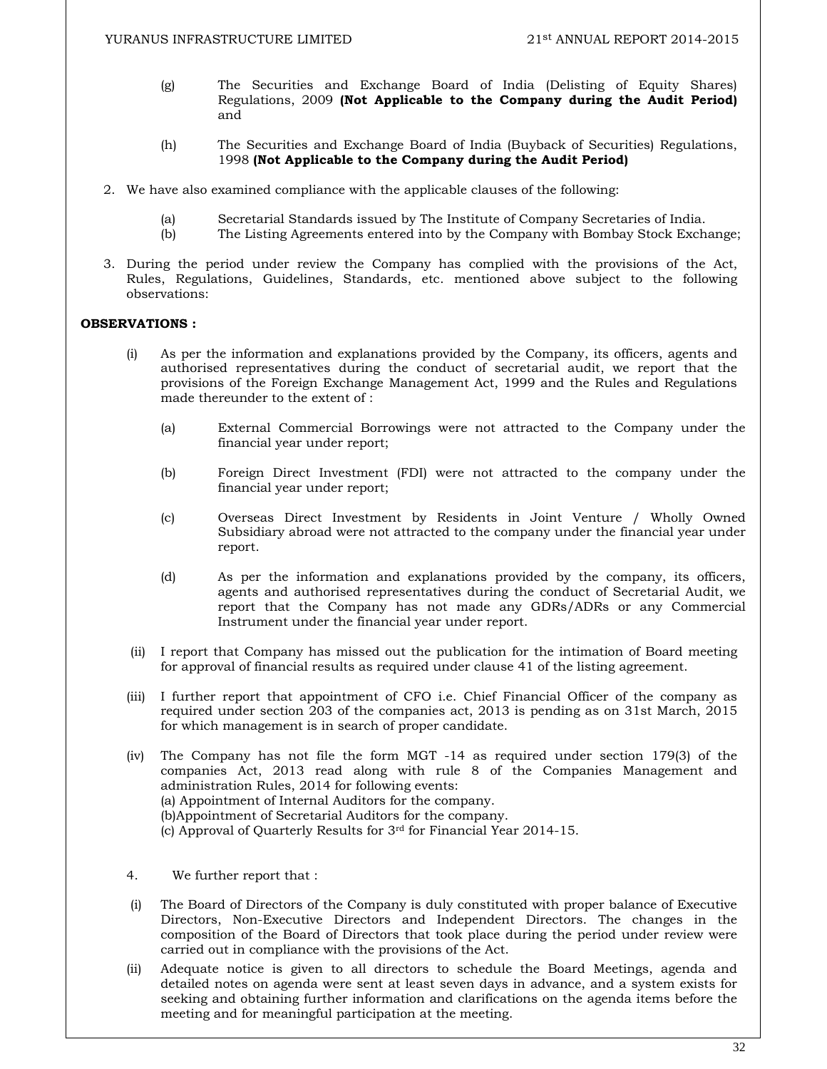(g) The Securities and Exchange Board of India (Delisting of Equity Shares) Regulations, 2009 **(Not Applicable to the Company during the Audit Period)** and

(h) The Securities and Exchange Board of India (Buyback of Securities) Regulations, 1998 **(Not Applicable to the Company during the Audit Period)**

2. We have also examined compliance with the applicable clauses of the following:

   (a) Secretarial Standards issued by The Institute of Company Secretaries of India.
   
   (b) The Listing Agreements entered into by the Company with Bombay Stock Exchange;

3. During the period under review the Company has complied with the provisions of the Act, Rules, Regulations, Guidelines, Standards, etc. mentioned above subject to the following observations:

**OBSERVATIONS :**

(i) As per the information and explanations provided by the Company, its officers, agents and authorised representatives during the conduct of secretarial audit, we report that the provisions of the Foreign Exchange Management Act, 1999 and the Rules and Regulations made thereunder to the extent of :

   (a) External Commercial Borrowings were not attracted to the Company under the financial year under report;

   (b) Foreign Direct Investment (FDI) were not attracted to the company under the financial year under report;

   (c) Overseas Direct Investment by Residents in Joint Venture / Wholly Owned Subsidiary abroad were not attracted to the company under the financial year under report.

   (d) As per the information and explanations provided by the company, its officers, agents and authorised representatives during the conduct of Secretarial Audit, we report that the Company has not made any GDRs/ADRs or any Commercial Instrument under the financial year under report.

(ii) I report that Company has missed out the publication for the intimation of Board meeting for approval of financial results as required under clause 41 of the listing agreement.

(iii) I further report that appointment of CFO i.e. Chief Financial Officer of the company as required under section 203 of the companies act, 2013 is pending as on 31st March, 2015 for which management is in search of proper candidate.

(iv) The Company has not file the form MGT -14 as required under section 179(3) of the companies Act, 2013 read along with rule 8 of the Companies Management and administration Rules, 2014 for following events:
(a) Appointment of Internal Auditors for the company.
(b)Appointment of Secretarial Auditors for the company.
(c) Approval of Quarterly Results for 3rd for Financial Year 2014-15.

4. We further report that :

(i) The Board of Directors of the Company is duly constituted with proper balance of Executive Directors, Non-Executive Directors and Independent Directors. The changes in the composition of the Board of Directors that took place during the period under review were carried out in compliance with the provisions of the Act.

(ii) Adequate notice is given to all directors to schedule the Board Meetings, agenda and detailed notes on agenda were sent at least seven days in advance, and a system exists for seeking and obtaining further information and clarifications on the agenda items before the meeting and for meaningful participation at the meeting.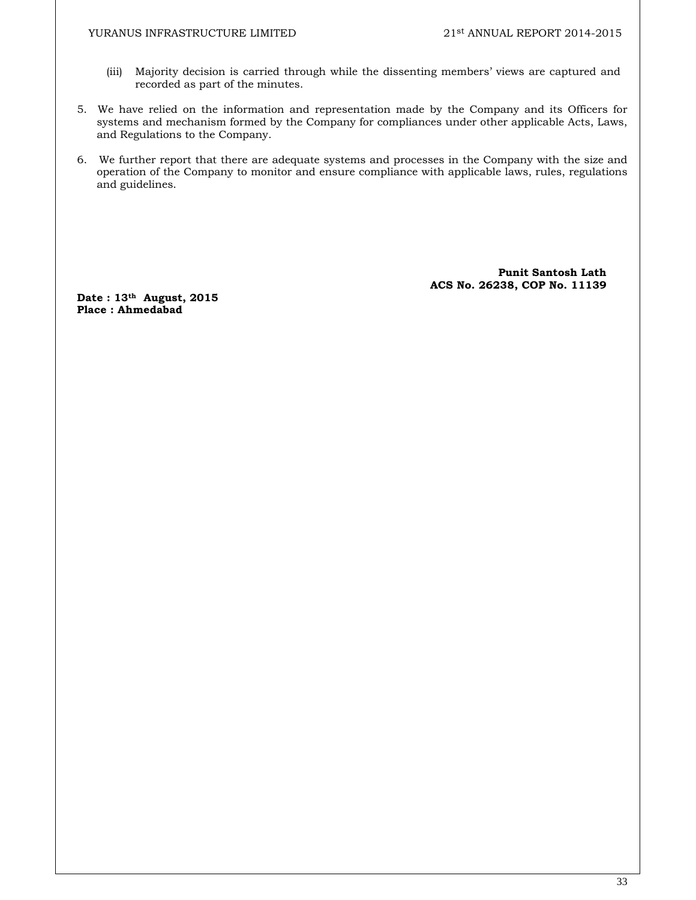(iii) Majority decision is carried through while the dissenting members' views are captured and recorded as part of the minutes.

5. We have relied on the information and representation made by the Company and its Officers for systems and mechanism formed by the Company for compliances under other applicable Acts, Laws, and Regulations to the Company.

6. We further report that there are adequate systems and processes in the Company with the size and operation of the Company to monitor and ensure compliance with applicable laws, rules, regulations and guidelines.

**Punit Santosh Lath**
**ACS No. 26238, COP No. 11139**

**Date : 13th August, 2015**
**Place : Ahmedabad**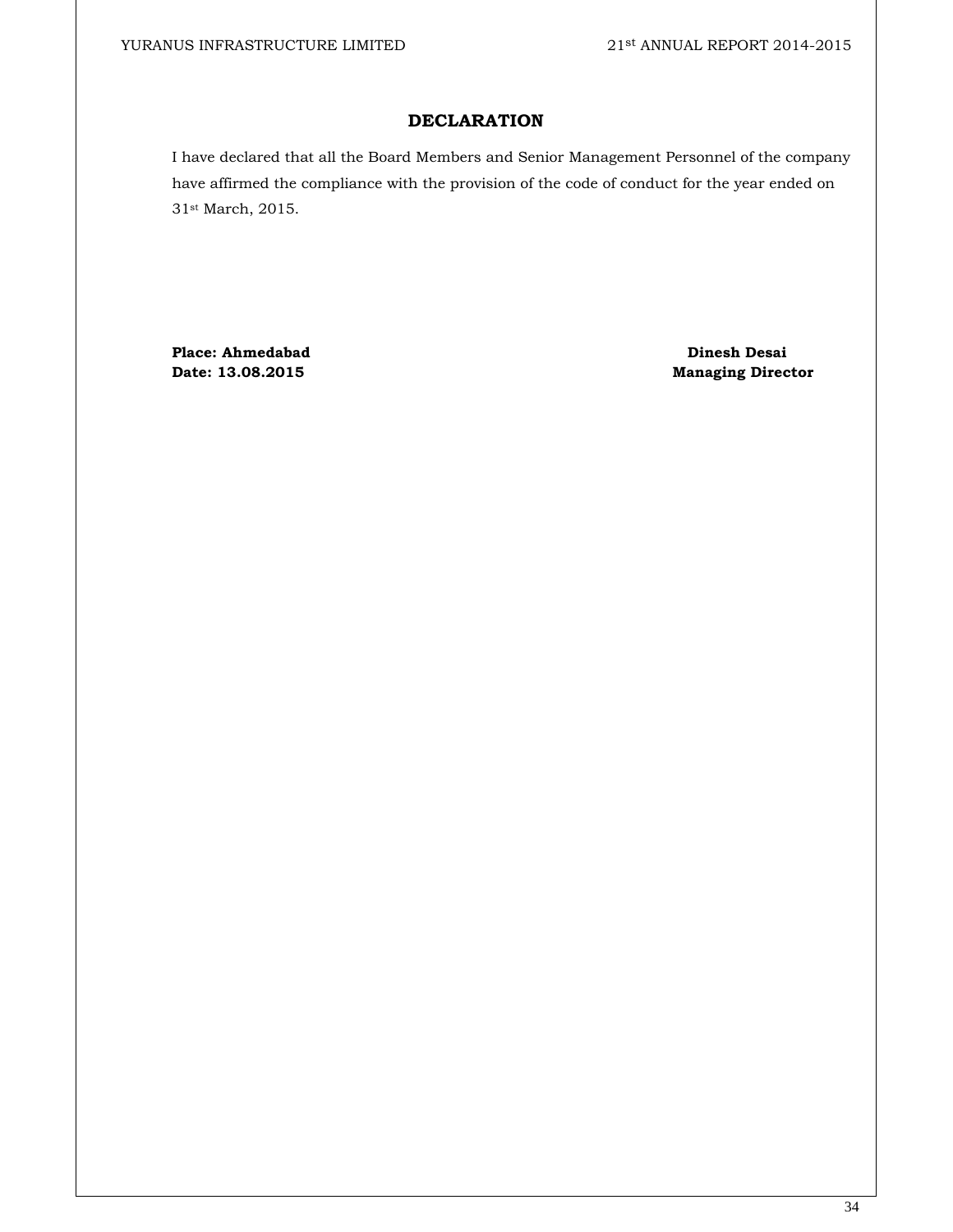## DECLARATION

I have declared that all the Board Members and Senior Management Personnel of the company have affirmed the compliance with the provision of the code of conduct for the year ended on 31st March, 2015.

**Place: Ahmedabad**
**Date: 13.08.2015**

**Dinesh Desai**
**Managing Director**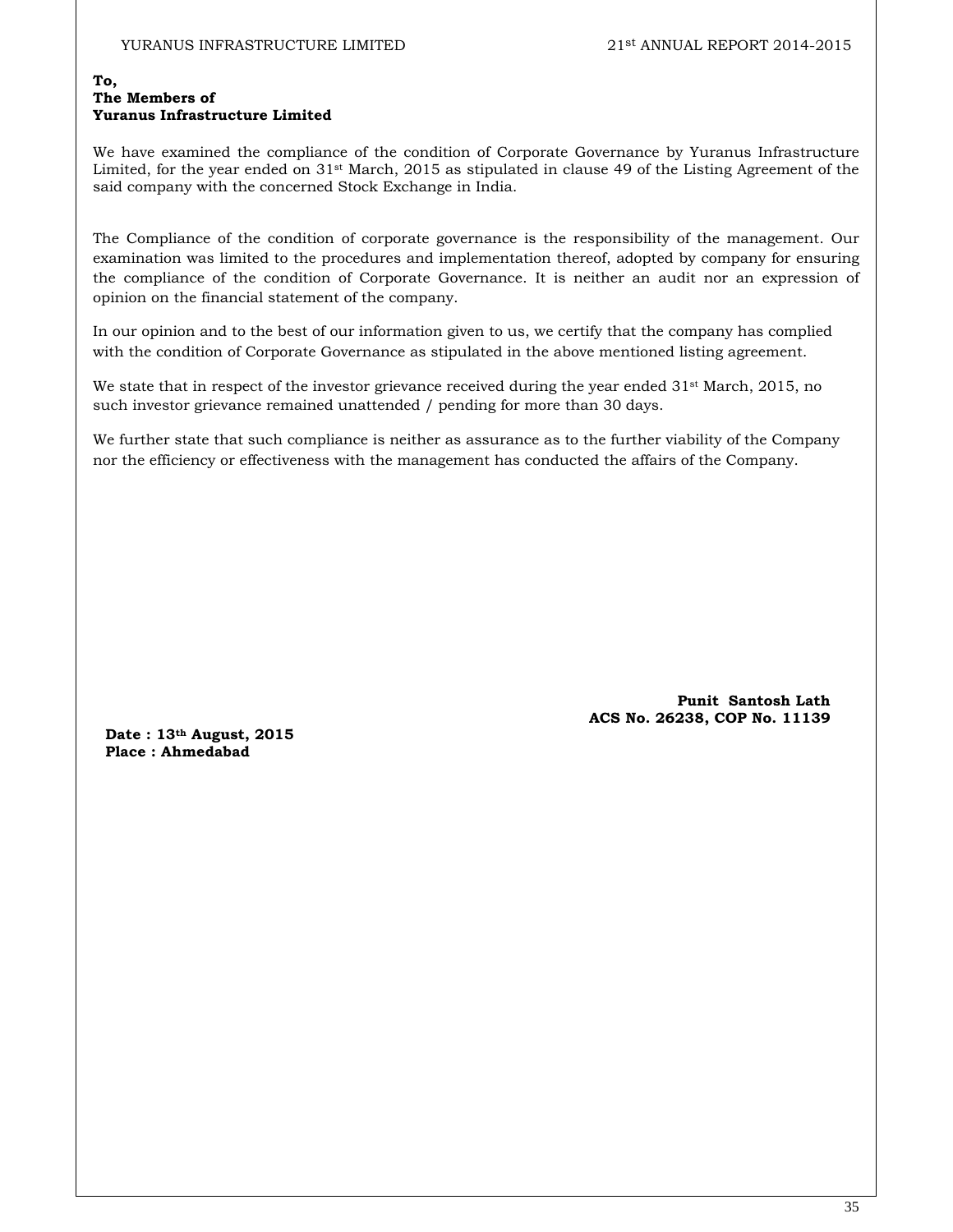**To,**
**The Members of**
**Yuranus Infrastructure Limited**

We have examined the compliance of the condition of Corporate Governance by Yuranus Infrastructure Limited, for the year ended on 31st March, 2015 as stipulated in clause 49 of the Listing Agreement of the said company with the concerned Stock Exchange in India.

The Compliance of the condition of corporate governance is the responsibility of the management. Our examination was limited to the procedures and implementation thereof, adopted by company for ensuring the compliance of the condition of Corporate Governance. It is neither an audit nor an expression of opinion on the financial statement of the company.

In our opinion and to the best of our information given to us, we certify that the company has complied with the condition of Corporate Governance as stipulated in the above mentioned listing agreement.

We state that in respect of the investor grievance received during the year ended 31st March, 2015, no such investor grievance remained unattended / pending for more than 30 days.

We further state that such compliance is neither as assurance as to the further viability of the Company nor the efficiency or effectiveness with the management has conducted the affairs of the Company.

**Punit Santosh Lath**
**ACS No. 26238, COP No. 11139**

**Date : 13th August, 2015**
**Place : Ahmedabad**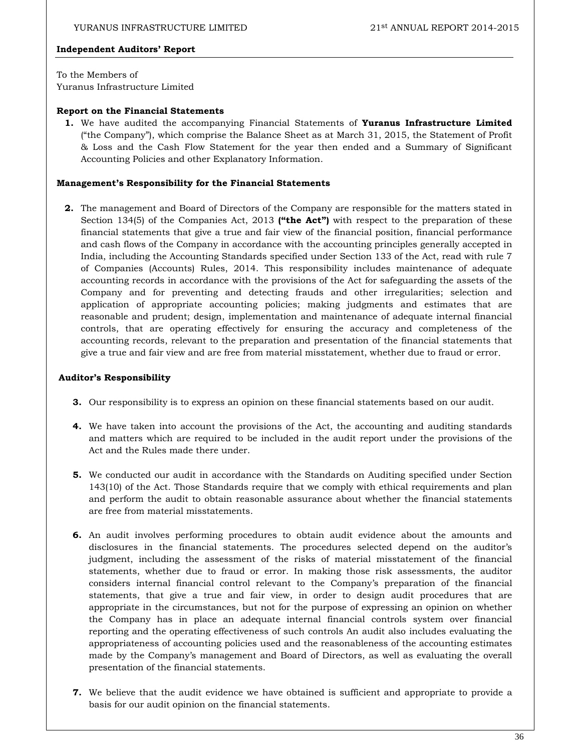## Independent Auditors' Report

To the Members of
Yuranus Infrastructure Limited

### Report on the Financial Statements

1. We have audited the accompanying Financial Statements of **Yuranus Infrastructure Limited** ("the Company"), which comprise the Balance Sheet as at March 31, 2015, the Statement of Profit & Loss and the Cash Flow Statement for the year then ended and a Summary of Significant Accounting Policies and other Explanatory Information.

### Management's Responsibility for the Financial Statements

2. The management and Board of Directors of the Company are responsible for the matters stated in Section 134(5) of the Companies Act, 2013 **("the Act")** with respect to the preparation of these financial statements that give a true and fair view of the financial position, financial performance and cash flows of the Company in accordance with the accounting principles generally accepted in India, including the Accounting Standards specified under Section 133 of the Act, read with rule 7 of Companies (Accounts) Rules, 2014. This responsibility includes maintenance of adequate accounting records in accordance with the provisions of the Act for safeguarding the assets of the Company and for preventing and detecting frauds and other irregularities; selection and application of appropriate accounting policies; making judgments and estimates that are reasonable and prudent; design, implementation and maintenance of adequate internal financial controls, that are operating effectively for ensuring the accuracy and completeness of the accounting records, relevant to the preparation and presentation of the financial statements that give a true and fair view and are free from material misstatement, whether due to fraud or error.

### Auditor's Responsibility

3. Our responsibility is to express an opinion on these financial statements based on our audit.

4. We have taken into account the provisions of the Act, the accounting and auditing standards and matters which are required to be included in the audit report under the provisions of the Act and the Rules made there under.

5. We conducted our audit in accordance with the Standards on Auditing specified under Section 143(10) of the Act. Those Standards require that we comply with ethical requirements and plan and perform the audit to obtain reasonable assurance about whether the financial statements are free from material misstatements.

6. An audit involves performing procedures to obtain audit evidence about the amounts and disclosures in the financial statements. The procedures selected depend on the auditor's judgment, including the assessment of the risks of material misstatement of the financial statements, whether due to fraud or error. In making those risk assessments, the auditor considers internal financial control relevant to the Company's preparation of the financial statements, that give a true and fair view, in order to design audit procedures that are appropriate in the circumstances, but not for the purpose of expressing an opinion on whether the Company has in place an adequate internal financial controls system over financial reporting and the operating effectiveness of such controls An audit also includes evaluating the appropriateness of accounting policies used and the reasonableness of the accounting estimates made by the Company's management and Board of Directors, as well as evaluating the overall presentation of the financial statements.

7. We believe that the audit evidence we have obtained is sufficient and appropriate to provide a basis for our audit opinion on the financial statements.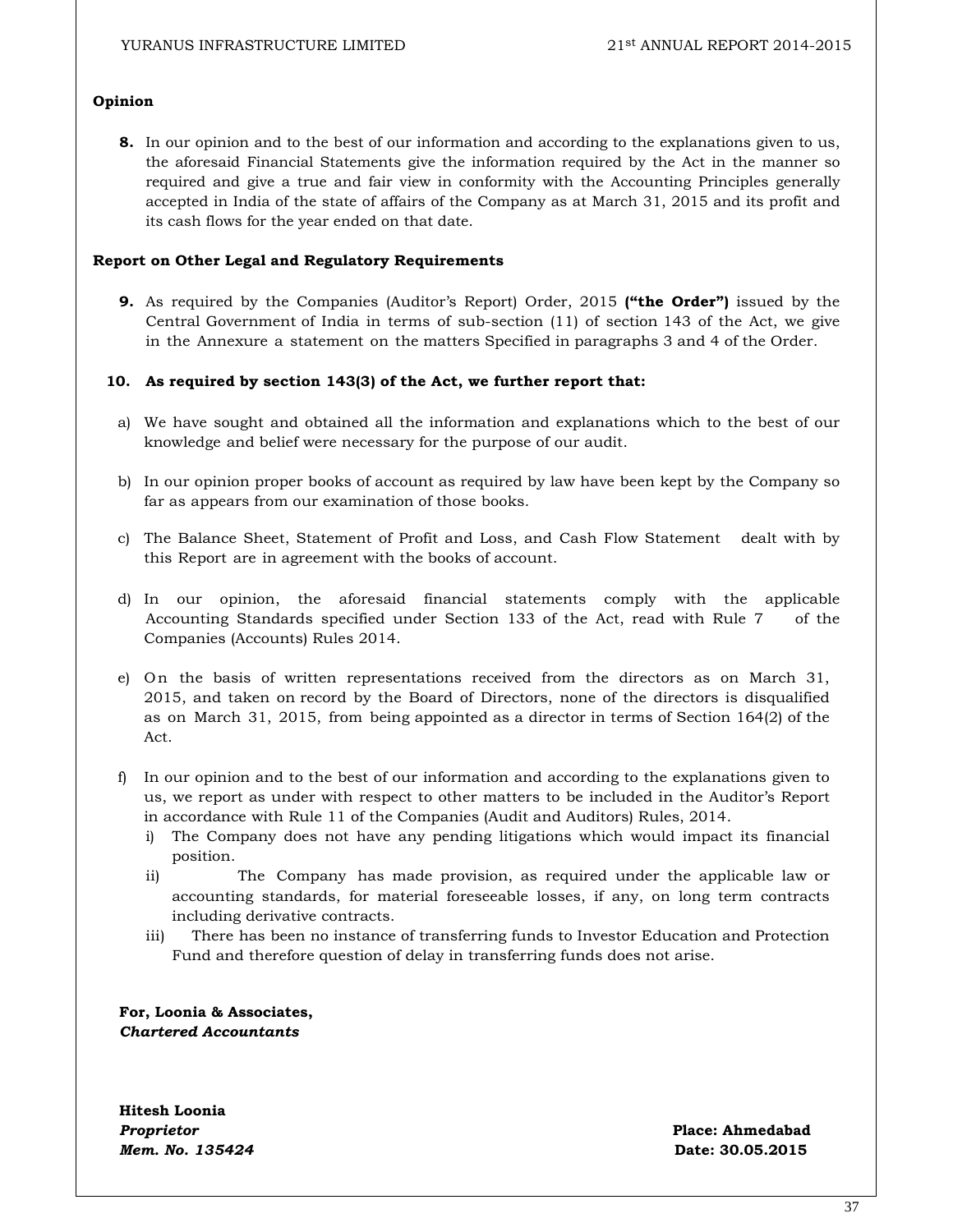**Opinion**

**8.** In our opinion and to the best of our information and according to the explanations given to us, the aforesaid Financial Statements give the information required by the Act in the manner so required and give a true and fair view in conformity with the Accounting Principles generally accepted in India of the state of affairs of the Company as at March 31, 2015 and its profit and its cash flows for the year ended on that date.

**Report on Other Legal and Regulatory Requirements**

**9.** As required by the Companies (Auditor's Report) Order, 2015 **("the Order")** issued by the Central Government of India in terms of sub-section (11) of section 143 of the Act, we give in the Annexure a statement on the matters Specified in paragraphs 3 and 4 of the Order.

**10. As required by section 143(3) of the Act, we further report that:**

a) We have sought and obtained all the information and explanations which to the best of our knowledge and belief were necessary for the purpose of our audit.

b) In our opinion proper books of account as required by law have been kept by the Company so far as appears from our examination of those books.

c) The Balance Sheet, Statement of Profit and Loss, and Cash Flow Statement dealt with by this Report are in agreement with the books of account.

d) In our opinion, the aforesaid financial statements comply with the applicable Accounting Standards specified under Section 133 of the Act, read with Rule 7 of the Companies (Accounts) Rules 2014.

e) On the basis of written representations received from the directors as on March 31, 2015, and taken on record by the Board of Directors, none of the directors is disqualified as on March 31, 2015, from being appointed as a director in terms of Section 164(2) of the Act.

f) In our opinion and to the best of our information and according to the explanations given to us, we report as under with respect to other matters to be included in the Auditor's Report in accordance with Rule 11 of the Companies (Audit and Auditors) Rules, 2014.
   i) The Company does not have any pending litigations which would impact its financial position.
   ii) The Company has made provision, as required under the applicable law or accounting standards, for material foreseeable losses, if any, on long term contracts including derivative contracts.
   iii) There has been no instance of transferring funds to Investor Education and Protection Fund and therefore question of delay in transferring funds does not arise.

**For, Loonia & Associates,**
***Chartered Accountants***

**Hitesh Loonia**
***Proprietor***
***Mem. No. 135424***

**Place: Ahmedabad**
**Date: 30.05.2015**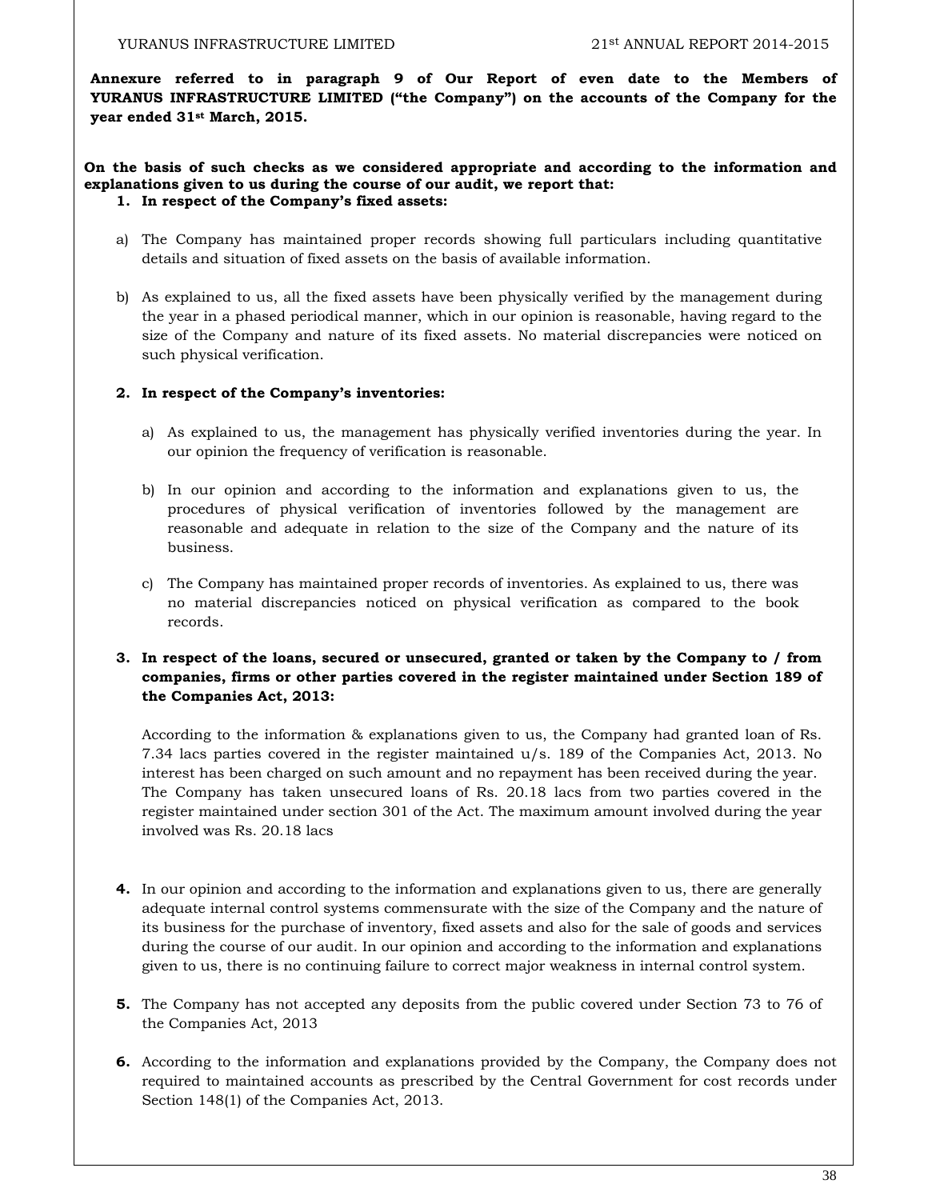**Annexure referred to in paragraph 9 of Our Report of even date to the Members of YURANUS INFRASTRUCTURE LIMITED ("the Company") on the accounts of the Company for the year ended 31st March, 2015.**

**On the basis of such checks as we considered appropriate and according to the information and explanations given to us during the course of our audit, we report that:**

1. **In respect of the Company's fixed assets:**

   a) The Company has maintained proper records showing full particulars including quantitative details and situation of fixed assets on the basis of available information.

   b) As explained to us, all the fixed assets have been physically verified by the management during the year in a phased periodical manner, which in our opinion is reasonable, having regard to the size of the Company and nature of its fixed assets. No material discrepancies were noticed on such physical verification.

2. **In respect of the Company's inventories:**

   a) As explained to us, the management has physically verified inventories during the year. In our opinion the frequency of verification is reasonable.

   b) In our opinion and according to the information and explanations given to us, the procedures of physical verification of inventories followed by the management are reasonable and adequate in relation to the size of the Company and the nature of its business.

   c) The Company has maintained proper records of inventories. As explained to us, there was no material discrepancies noticed on physical verification as compared to the book records.

3. **In respect of the loans, secured or unsecured, granted or taken by the Company to / from companies, firms or other parties covered in the register maintained under Section 189 of the Companies Act, 2013:**

   According to the information & explanations given to us, the Company had granted loan of Rs. 7.34 lacs parties covered in the register maintained u/s. 189 of the Companies Act, 2013. No interest has been charged on such amount and no repayment has been received during the year. The Company has taken unsecured loans of Rs. 20.18 lacs from two parties covered in the register maintained under section 301 of the Act. The maximum amount involved during the year involved was Rs. 20.18 lacs

4. In our opinion and according to the information and explanations given to us, there are generally adequate internal control systems commensurate with the size of the Company and the nature of its business for the purchase of inventory, fixed assets and also for the sale of goods and services during the course of our audit. In our opinion and according to the information and explanations given to us, there is no continuing failure to correct major weakness in internal control system.

5. The Company has not accepted any deposits from the public covered under Section 73 to 76 of the Companies Act, 2013

6. According to the information and explanations provided by the Company, the Company does not required to maintained accounts as prescribed by the Central Government for cost records under Section 148(1) of the Companies Act, 2013.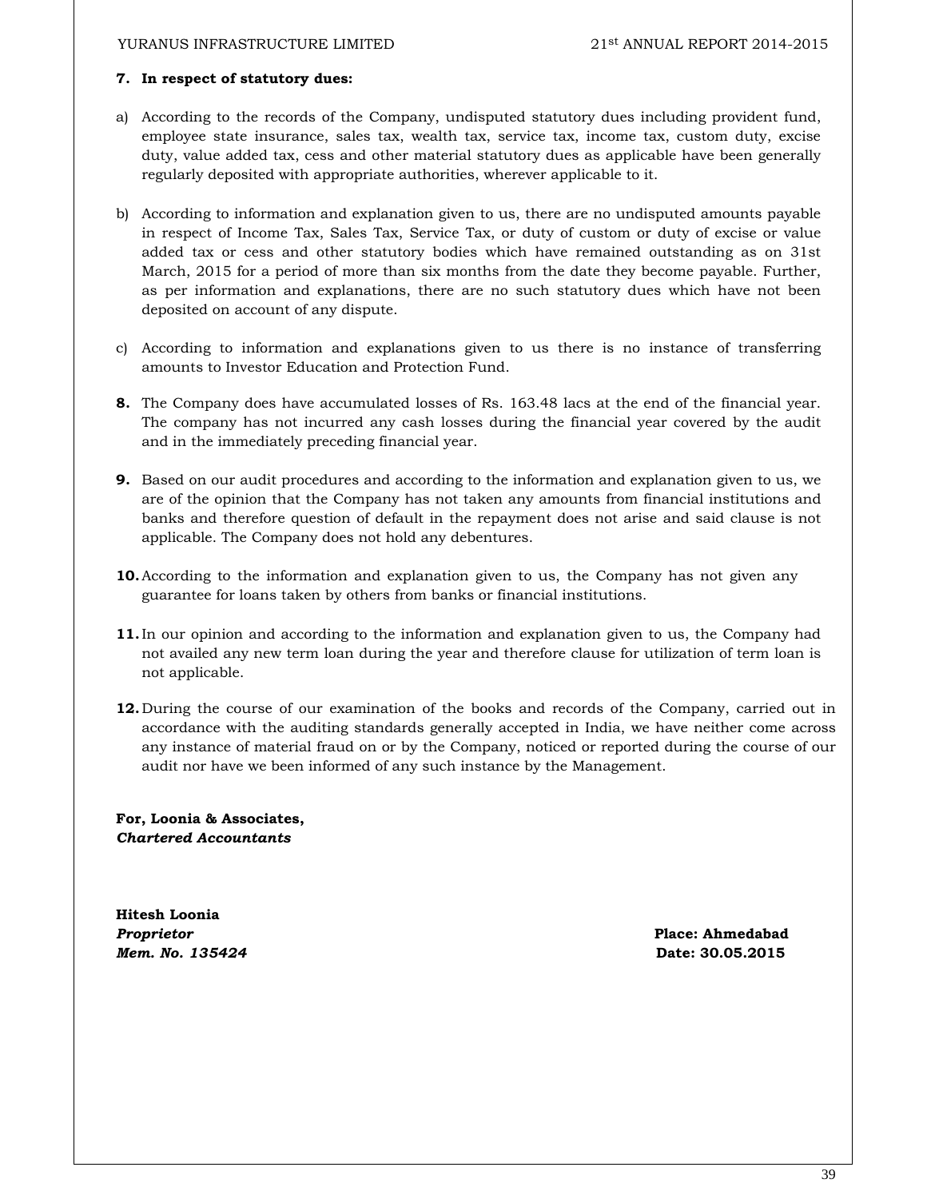**7. In respect of statutory dues:**

a) According to the records of the Company, undisputed statutory dues including provident fund, employee state insurance, sales tax, wealth tax, service tax, income tax, custom duty, excise duty, value added tax, cess and other material statutory dues as applicable have been generally regularly deposited with appropriate authorities, wherever applicable to it.

b) According to information and explanation given to us, there are no undisputed amounts payable in respect of Income Tax, Sales Tax, Service Tax, or duty of custom or duty of excise or value added tax or cess and other statutory bodies which have remained outstanding as on 31st March, 2015 for a period of more than six months from the date they become payable. Further, as per information and explanations, there are no such statutory dues which have not been deposited on account of any dispute.

c) According to information and explanations given to us there is no instance of transferring amounts to Investor Education and Protection Fund.

**8.** The Company does have accumulated losses of Rs. 163.48 lacs at the end of the financial year. The company has not incurred any cash losses during the financial year covered by the audit and in the immediately preceding financial year.

**9.** Based on our audit procedures and according to the information and explanation given to us, we are of the opinion that the Company has not taken any amounts from financial institutions and banks and therefore question of default in the repayment does not arise and said clause is not applicable. The Company does not hold any debentures.

**10.** According to the information and explanation given to us, the Company has not given any guarantee for loans taken by others from banks or financial institutions.

**11.** In our opinion and according to the information and explanation given to us, the Company had not availed any new term loan during the year and therefore clause for utilization of term loan is not applicable.

**12.** During the course of our examination of the books and records of the Company, carried out in accordance with the auditing standards generally accepted in India, we have neither come across any instance of material fraud on or by the Company, noticed or reported during the course of our audit nor have we been informed of any such instance by the Management.

**For, Loonia & Associates,**
***Chartered Accountants***

**Hitesh Loonia**
***Proprietor***
***Mem. No. 135424***

**Place: Ahmedabad**
**Date: 30.05.2015**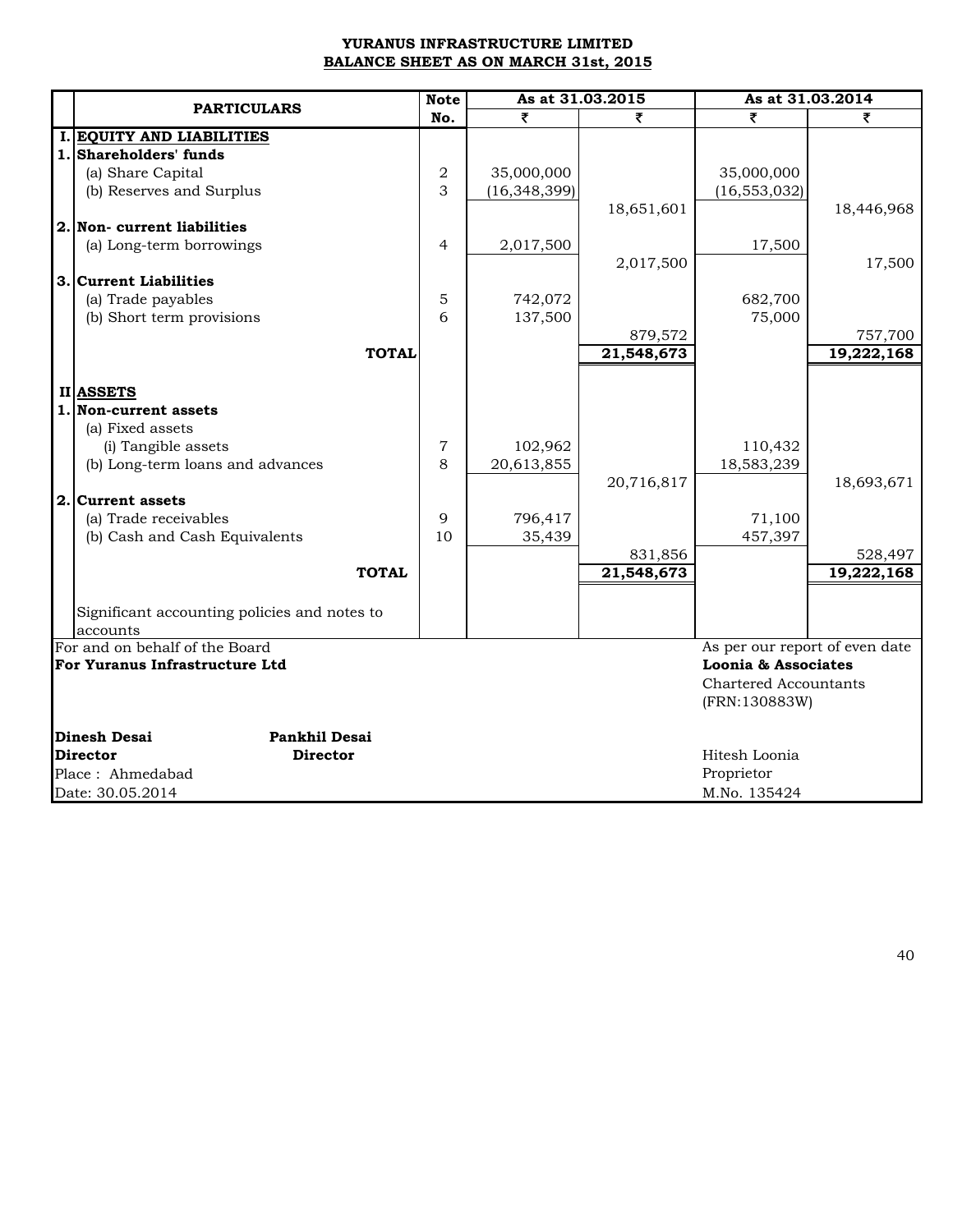**YURANUS INFRASTRUCTURE LIMITED**
**BALANCE SHEET AS ON MARCH 31st, 2015**

| | PARTICULARS | Note No. | As at 31.03.2015 ₹ | ₹ | As at 31.03.2014 ₹ | ₹ |
|---|---|---|---|---|---|---|
| **I.** | **EQUITY AND LIABILITIES** | | | | | |
| **1.** | **Shareholders' funds** | | | | | |
| | (a) Share Capital | 2 | 35,000,000 | | 35,000,000 | |
| | (b) Reserves and Surplus | 3 | (16,348,399) | | (16,553,032) | |
| | | | | 18,651,601 | | 18,446,968 |
| **2.** | **Non- current liabilities** | | | | | |
| | (a) Long-term borrowings | 4 | 2,017,500 | | 17,500 | |
| | | | | 2,017,500 | | 17,500 |
| **3.** | **Current Liabilities** | | | | | |
| | (a) Trade payables | 5 | 742,072 | | 682,700 | |
| | (b) Short term provisions | 6 | 137,500 | | 75,000 | |
| | | | | 879,572 | | 757,700 |
| | **TOTAL** | | | **21,548,673** | | **19,222,168** |
| **II** | **ASSETS** | | | | | |
| **1.** | **Non-current assets** | | | | | |
| | (a) Fixed assets | | | | | |
| | (i) Tangible assets | 7 | 102,962 | | 110,432 | |
| | (b) Long-term loans and advances | 8 | 20,613,855 | | 18,583,239 | |
| | | | | 20,716,817 | | 18,693,671 |
| **2.** | **Current assets** | | | | | |
| | (a) Trade receivables | 9 | 796,417 | | 71,100 | |
| | (b) Cash and Cash Equivalents | 10 | 35,439 | | 457,397 | |
| | | | | 831,856 | | 528,497 |
| | **TOTAL** | | | **21,548,673** | | **19,222,168** |
| | Significant accounting policies and notes to accounts | | | | | |

For and on behalf of the Board
**For Yuranus Infrastructure Ltd**

**Dinesh Desai** — **Director**
**Pankhil Desai** — **Director**

Place : Ahmedabad
Date: 30.05.2014

As per our report of even date
**Loonia & Associates**
Chartered Accountants
(FRN:130883W)

Hitesh Loonia
Proprietor
M.No. 135424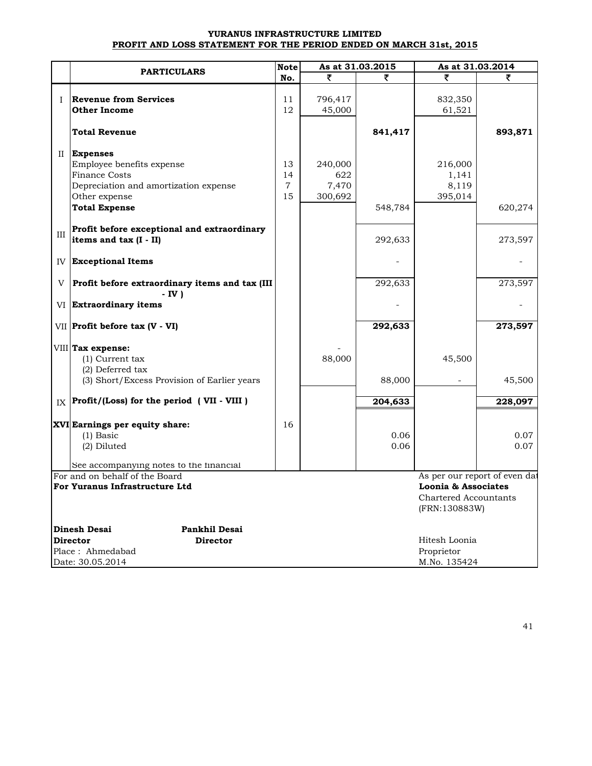**YURANUS INFRASTRUCTURE LIMITED**

**PROFIT AND LOSS STATEMENT FOR THE PERIOD ENDED ON MARCH 31st, 2015**

| | PARTICULARS | Note No. | As at 31.03.2015 | | As at 31.03.2014 | |
|---|---|---|---|---|---|---|
| | | | ₹ | ₹ | ₹ | ₹ |
| I | **Revenue from Services** | 11 | 796,417 | | 832,350 | |
| | **Other Income** | 12 | 45,000 | | 61,521 | |
| | **Total Revenue** | | | **841,417** | | **893,871** |
| II | **Expenses** | | | | | |
| | Employee benefits expense | 13 | 240,000 | | 216,000 | |
| | Finance Costs | 14 | 622 | | 1,141 | |
| | Depreciation and amortization expense | 7 | 7,470 | | 8,119 | |
| | Other expense | 15 | 300,692 | | 395,014 | |
| | **Total Expense** | | | 548,784 | | 620,274 |
| III | **Profit before exceptional and extraordinary items and tax (I - II)** | | | 292,633 | | 273,597 |
| IV | **Exceptional Items** | | | - | | - |
| V | **Profit before extraordinary items and tax (III - IV )** | | | 292,633 | | 273,597 |
| VI | **Extraordinary items** | | | - | | - |
| VII | **Profit before tax (V - VI)** | | | **292,633** | | **273,597** |
| VIII | **Tax expense:** | | - | | | |
| | (1) Current tax | | 88,000 | | 45,500 | |
| | (2) Deferred tax | | | | | |
| | (3) Short/Excess Provision of Earlier years | | | 88,000 | - | 45,500 |
| IX | **Profit/(Loss) for the period ( VII - VIII )** | | | **204,633** | | **228,097** |
| XVI | **Earnings per equity share:** | 16 | | | | |
| | (1) Basic | | | 0.06 | | 0.07 |
| | (2) Diluted | | | 0.06 | | 0.07 |
| | See accompanying notes to the financial | | | | | |

For and on behalf of the Board
**For Yuranus Infrastructure Ltd**

**Dinesh Desai** — **Director**
**Pankhil Desai** — **Director**

Place : Ahmedabad
Date: 30.05.2014

As per our report of even dat
**Loonia & Associates**
Chartered Accountants
(FRN:130883W)

Hitesh Loonia
Proprietor
M.No. 135424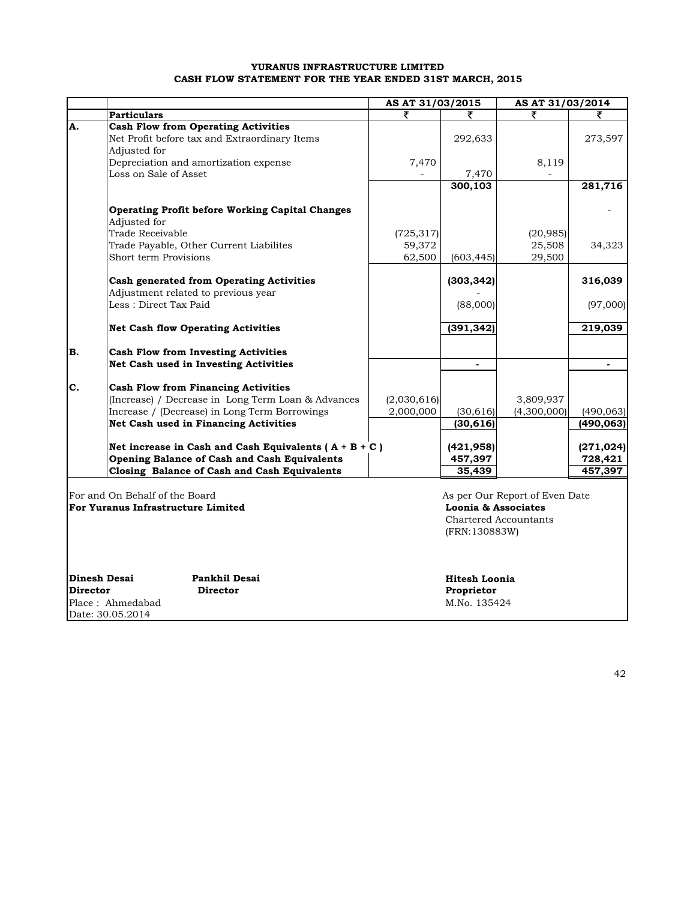**YURANUS INFRASTRUCTURE LIMITED**
**CASH FLOW STATEMENT FOR THE YEAR ENDED 31ST MARCH, 2015**

| | | AS AT 31/03/2015 | | AS AT 31/03/2014 | |
|---|---|---|---|---|---|
| | **Particulars** | ₹ | ₹ | ₹ | ₹ |
| **A.** | **Cash Flow from Operating Activities** | | | | |
| | Net Profit before tax and Extraordinary Items | | 292,633 | | 273,597 |
| | Adjusted for | | | | |
| | Depreciation and amortization expense | 7,470 | | 8,119 | |
| | Loss on Sale of Asset | - | 7,470 | - | |
| | | | **300,103** | | **281,716** |
| | **Operating Profit before Working Capital Changes** | | | | - |
| | Adjusted for | | | | |
| | Trade Receivable | (725,317) | | (20,985) | |
| | Trade Payable, Other Current Liabilites | 59,372 | | 25,508 | 34,323 |
| | Short term Provisions | 62,500 | (603,445) | 29,500 | |
| | **Cash generated from Operating Activities** | | **(303,342)** | | **316,039** |
| | Adjustment related to previous year | | - | | |
| | Less : Direct Tax Paid | | (88,000) | | (97,000) |
| | **Net Cash flow Operating Activities** | | **(391,342)** | | **219,039** |
| **B.** | **Cash Flow from Investing Activities** | | | | |
| | **Net Cash used in Investing Activities** | | **-** | | **-** |
| **C.** | **Cash Flow from Financing Activities** | | | | |
| | (Increase) / Decrease in Long Term Loan & Advances | (2,030,616) | | 3,809,937 | |
| | Increase / (Decrease) in Long Term Borrowings | 2,000,000 | (30,616) | (4,300,000) | (490,063) |
| | **Net Cash used in Financing Activities** | | **(30,616)** | | **(490,063)** |
| | **Net increase in Cash and Cash Equivalents ( A + B + C )** | | **(421,958)** | | **(271,024)** |
| | **Opening Balance of Cash and Cash Equivalents** | | **457,397** | | **728,421** |
| | **Closing Balance of Cash and Cash Equivalents** | | **35,439** | | **457,397** |

For and On Behalf of the Board
**For Yuranus Infrastructure Limited**

As per Our Report of Even Date
**Loonia & Associates**
Chartered Accountants
(FRN:130883W)

**Dinesh Desai** — **Director**
**Pankhil Desai** — **Director**
Place : Ahmedabad
Date: 30.05.2014

**Hitesh Loonia**
**Proprietor**
M.No. 135424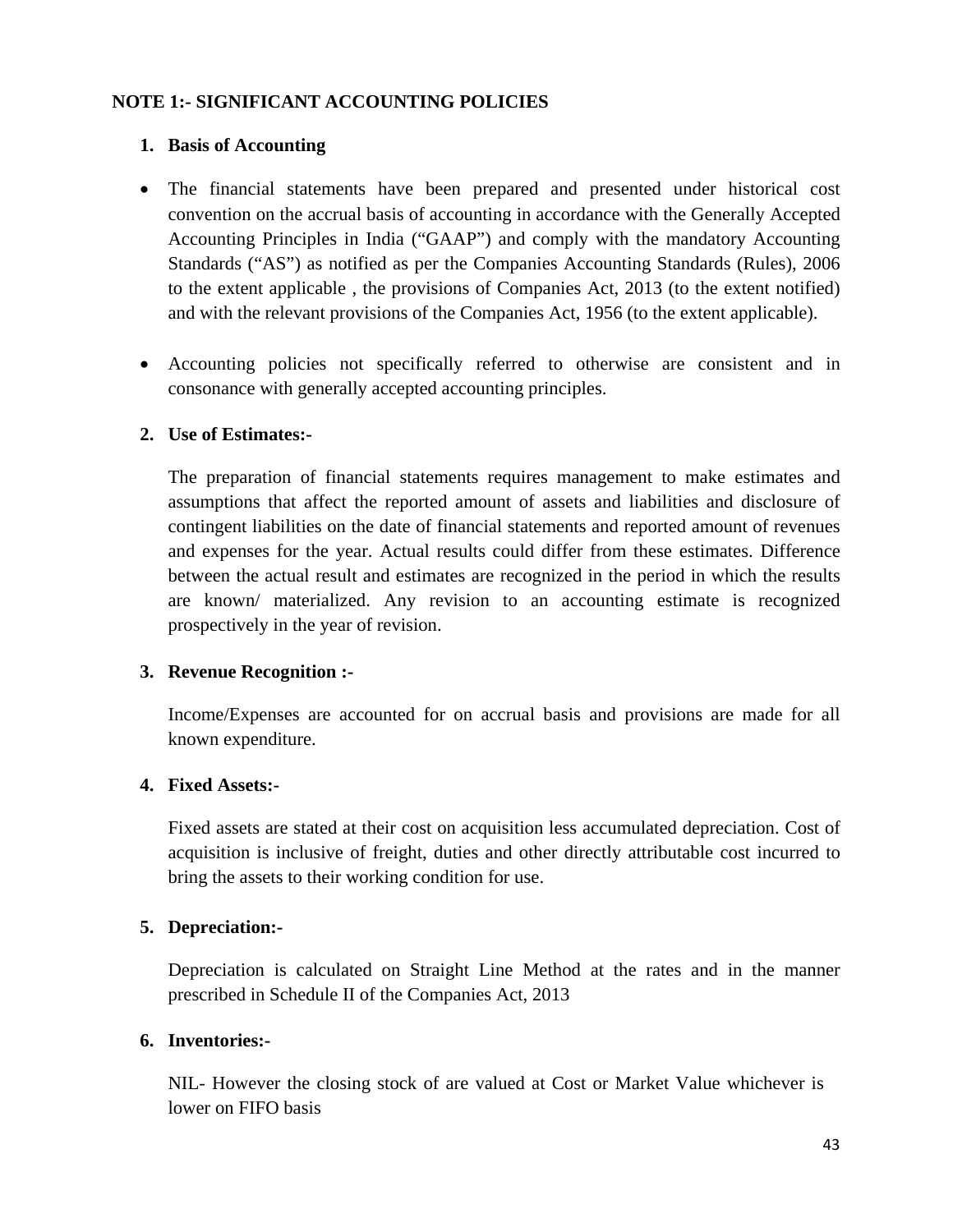## NOTE 1:- SIGNIFICANT ACCOUNTING POLICIES

### 1. Basis of Accounting

- The financial statements have been prepared and presented under historical cost convention on the accrual basis of accounting in accordance with the Generally Accepted Accounting Principles in India ("GAAP") and comply with the mandatory Accounting Standards ("AS") as notified as per the Companies Accounting Standards (Rules), 2006 to the extent applicable , the provisions of Companies Act, 2013 (to the extent notified) and with the relevant provisions of the Companies Act, 1956 (to the extent applicable).

- Accounting policies not specifically referred to otherwise are consistent and in consonance with generally accepted accounting principles.

### 2. Use of Estimates:-

The preparation of financial statements requires management to make estimates and assumptions that affect the reported amount of assets and liabilities and disclosure of contingent liabilities on the date of financial statements and reported amount of revenues and expenses for the year. Actual results could differ from these estimates. Difference between the actual result and estimates are recognized in the period in which the results are known/ materialized. Any revision to an accounting estimate is recognized prospectively in the year of revision.

### 3. Revenue Recognition :-

Income/Expenses are accounted for on accrual basis and provisions are made for all known expenditure.

### 4. Fixed Assets:-

Fixed assets are stated at their cost on acquisition less accumulated depreciation. Cost of acquisition is inclusive of freight, duties and other directly attributable cost incurred to bring the assets to their working condition for use.

### 5. Depreciation:-

Depreciation is calculated on Straight Line Method at the rates and in the manner prescribed in Schedule II of the Companies Act, 2013

### 6. Inventories:-

NIL- However the closing stock of are valued at Cost or Market Value whichever is lower on FIFO basis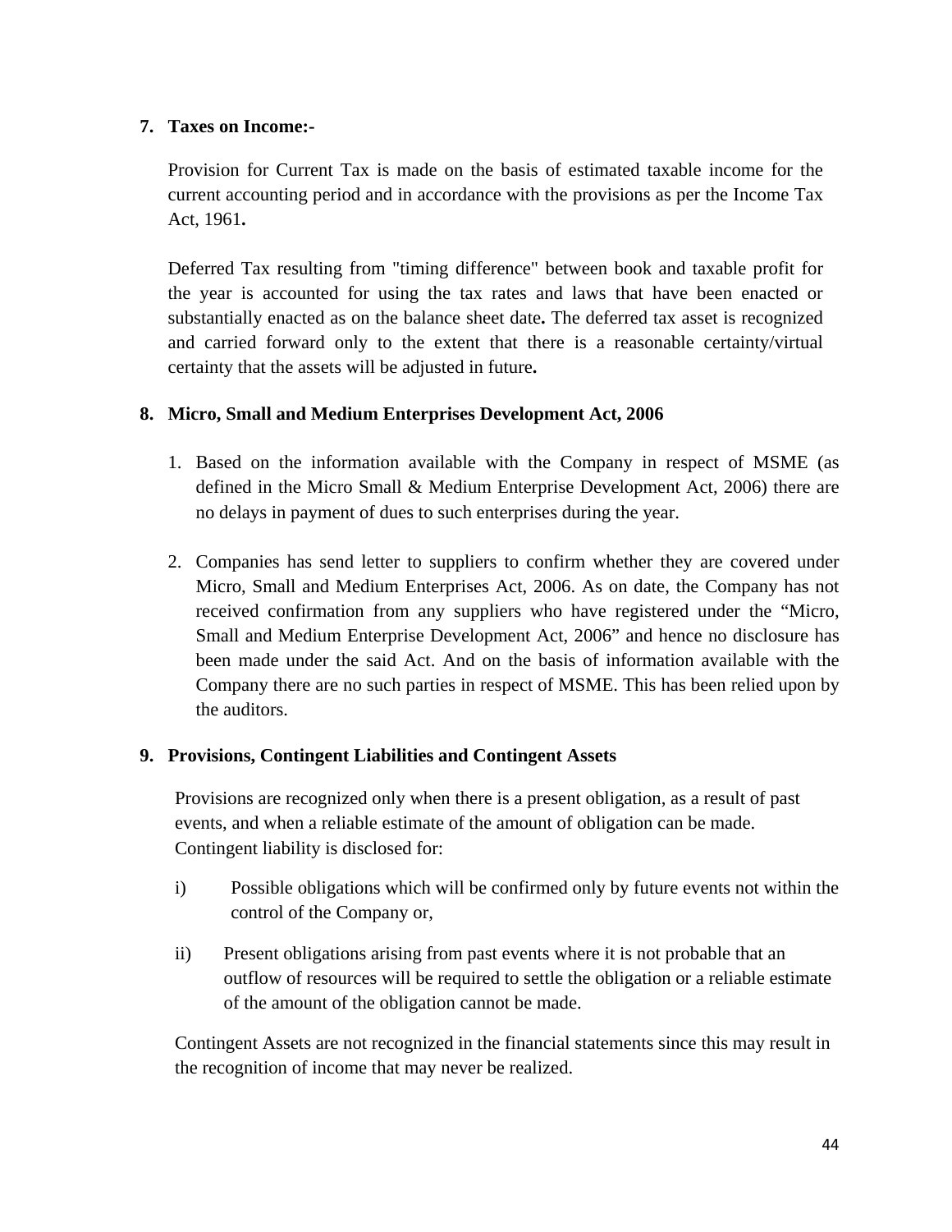7. **Taxes on Income:-**

   Provision for Current Tax is made on the basis of estimated taxable income for the current accounting period and in accordance with the provisions as per the Income Tax Act, 1961**.**

   Deferred Tax resulting from "timing difference" between book and taxable profit for the year is accounted for using the tax rates and laws that have been enacted or substantially enacted as on the balance sheet date**.** The deferred tax asset is recognized and carried forward only to the extent that there is a reasonable certainty/virtual certainty that the assets will be adjusted in future**.**

8. **Micro, Small and Medium Enterprises Development Act, 2006**

   1. Based on the information available with the Company in respect of MSME (as defined in the Micro Small & Medium Enterprise Development Act, 2006) there are no delays in payment of dues to such enterprises during the year.

   2. Companies has send letter to suppliers to confirm whether they are covered under Micro, Small and Medium Enterprises Act, 2006. As on date, the Company has not received confirmation from any suppliers who have registered under the "Micro, Small and Medium Enterprise Development Act, 2006" and hence no disclosure has been made under the said Act. And on the basis of information available with the Company there are no such parties in respect of MSME. This has been relied upon by the auditors.

9. **Provisions, Contingent Liabilities and Contingent Assets**

   Provisions are recognized only when there is a present obligation, as a result of past events, and when a reliable estimate of the amount of obligation can be made. Contingent liability is disclosed for:

   i) Possible obligations which will be confirmed only by future events not within the control of the Company or,

   ii) Present obligations arising from past events where it is not probable that an outflow of resources will be required to settle the obligation or a reliable estimate of the amount of the obligation cannot be made.

   Contingent Assets are not recognized in the financial statements since this may result in the recognition of income that may never be realized.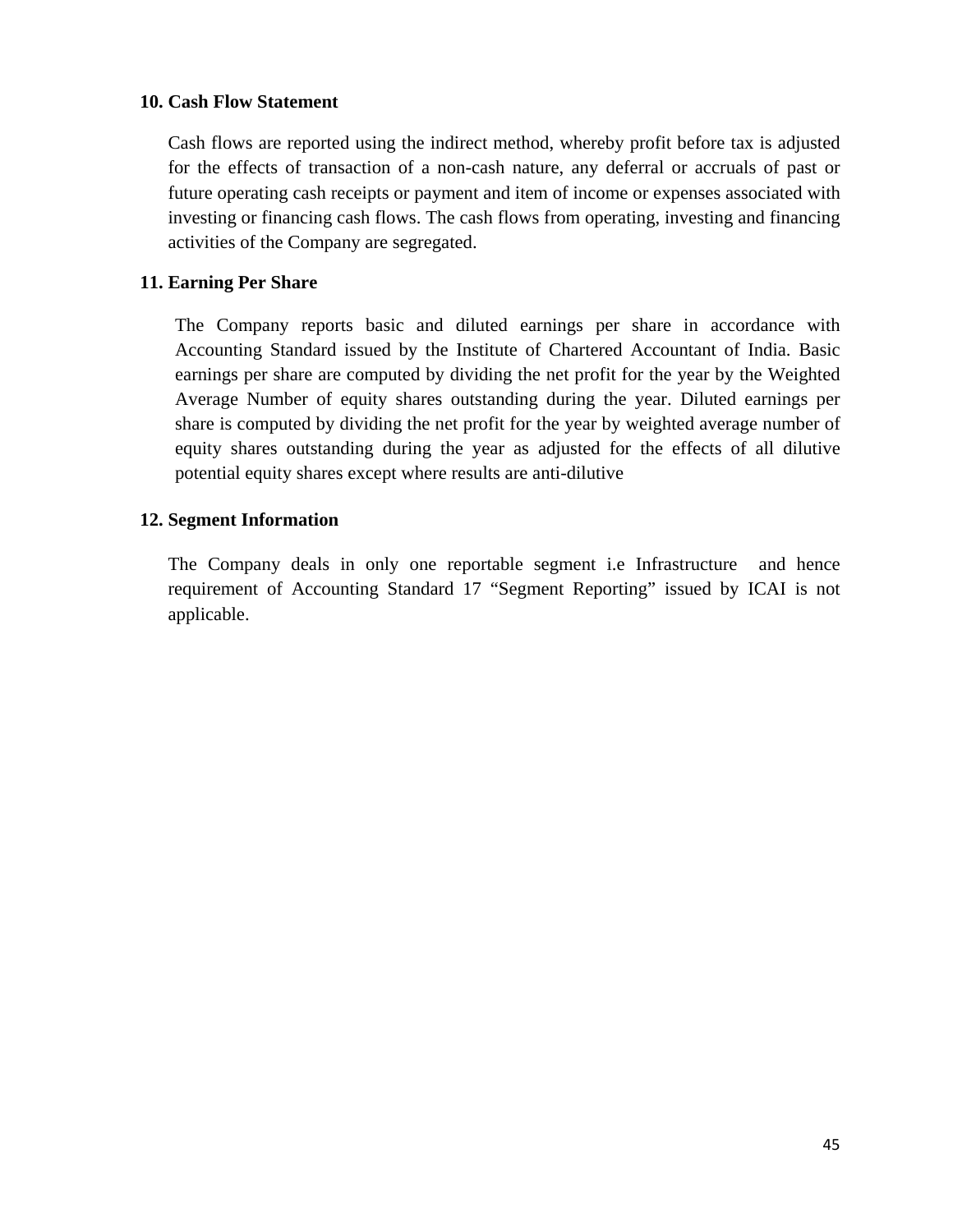**10. Cash Flow Statement**

Cash flows are reported using the indirect method, whereby profit before tax is adjusted for the effects of transaction of a non-cash nature, any deferral or accruals of past or future operating cash receipts or payment and item of income or expenses associated with investing or financing cash flows. The cash flows from operating, investing and financing activities of the Company are segregated.

**11. Earning Per Share**

The Company reports basic and diluted earnings per share in accordance with Accounting Standard issued by the Institute of Chartered Accountant of India. Basic earnings per share are computed by dividing the net profit for the year by the Weighted Average Number of equity shares outstanding during the year. Diluted earnings per share is computed by dividing the net profit for the year by weighted average number of equity shares outstanding during the year as adjusted for the effects of all dilutive potential equity shares except where results are anti-dilutive

**12. Segment Information**

The Company deals in only one reportable segment i.e Infrastructure and hence requirement of Accounting Standard 17 “Segment Reporting” issued by ICAI is not applicable.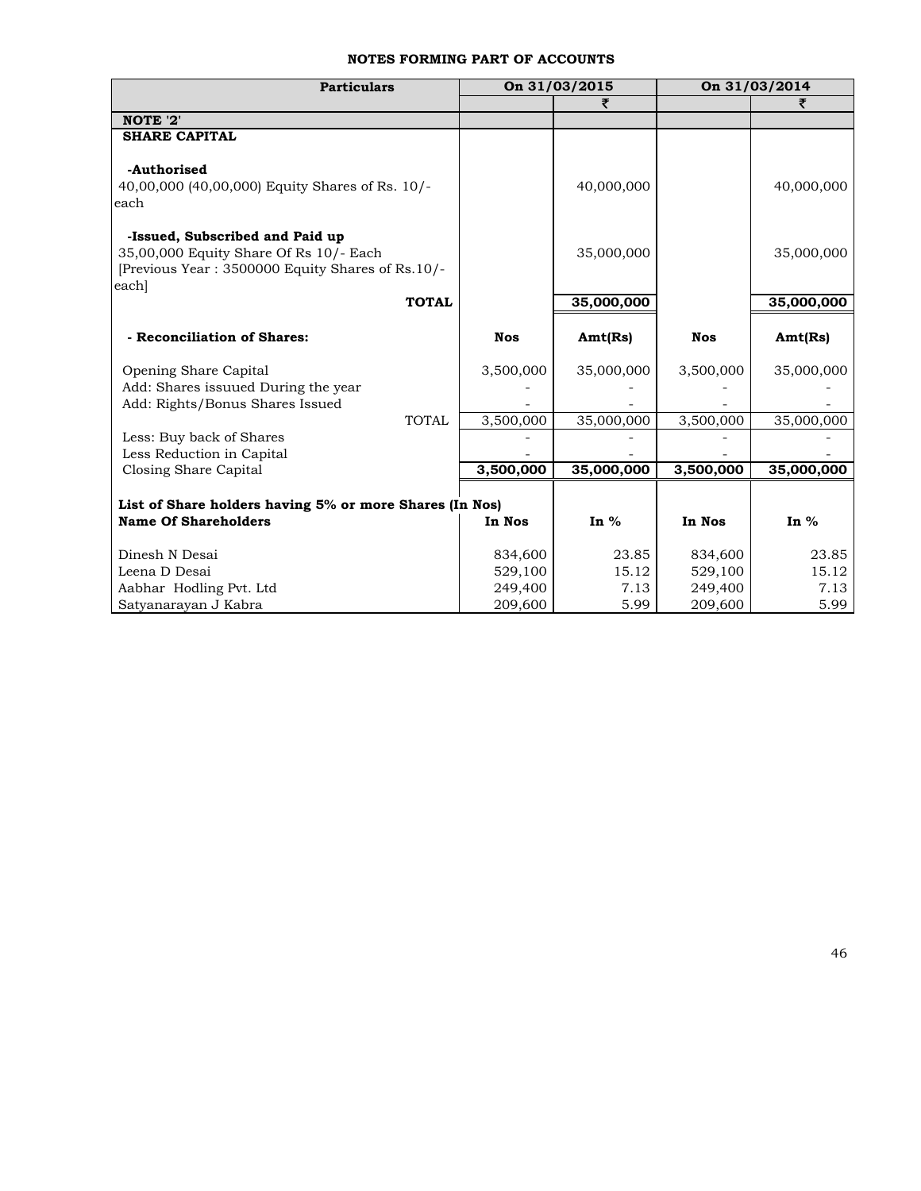## NOTES FORMING PART OF ACCOUNTS

| Particulars | On 31/03/2015 | | On 31/03/2014 | |
|---|---|---|---|---|
| | | ₹ | | ₹ |
| **NOTE '2'** | | | | |
| **SHARE CAPITAL** | | | | |
| **-Authorised** | | | | |
| 40,00,000 (40,00,000) Equity Shares of Rs. 10/- each | | 40,000,000 | | 40,000,000 |
| **-Issued, Subscribed and Paid up** | | | | |
| 35,00,000 Equity Share Of Rs 10/- Each [Previous Year : 3500000 Equity Shares of Rs.10/- each] | | 35,000,000 | | 35,000,000 |
| **TOTAL** | | **35,000,000** | | **35,000,000** |
| **- Reconciliation of Shares:** | **Nos** | **Amt(Rs)** | **Nos** | **Amt(Rs)** |
| Opening Share Capital | 3,500,000 | 35,000,000 | 3,500,000 | 35,000,000 |
| Add: Shares issuued During the year | - | - | - | - |
| Add: Rights/Bonus Shares Issued | - | - | - | - |
| TOTAL | 3,500,000 | 35,000,000 | 3,500,000 | 35,000,000 |
| Less: Buy back of Shares | - | - | - | - |
| Less Reduction in Capital | - | - | - | - |
| Closing Share Capital | **3,500,000** | **35,000,000** | **3,500,000** | **35,000,000** |
| **List of Share holders having 5% or more Shares (In Nos)** | | | | |
| **Name Of Shareholders** | **In Nos** | **In %** | **In Nos** | **In %** |
| Dinesh N Desai | 834,600 | 23.85 | 834,600 | 23.85 |
| Leena D Desai | 529,100 | 15.12 | 529,100 | 15.12 |
| Aabhar Hodling Pvt. Ltd | 249,400 | 7.13 | 249,400 | 7.13 |
| Satyanarayan J Kabra | 209,600 | 5.99 | 209,600 | 5.99 |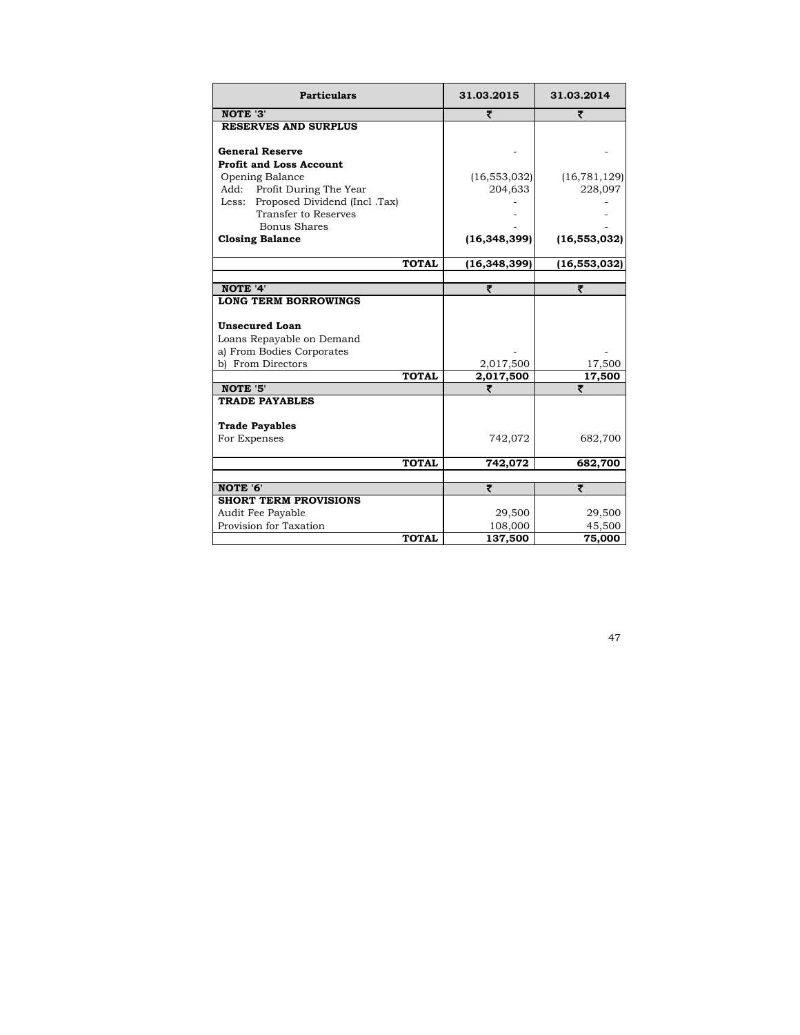| Particulars | 31.03.2015 | 31.03.2014 |
|---|---|---|
| **NOTE '3'** | ₹ | ₹ |
| **RESERVES AND SURPLUS** | | |
| | | |
| **General Reserve** | - | - |
| **Profit and Loss Account** | | |
| Opening Balance | (16,553,032) | (16,781,129) |
| Add: Profit During The Year | 204,633 | 228,097 |
| Less: Proposed Dividend (Incl .Tax) | - | - |
| Transfer to Reserves | - | - |
| Bonus Shares | - | - |
| **Closing Balance** | **(16,348,399)** | **(16,553,032)** |
| | | |
| **TOTAL** | **(16,348,399)** | **(16,553,032)** |
| | | |
| **NOTE '4'** | ₹ | ₹ |
| **LONG TERM BORROWINGS** | | |
| | | |
| **Unsecured Loan** | | |
| Loans Repayable on Demand | | |
| a) From Bodies Corporates | - | - |
| b) From Directors | 2,017,500 | 17,500 |
| **TOTAL** | **2,017,500** | **17,500** |
| **NOTE '5'** | ₹ | ₹ |
| **TRADE PAYABLES** | | |
| | | |
| **Trade Payables** | | |
| For Expenses | 742,072 | 682,700 |
| | | |
| **TOTAL** | **742,072** | **682,700** |
| | | |
| **NOTE '6'** | ₹ | ₹ |
| **SHORT TERM PROVISIONS** | | |
| Audit Fee Payable | 29,500 | 29,500 |
| Provision for Taxation | 108,000 | 45,500 |
| **TOTAL** | **137,500** | **75,000** |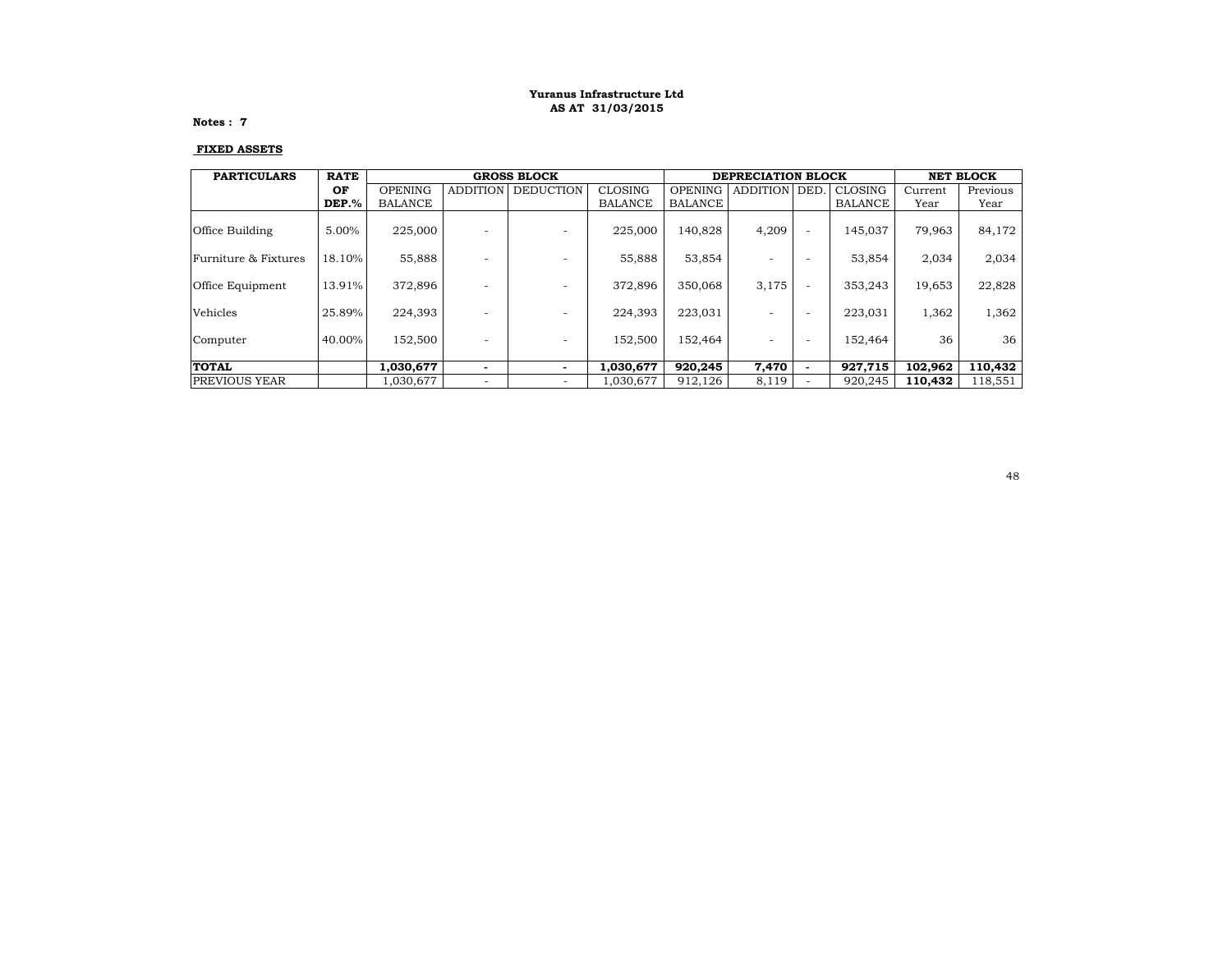**Yuranus Infrastructure Ltd**
**AS AT 31/03/2015**

**Notes : 7**

**FIXED ASSETS**

| PARTICULARS | RATE OF DEP.% | GROSS BLOCK | | | | DEPRECIATION BLOCK | | | | NET BLOCK | |
|---|---|---|---|---|---|---|---|---|---|---|---|
| | | OPENING BALANCE | ADDITION | DEDUCTION | CLOSING BALANCE | OPENING BALANCE | ADDITION | DED. | CLOSING BALANCE | Current Year | Previous Year |
| Office Building | 5.00% | 225,000 | - | - | 225,000 | 140,828 | 4,209 | - | 145,037 | 79,963 | 84,172 |
| Furniture & Fixtures | 18.10% | 55,888 | - | - | 55,888 | 53,854 | - | - | 53,854 | 2,034 | 2,034 |
| Office Equipment | 13.91% | 372,896 | - | - | 372,896 | 350,068 | 3,175 | - | 353,243 | 19,653 | 22,828 |
| Vehicles | 25.89% | 224,393 | - | - | 224,393 | 223,031 | - | - | 223,031 | 1,362 | 1,362 |
| Computer | 40.00% | 152,500 | - | - | 152,500 | 152,464 | - | - | 152,464 | 36 | 36 |
| **TOTAL** | | **1,030,677** | **-** | **-** | **1,030,677** | **920,245** | **7,470** | **-** | **927,715** | **102,962** | **110,432** |
| PREVIOUS YEAR | | 1,030,677 | - | - | 1,030,677 | 912,126 | 8,119 | - | 920,245 | **110,432** | 118,551 |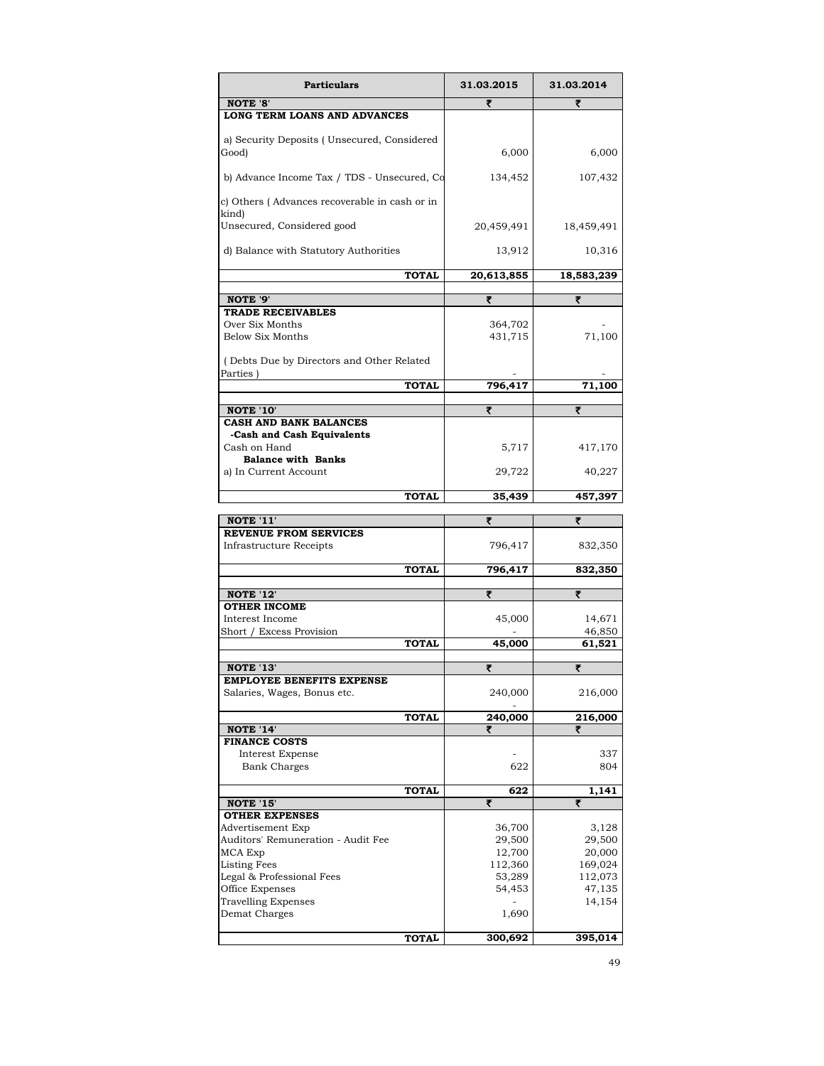| Particulars | 31.03.2015 | 31.03.2014 |
|---|---|---|
| **NOTE '8'** | ₹ | ₹ |
| **LONG TERM LOANS AND ADVANCES** | | |
| a) Security Deposits ( Unsecured, Considered Good) | 6,000 | 6,000 |
| b) Advance Income Tax / TDS - Unsecured, Co | 134,452 | 107,432 |
| c) Others ( Advances recoverable in cash or in kind) | | |
| Unsecured, Considered good | 20,459,491 | 18,459,491 |
| d) Balance with Statutory Authorities | 13,912 | 10,316 |
| **TOTAL** | **20,613,855** | **18,583,239** |
| | | |
| **NOTE '9'** | ₹ | ₹ |
| **TRADE RECEIVABLES** | | |
| Over Six Months | 364,702 | - |
| Below Six Months | 431,715 | 71,100 |
| ( Debts Due by Directors and Other Related Parties ) | - | - |
| **TOTAL** | **796,417** | **71,100** |
| | | |
| **NOTE '10'** | ₹ | ₹ |
| **CASH AND BANK BALANCES** | | |
| **-Cash and Cash Equivalents** | | |
| Cash on Hand | 5,717 | 417,170 |
| **Balance with Banks** | | |
| a) In Current Account | 29,722 | 40,227 |
| **TOTAL** | **35,439** | **457,397** |

| | | |
|---|---|---|
| **NOTE '11'** | ₹ | ₹ |
| **REVENUE FROM SERVICES** | | |
| Infrastructure Receipts | 796,417 | 832,350 |
| **TOTAL** | **796,417** | **832,350** |
| | | |
| **NOTE '12'** | ₹ | ₹ |
| **OTHER INCOME** | | |
| Interest Income | 45,000 | 14,671 |
| Short / Excess Provision | - | 46,850 |
| **TOTAL** | **45,000** | **61,521** |
| | | |
| **NOTE '13'** | ₹ | ₹ |
| **EMPLOYEE BENEFITS EXPENSE** | | |
| Salaries, Wages, Bonus etc. | 240,000 | 216,000 |
| | - | |
| **TOTAL** | **240,000** | **216,000** |
| **NOTE '14'** | ₹ | ₹ |
| **FINANCE COSTS** | | |
| Interest Expense | - | 337 |
| Bank Charges | 622 | 804 |
| **TOTAL** | **622** | **1,141** |
| **NOTE '15'** | ₹ | ₹ |
| **OTHER EXPENSES** | | |
| Advertisement Exp | 36,700 | 3,128 |
| Auditors' Remuneration - Audit Fee | 29,500 | 29,500 |
| MCA Exp | 12,700 | 20,000 |
| Listing Fees | 112,360 | 169,024 |
| Legal & Professional Fees | 53,289 | 112,073 |
| Office Expenses | 54,453 | 47,135 |
| Travelling Expenses | - | 14,154 |
| Demat Charges | 1,690 | |
| **TOTAL** | **300,692** | **395,014** |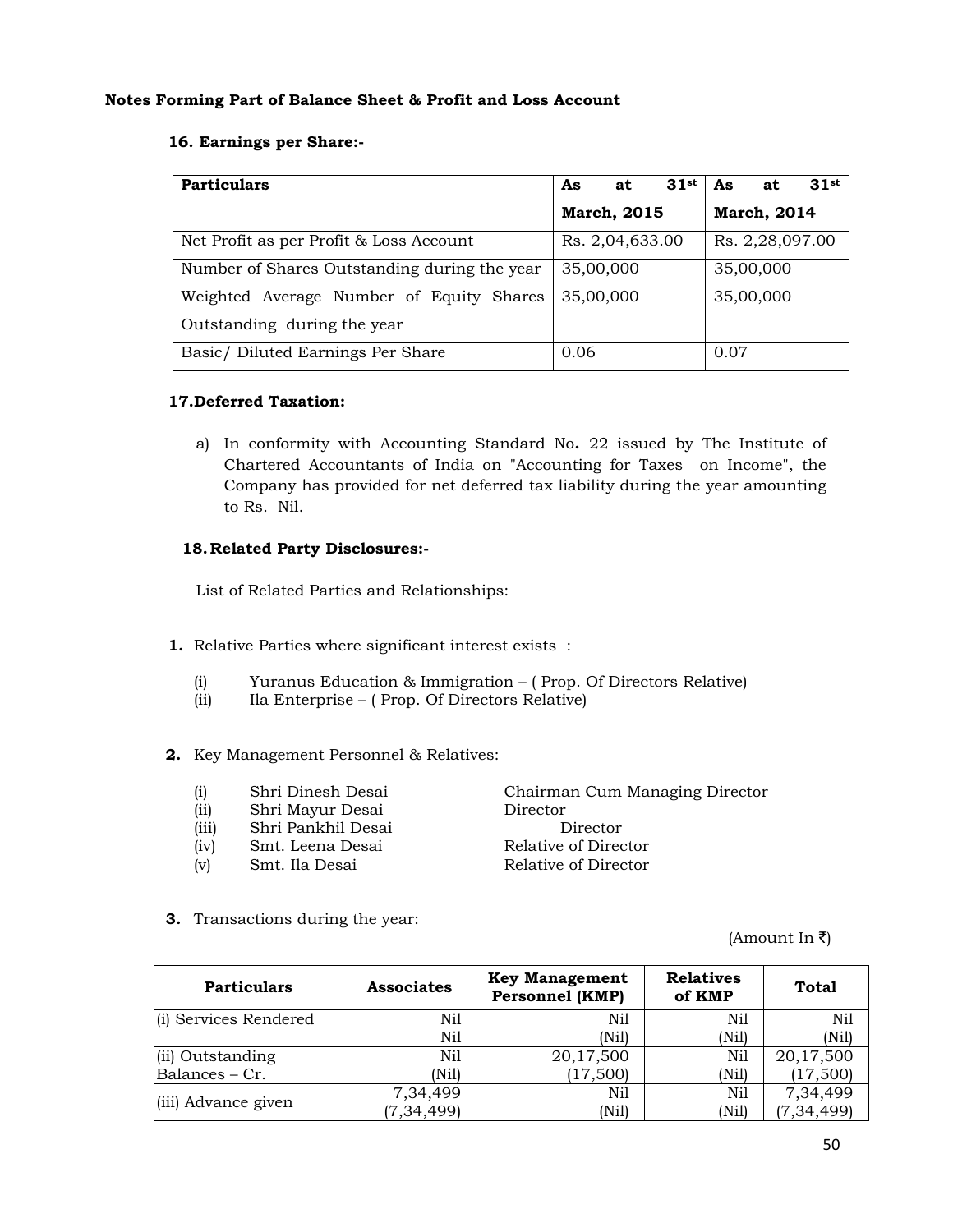**Notes Forming Part of Balance Sheet & Profit and Loss Account**

**16. Earnings per Share:-**

| Particulars | As at 31st March, 2015 | As at 31st March, 2014 |
|---|---|---|
| Net Profit as per Profit & Loss Account | Rs. 2,04,633.00 | Rs. 2,28,097.00 |
| Number of Shares Outstanding during the year | 35,00,000 | 35,00,000 |
| Weighted Average Number of Equity Shares Outstanding during the year | 35,00,000 | 35,00,000 |
| Basic/ Diluted Earnings Per Share | 0.06 | 0.07 |

**17.Deferred Taxation:**

a) In conformity with Accounting Standard No**.** 22 issued by The Institute of Chartered Accountants of India on "Accounting for Taxes on Income", the Company has provided for net deferred tax liability during the year amounting to Rs. Nil.

**18. Related Party Disclosures:-**

List of Related Parties and Relationships:

**1.** Relative Parties where significant interest exists :

(i) Yuranus Education & Immigration – ( Prop. Of Directors Relative)
(ii) Ila Enterprise – ( Prop. Of Directors Relative)

**2.** Key Management Personnel & Relatives:

(i) Shri Dinesh Desai — Chairman Cum Managing Director
(ii) Shri Mayur Desai — Director
(iii) Shri Pankhil Desai — Director
(iv) Smt. Leena Desai — Relative of Director
(v) Smt. Ila Desai — Relative of Director

**3.** Transactions during the year:

(Amount In ₹)

| Particulars | Associates | Key Management Personnel (KMP) | Relatives of KMP | Total |
|---|---|---|---|---|
| (i) Services Rendered | Nil<br>Nil | Nil<br>(Nil) | Nil<br>(Nil) | Nil<br>(Nil) |
| (ii) Outstanding Balances – Cr. | Nil<br>(Nil) | 20,17,500<br>(17,500) | Nil<br>(Nil) | 20,17,500<br>(17,500) |
| (iii) Advance given | 7,34,499<br>(7,34,499) | Nil<br>(Nil) | Nil<br>(Nil) | 7,34,499<br>(7,34,499) |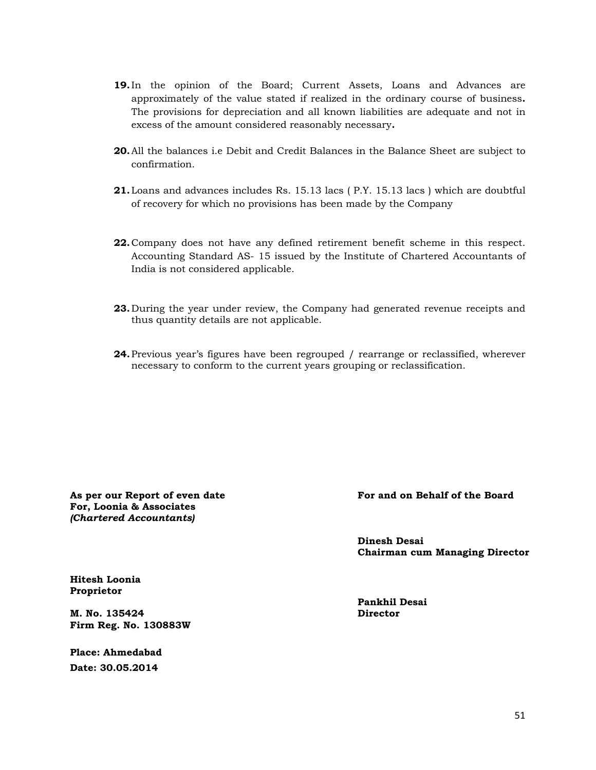**19.** In the opinion of the Board; Current Assets, Loans and Advances are approximately of the value stated if realized in the ordinary course of business**.** The provisions for depreciation and all known liabilities are adequate and not in excess of the amount considered reasonably necessary**.**

**20.** All the balances i.e Debit and Credit Balances in the Balance Sheet are subject to confirmation.

**21.** Loans and advances includes Rs. 15.13 lacs ( P.Y. 15.13 lacs ) which are doubtful of recovery for which no provisions has been made by the Company

**22.** Company does not have any defined retirement benefit scheme in this respect. Accounting Standard AS- 15 issued by the Institute of Chartered Accountants of India is not considered applicable.

**23.** During the year under review, the Company had generated revenue receipts and thus quantity details are not applicable.

**24.** Previous year's figures have been regrouped / rearrange or reclassified, wherever necessary to conform to the current years grouping or reclassification.

**As per our Report of even date**
**For, Loonia & Associates**
***(Chartered Accountants)***

**Hitesh Loonia**
**Proprietor**

**M. No. 135424**
**Firm Reg. No. 130883W**

**Place: Ahmedabad**
**Date: 30.05.2014**

**For and on Behalf of the Board**

**Dinesh Desai**
**Chairman cum Managing Director**

**Pankhil Desai**
**Director**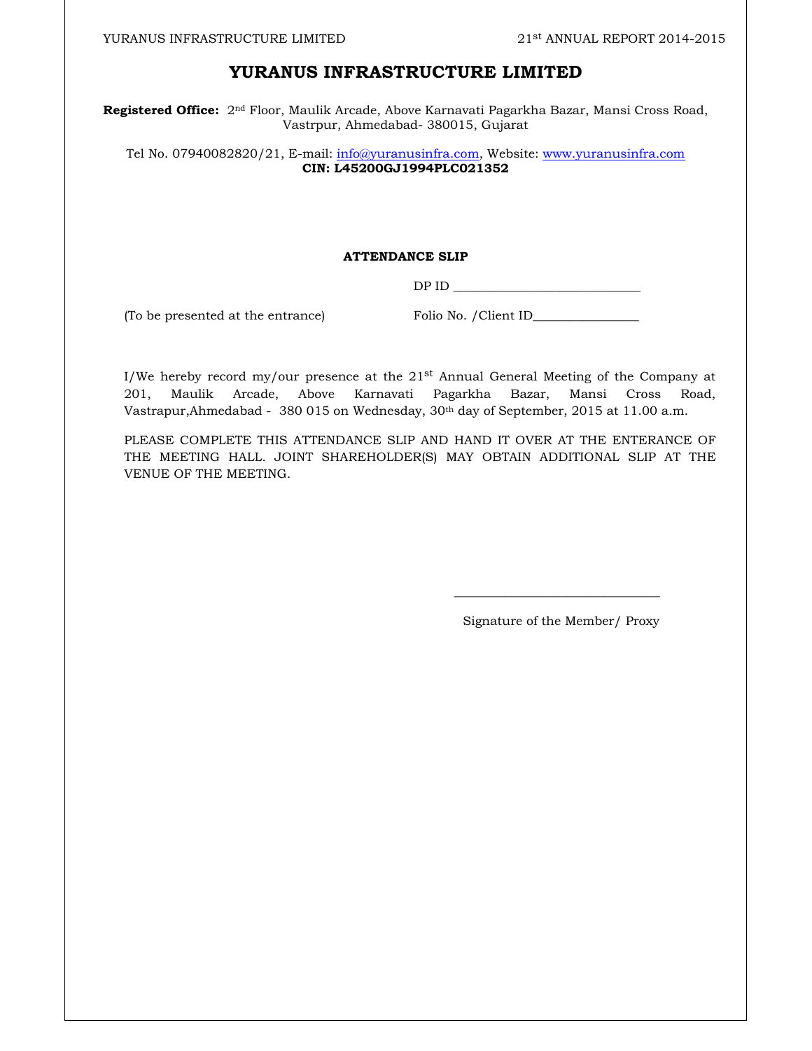# YURANUS INFRASTRUCTURE LIMITED

**Registered Office:** 2nd Floor, Maulik Arcade, Above Karnavati Pagarkha Bazar, Mansi Cross Road, Vastrpur, Ahmedabad- 380015, Gujarat

Tel No. 07940082820/21, E-mail: info@yuranusinfra.com, Website: www.yuranusinfra.com
**CIN: L45200GJ1994PLC021352**

**ATTENDANCE SLIP**

DP ID ____________________________

(To be presented at the entrance) Folio No. /Client ID________________

I/We hereby record my/our presence at the 21st Annual General Meeting of the Company at 201, Maulik Arcade, Above Karnavati Pagarkha Bazar, Mansi Cross Road, Vastrapur,Ahmedabad - 380 015 on Wednesday, 30th day of September, 2015 at 11.00 a.m.

PLEASE COMPLETE THIS ATTENDANCE SLIP AND HAND IT OVER AT THE ENTERANCE OF THE MEETING HALL. JOINT SHAREHOLDER(S) MAY OBTAIN ADDITIONAL SLIP AT THE VENUE OF THE MEETING.

_______________________________

Signature of the Member/ Proxy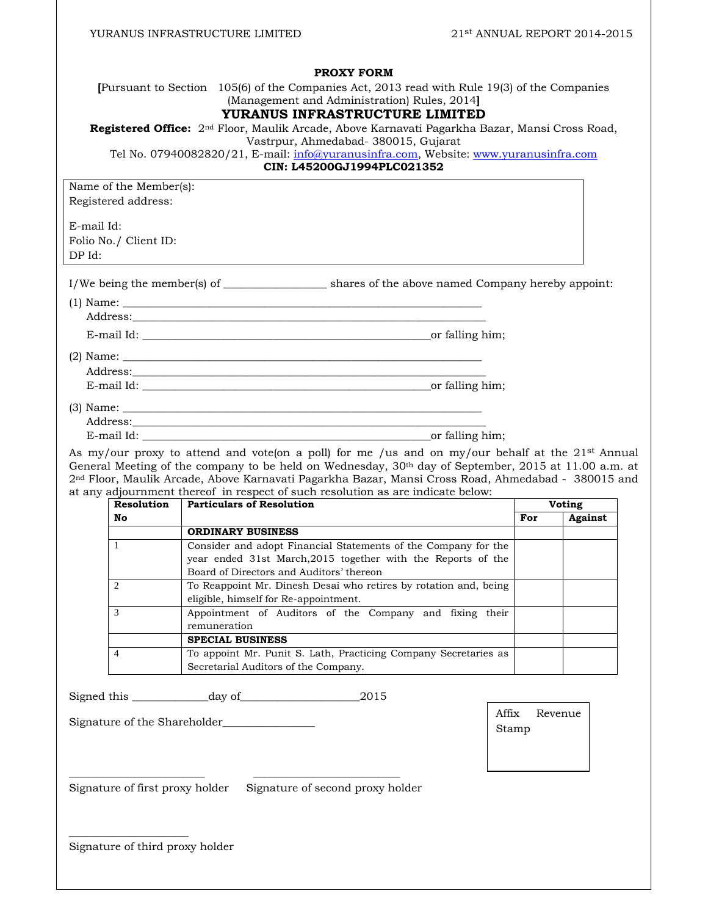## PROXY FORM

**[**Pursuant to Section 105(6) of the Companies Act, 2013 read with Rule 19(3) of the Companies (Management and Administration) Rules, 2014**]**

## YURANUS INFRASTRUCTURE LIMITED

**Registered Office:** 2nd Floor, Maulik Arcade, Above Karnavati Pagarkha Bazar, Mansi Cross Road, Vastrpur, Ahmedabad- 380015, Gujarat

Tel No. 07940082820/21, E-mail: info@yuranusinfra.com, Website: www.yuranusinfra.com

**CIN: L45200GJ1994PLC021352**

Name of the Member(s):
Registered address:

E-mail Id:
Folio No./ Client ID:
DP Id:

I/We being the member(s) of ________________ shares of the above named Company hereby appoint:

(1) Name: ____________________________________________________________
Address:____________________________________________________________
E-mail Id: ______________________________________________or falling him;

(2) Name: ____________________________________________________________
Address:____________________________________________________________
E-mail Id: ______________________________________________or falling him;

(3) Name: ____________________________________________________________
Address:____________________________________________________________
E-mail Id: ______________________________________________or falling him;

As my/our proxy to attend and vote(on a poll) for me /us and on my/our behalf at the 21st Annual General Meeting of the company to be held on Wednesday, 30th day of September, 2015 at 11.00 a.m. at 2nd Floor, Maulik Arcade, Above Karnavati Pagarkha Bazar, Mansi Cross Road, Ahmedabad - 380015 and at any adjournment thereof in respect of such resolution as are indicate below:

| **Resolution No** | **Particulars of Resolution** | **Voting** | |
|---|---|---|---|
| | | **For** | **Against** |
| | **ORDINARY BUSINESS** | | |
| 1 | Consider and adopt Financial Statements of the Company for the year ended 31st March,2015 together with the Reports of the Board of Directors and Auditors' thereon | | |
| 2 | To Reappoint Mr. Dinesh Desai who retires by rotation and, being eligible, himself for Re-appointment. | | |
| 3 | Appointment of Auditors of the Company and fixing their remuneration | | |
| | **SPECIAL BUSINESS** | | |
| 4 | To appoint Mr. Punit S. Lath, Practicing Company Secretaries as Secretarial Auditors of the Company. | | |

Signed this ____________day of___________________2015

Signature of the Shareholder_______________

Affix Revenue Stamp

______________________ ________________________

Signature of first proxy holder Signature of second proxy holder

____________________

Signature of third proxy holder